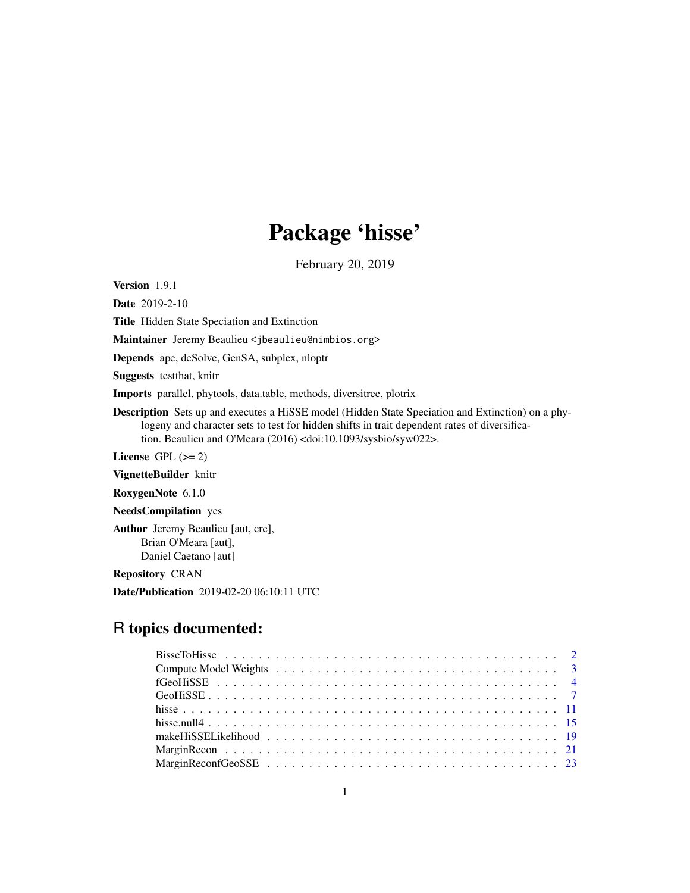# Package 'hisse'

February 20, 2019

**Version** 1.9.1

**Date** 2019-2-10

**Title** Hidden State Speciation and Extinction

**Maintainer** Jeremy Beaulieu <jbeaulieu@nimbios.org>

**Depends** ape, deSolve, GenSA, subplex, nloptr

**Suggests** testthat, knitr

**Imports** parallel, phytools, data.table, methods, diversitree, plotrix

**Description** Sets up and executes a HiSSE model (Hidden State Speciation and Extinction) on a phylogeny and character sets to test for hidden shifts in trait dependent rates of diversification. Beaulieu and O'Meara (2016) <doi:10.1093/sysbio/syw022>.

**License** GPL (>= 2)

**VignetteBuilder** knitr

**RoxygenNote** 6.1.0

**NeedsCompilation** yes

**Author** Jeremy Beaulieu [aut, cre],
Brian O'Meara [aut],
Daniel Caetano [aut]

**Repository** CRAN

**Date/Publication** 2019-02-20 06:10:11 UTC

## R topics documented:

| | |
|---|---|
| BisseToHisse | 2 |
| Compute Model Weights | 3 |
| fGeoHiSSE | 4 |
| GeoHiSSE | 7 |
| hisse | 11 |
| hisse.null4 | 15 |
| makeHiSSELikelihood | 19 |
| MarginRecon | 21 |
| MarginReconfGeoSSE | 23 |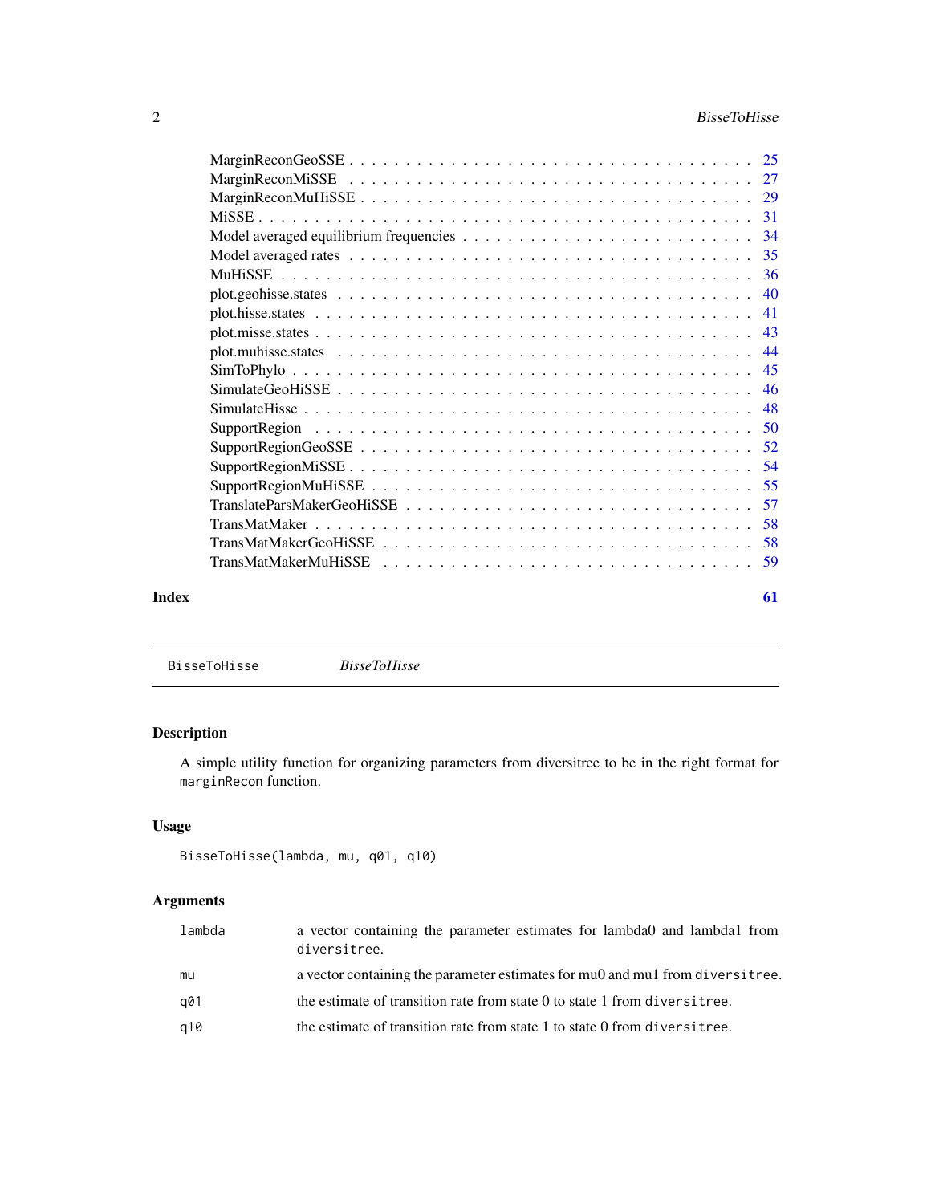MarginReconGeoSSE . . . . . . . . . . . . . . . . . . . . . . . . . . . . . . . . . 25
MarginReconMiSSE . . . . . . . . . . . . . . . . . . . . . . . . . . . . . . . . . 27
MarginReconMuHiSSE . . . . . . . . . . . . . . . . . . . . . . . . . . . . . . . . 29
MiSSE . . . . . . . . . . . . . . . . . . . . . . . . . . . . . . . . . . . . . . . 31
Model averaged equilibrium frequencies . . . . . . . . . . . . . . . . . . . . . . . 34
Model averaged rates . . . . . . . . . . . . . . . . . . . . . . . . . . . . . . . . 35
MuHiSSE . . . . . . . . . . . . . . . . . . . . . . . . . . . . . . . . . . . . . . 36
plot.geohisse.states . . . . . . . . . . . . . . . . . . . . . . . . . . . . . . . . 40
plot.hisse.states . . . . . . . . . . . . . . . . . . . . . . . . . . . . . . . . . . 41
plot.misse.states . . . . . . . . . . . . . . . . . . . . . . . . . . . . . . . . . . 43
plot.muhisse.states . . . . . . . . . . . . . . . . . . . . . . . . . . . . . . . . . 44
SimToPhylo . . . . . . . . . . . . . . . . . . . . . . . . . . . . . . . . . . . . . 45
SimulateGeoHiSSE . . . . . . . . . . . . . . . . . . . . . . . . . . . . . . . . . . 46
SimulateHisse . . . . . . . . . . . . . . . . . . . . . . . . . . . . . . . . . . . . 48
SupportRegion . . . . . . . . . . . . . . . . . . . . . . . . . . . . . . . . . . . . 50
SupportRegionGeoSSE . . . . . . . . . . . . . . . . . . . . . . . . . . . . . . . . 52
SupportRegionMiSSE . . . . . . . . . . . . . . . . . . . . . . . . . . . . . . . . . 54
SupportRegionMuHiSSE . . . . . . . . . . . . . . . . . . . . . . . . . . . . . . . . 55
TranslateParsMakerGeoHiSSE . . . . . . . . . . . . . . . . . . . . . . . . . . . . . 57
TransMatMaker . . . . . . . . . . . . . . . . . . . . . . . . . . . . . . . . . . . . 58
TransMatMakerGeoHiSSE . . . . . . . . . . . . . . . . . . . . . . . . . . . . . . . . 58
TransMatMakerMuHiSSE . . . . . . . . . . . . . . . . . . . . . . . . . . . . . . . . 59

**Index** **61**

---

`BisseToHisse` *BisseToHisse*

---

## Description

A simple utility function for organizing parameters from diversitree to be in the right format for `marginRecon` function.

## Usage

```
BisseToHisse(lambda, mu, q01, q10)
```

## Arguments

| | |
|---|---|
| `lambda` | a vector containing the parameter estimates for lambda0 and lambda1 from `diversitree`. |
| `mu` | a vector containing the parameter estimates for mu0 and mu1 from `diversitree`. |
| `q01` | the estimate of transition rate from state 0 to state 1 from `diversitree`. |
| `q10` | the estimate of transition rate from state 1 to state 0 from `diversitree`. |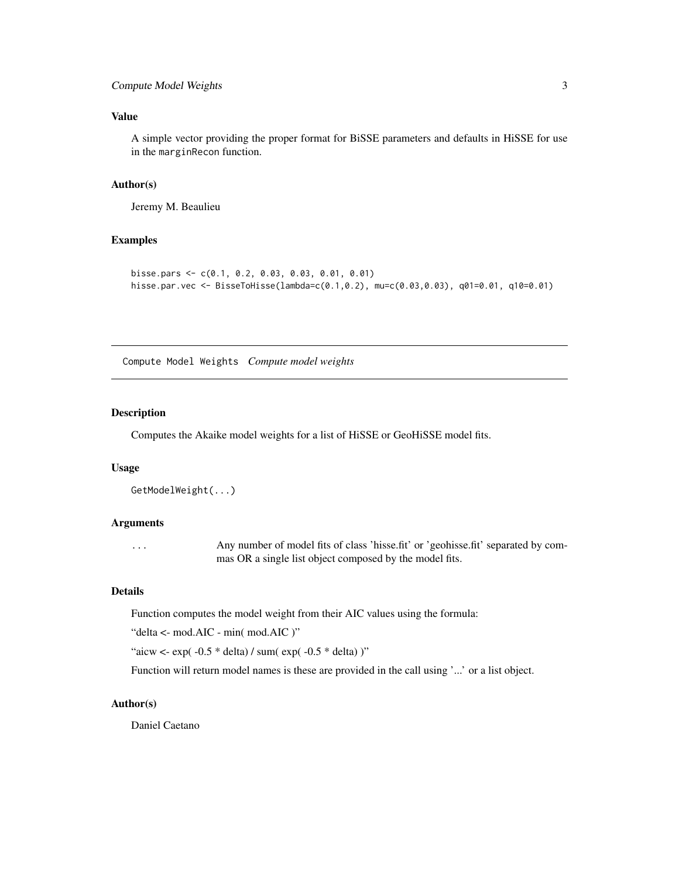## Value

A simple vector providing the proper format for BiSSE parameters and defaults in HiSSE for use in the marginRecon function.

## Author(s)

Jeremy M. Beaulieu

## Examples

```
bisse.pars <- c(0.1, 0.2, 0.03, 0.03, 0.01, 0.01)
hisse.par.vec <- BisseToHisse(lambda=c(0.1,0.2), mu=c(0.03,0.03), q01=0.01, q10=0.01)
```

---

# Compute Model Weights    *Compute model weights*

## Description

Computes the Akaike model weights for a list of HiSSE or GeoHiSSE model fits.

## Usage

```
GetModelWeight(...)
```

## Arguments

| | |
|---|---|
| ... | Any number of model fits of class 'hisse.fit' or 'geohisse.fit' separated by commas OR a single list object composed by the model fits. |

## Details

Function computes the model weight from their AIC values using the formula:

"delta <- mod.AIC - min( mod.AIC )"

"aicw <- exp( -0.5 * delta) / sum( exp( -0.5 * delta) )"

Function will return model names is these are provided in the call using '...' or a list object.

## Author(s)

Daniel Caetano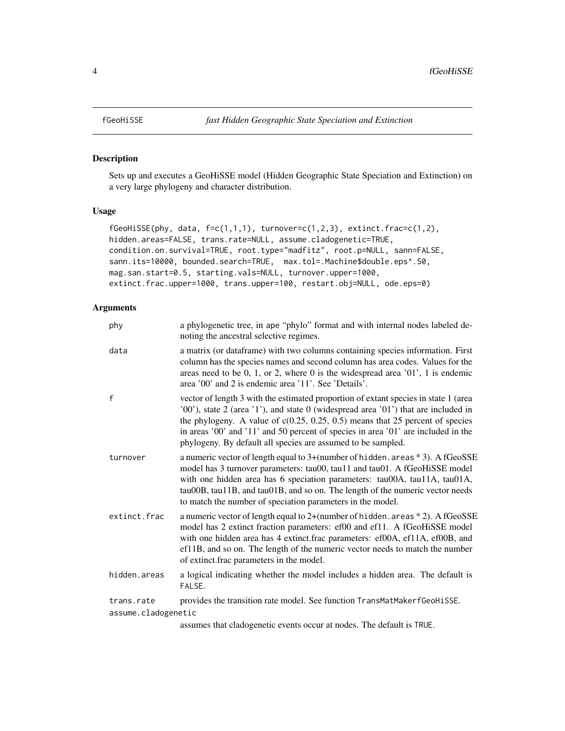# fGeoHiSSE — *fast Hidden Geographic State Speciation and Extinction*

## Description

Sets up and executes a GeoHiSSE model (Hidden Geographic State Speciation and Extinction) on a very large phylogeny and character distribution.

## Usage

```
fGeoHiSSE(phy, data, f=c(1,1,1), turnover=c(1,2,3), extinct.frac=c(1,2),
hidden.areas=FALSE, trans.rate=NULL, assume.cladogenetic=TRUE,
condition.on.survival=TRUE, root.type="madfitz", root.p=NULL, sann=FALSE,
sann.its=10000, bounded.search=TRUE,  max.tol=.Machine$double.eps^.50,
mag.san.start=0.5, starting.vals=NULL, turnover.upper=1000,
extinct.frac.upper=1000, trans.upper=100, restart.obj=NULL, ode.eps=0)
```

## Arguments

| | |
|---|---|
| phy | a phylogenetic tree, in ape "phylo" format and with internal nodes labeled denoting the ancestral selective regimes. |
| data | a matrix (or dataframe) with two columns containing species information. First column has the species names and second column has area codes. Values for the areas need to be 0, 1, or 2, where 0 is the widespread area '01', 1 is endemic area '00' and 2 is endemic area '11'. See 'Details'. |
| f | vector of length 3 with the estimated proportion of extant species in state 1 (area '00'), state 2 (area '1'), and state 0 (widespread area '01') that are included in the phylogeny. A value of c(0.25, 0.25, 0.5) means that 25 percent of species in areas '00' and '11' and 50 percent of species in area '01' are included in the phylogeny. By default all species are assumed to be sampled. |
| turnover | a numeric vector of length equal to 3+(number of `hidden.areas` * 3). A fGeoSSE model has 3 turnover parameters: tau00, tau11 and tau01. A fGeoHiSSE model with one hidden area has 6 speciation parameters: tau00A, tau11A, tau01A, tau00B, tau11B, and tau01B, and so on. The length of the numeric vector needs to match the number of speciation parameters in the model. |
| extinct.frac | a numeric vector of length equal to 2+(number of `hidden.areas` * 2). A fGeoSSE model has 2 extinct fraction parameters: ef00 and ef11. A fGeoHiSSE model with one hidden area has 4 extinct.frac parameters: ef00A, ef11A, ef00B, and ef11B, and so on. The length of the numeric vector needs to match the number of extinct.frac parameters in the model. |
| hidden.areas | a logical indicating whether the model includes a hidden area. The default is `FALSE`. |
| trans.rate | provides the transition rate model. See function `TransMatMakerfGeoHiSSE`. |
| assume.cladogenetic | assumes that cladogenetic events occur at nodes. The default is `TRUE`. |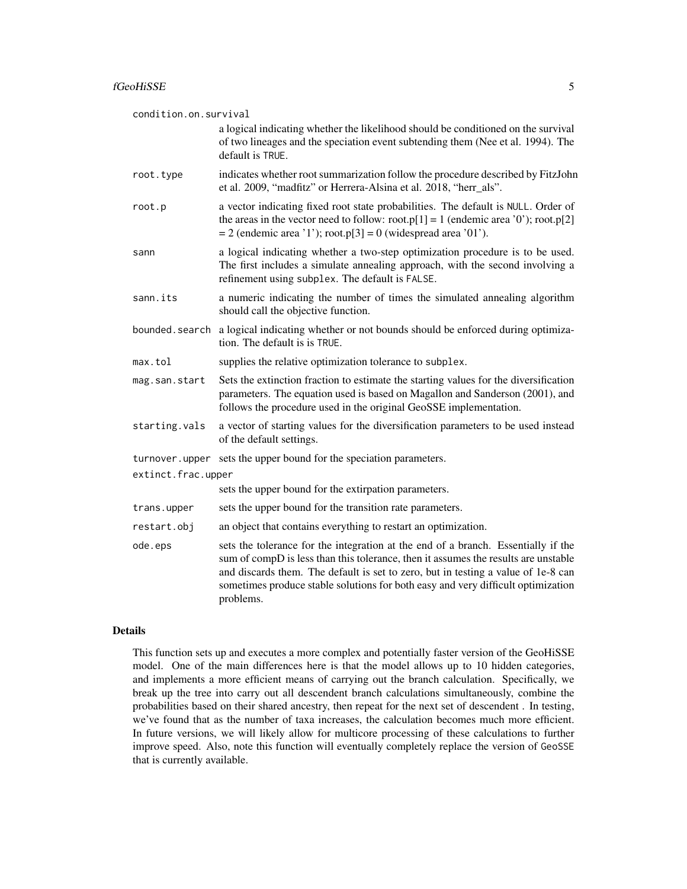`condition.on.survival`
: a logical indicating whether the likelihood should be conditioned on the survival of two lineages and the speciation event subtending them (Nee et al. 1994). The default is `TRUE`.

`root.type`
: indicates whether root summarization follow the procedure described by FitzJohn et al. 2009, "madfitz" or Herrera-Alsina et al. 2018, "herr_als".

`root.p`
: a vector indicating fixed root state probabilities. The default is `NULL`. Order of the areas in the vector need to follow: root.p[1] = 1 (endemic area '0'); root.p[2] = 2 (endemic area '1'); root.p[3] = 0 (widespread area '01').

`sann`
: a logical indicating whether a two-step optimization procedure is to be used. The first includes a simulate annealing approach, with the second involving a refinement using `subplex`. The default is `FALSE`.

`sann.its`
: a numeric indicating the number of times the simulated annealing algorithm should call the objective function.

`bounded.search`
: a logical indicating whether or not bounds should be enforced during optimization. The default is is `TRUE`.

`max.tol`
: supplies the relative optimization tolerance to `subplex`.

`mag.san.start`
: Sets the extinction fraction to estimate the starting values for the diversification parameters. The equation used is based on Magallon and Sanderson (2001), and follows the procedure used in the original GeoSSE implementation.

`starting.vals`
: a vector of starting values for the diversification parameters to be used instead of the default settings.

`turnover.upper`
: sets the upper bound for the speciation parameters.

`extinct.frac.upper`
: sets the upper bound for the extirpation parameters.

`trans.upper`
: sets the upper bound for the transition rate parameters.

`restart.obj`
: an object that contains everything to restart an optimization.

`ode.eps`
: sets the tolerance for the integration at the end of a branch. Essentially if the sum of compD is less than this tolerance, then it assumes the results are unstable and discards them. The default is set to zero, but in testing a value of 1e-8 can sometimes produce stable solutions for both easy and very difficult optimization problems.

## Details

This function sets up and executes a more complex and potentially faster version of the GeoHiSSE model. One of the main differences here is that the model allows up to 10 hidden categories, and implements a more efficient means of carrying out the branch calculation. Specifically, we break up the tree into carry out all descendent branch calculations simultaneously, combine the probabilities based on their shared ancestry, then repeat for the next set of descendent . In testing, we've found that as the number of taxa increases, the calculation becomes much more efficient. In future versions, we will likely allow for multicore processing of these calculations to further improve speed. Also, note this function will eventually completely replace the version of `GeoSSE` that is currently available.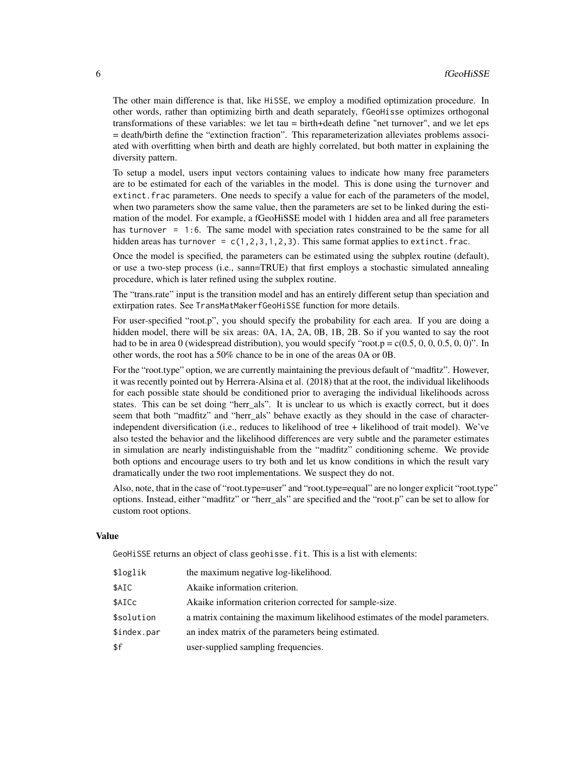The other main difference is that, like HiSSE, we employ a modified optimization procedure. In other words, rather than optimizing birth and death separately, fGeoHisse optimizes orthogonal transformations of these variables: we let tau = birth+death define "net turnover", and we let eps = death/birth define the "extinction fraction". This reparameterization alleviates problems associated with overfitting when birth and death are highly correlated, but both matter in explaining the diversity pattern.

To setup a model, users input vectors containing values to indicate how many free parameters are to be estimated for each of the variables in the model. This is done using the `turnover` and `extinct.frac` parameters. One needs to specify a value for each of the parameters of the model, when two parameters show the same value, then the parameters are set to be linked during the estimation of the model. For example, a fGeoHiSSE model with 1 hidden area and all free parameters has `turnover = 1:6`. The same model with speciation rates constrained to be the same for all hidden areas has `turnover = c(1,2,3,1,2,3)`. This same format applies to `extinct.frac`.

Once the model is specified, the parameters can be estimated using the subplex routine (default), or use a two-step process (i.e., sann=TRUE) that first employs a stochastic simulated annealing procedure, which is later refined using the subplex routine.

The "trans.rate" input is the transition model and has an entirely different setup than speciation and extirpation rates. See `TransMatMakerfGeoHiSSE` function for more details.

For user-specified "root.p", you should specify the probability for each area. If you are doing a hidden model, there will be six areas: 0A, 1A, 2A, 0B, 1B, 2B. So if you wanted to say the root had to be in area 0 (widespread distribution), you would specify "root.p = c(0.5, 0, 0, 0.5, 0, 0)". In other words, the root has a 50% chance to be in one of the areas 0A or 0B.

For the "root.type" option, we are currently maintaining the previous default of "madfitz". However, it was recently pointed out by Herrera-Alsina et al. (2018) that at the root, the individual likelihoods for each possible state should be conditioned prior to averaging the individual likelihoods across states. This can be set doing "herr_als". It is unclear to us which is exactly correct, but it does seem that both "madfitz" and "herr_als" behave exactly as they should in the case of character-independent diversification (i.e., reduces to likelihood of tree + likelihood of trait model). We've also tested the behavior and the likelihood differences are very subtle and the parameter estimates in simulation are nearly indistinguishable from the "madfitz" conditioning scheme. We provide both options and encourage users to try both and let us know conditions in which the result vary dramatically under the two root implementations. We suspect they do not.

Also, note, that in the case of "root.type=user" and "root.type=equal" are no longer explicit "root.type" options. Instead, either "madfitz" or "herr_als" are specified and the "root.p" can be set to allow for custom root options.

### Value

GeoHiSSE returns an object of class `geohisse.fit`. This is a list with elements:

| | |
|---|---|
| `$loglik` | the maximum negative log-likelihood. |
| `$AIC` | Akaike information criterion. |
| `$AICc` | Akaike information criterion corrected for sample-size. |
| `$solution` | a matrix containing the maximum likelihood estimates of the model parameters. |
| `$index.par` | an index matrix of the parameters being estimated. |
| `$f` | user-supplied sampling frequencies. |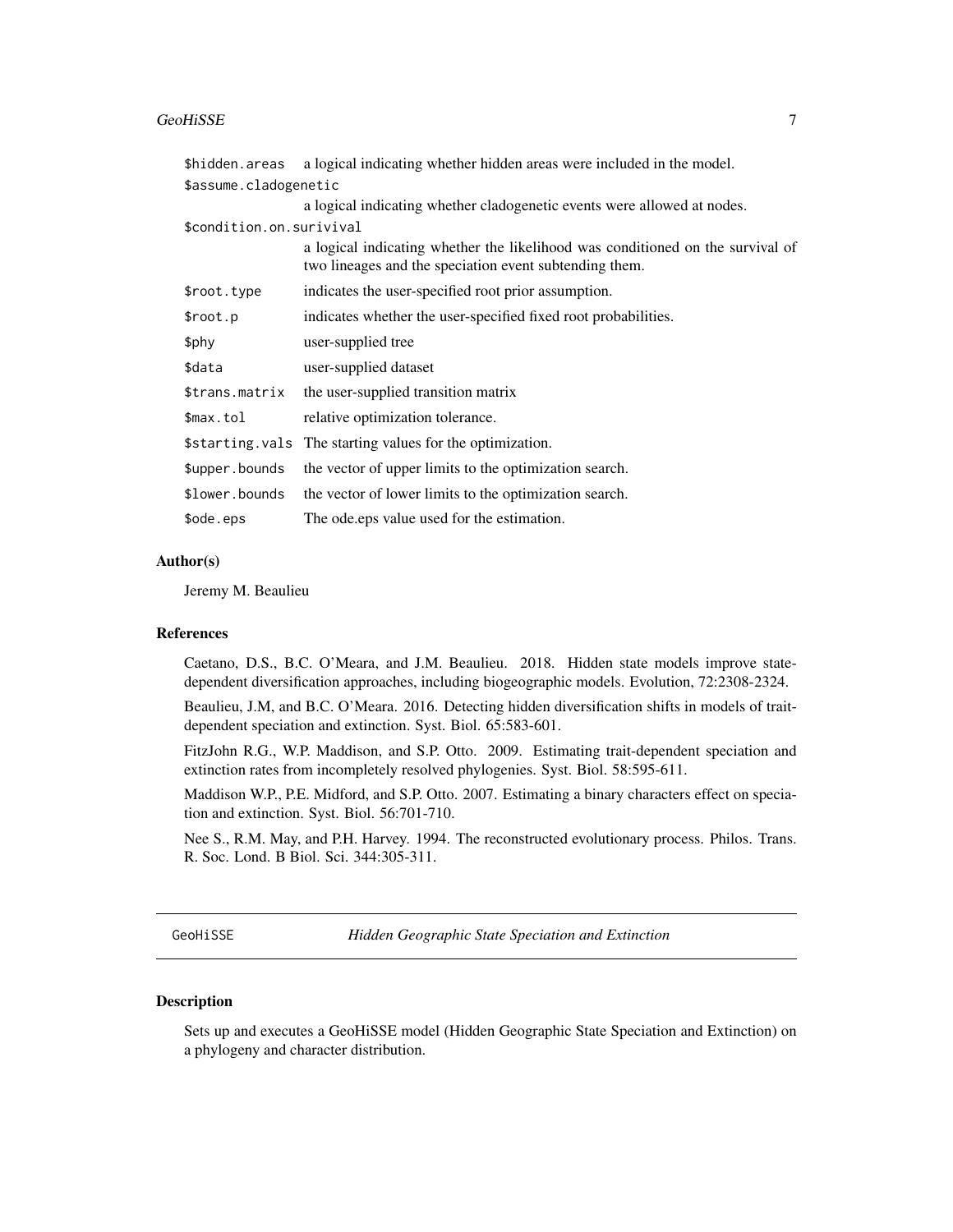| | |
|---|---|
| `$hidden.areas` | a logical indicating whether hidden areas were included in the model. |
| `$assume.cladogenetic` | a logical indicating whether cladogenetic events were allowed at nodes. |
| `$condition.on.surivival` | a logical indicating whether the likelihood was conditioned on the survival of two lineages and the speciation event subtending them. |
| `$root.type` | indicates the user-specified root prior assumption. |
| `$root.p` | indicates whether the user-specified fixed root probabilities. |
| `$phy` | user-supplied tree |
| `$data` | user-supplied dataset |
| `$trans.matrix` | the user-supplied transition matrix |
| `$max.tol` | relative optimization tolerance. |
| `$starting.vals` | The starting values for the optimization. |
| `$upper.bounds` | the vector of upper limits to the optimization search. |
| `$lower.bounds` | the vector of lower limits to the optimization search. |
| `$ode.eps` | The ode.eps value used for the estimation. |

### Author(s)

Jeremy M. Beaulieu

### References

Caetano, D.S., B.C. O'Meara, and J.M. Beaulieu. 2018. Hidden state models improve state-dependent diversification approaches, including biogeographic models. Evolution, 72:2308-2324.

Beaulieu, J.M, and B.C. O'Meara. 2016. Detecting hidden diversification shifts in models of trait-dependent speciation and extinction. Syst. Biol. 65:583-601.

FitzJohn R.G., W.P. Maddison, and S.P. Otto. 2009. Estimating trait-dependent speciation and extinction rates from incompletely resolved phylogenies. Syst. Biol. 58:595-611.

Maddison W.P., P.E. Midford, and S.P. Otto. 2007. Estimating a binary characters effect on speciation and extinction. Syst. Biol. 56:701-710.

Nee S., R.M. May, and P.H. Harvey. 1994. The reconstructed evolutionary process. Philos. Trans. R. Soc. Lond. B Biol. Sci. 344:305-311.

---

## GeoHiSSE — *Hidden Geographic State Speciation and Extinction*

### Description

Sets up and executes a GeoHiSSE model (Hidden Geographic State Speciation and Extinction) on a phylogeny and character distribution.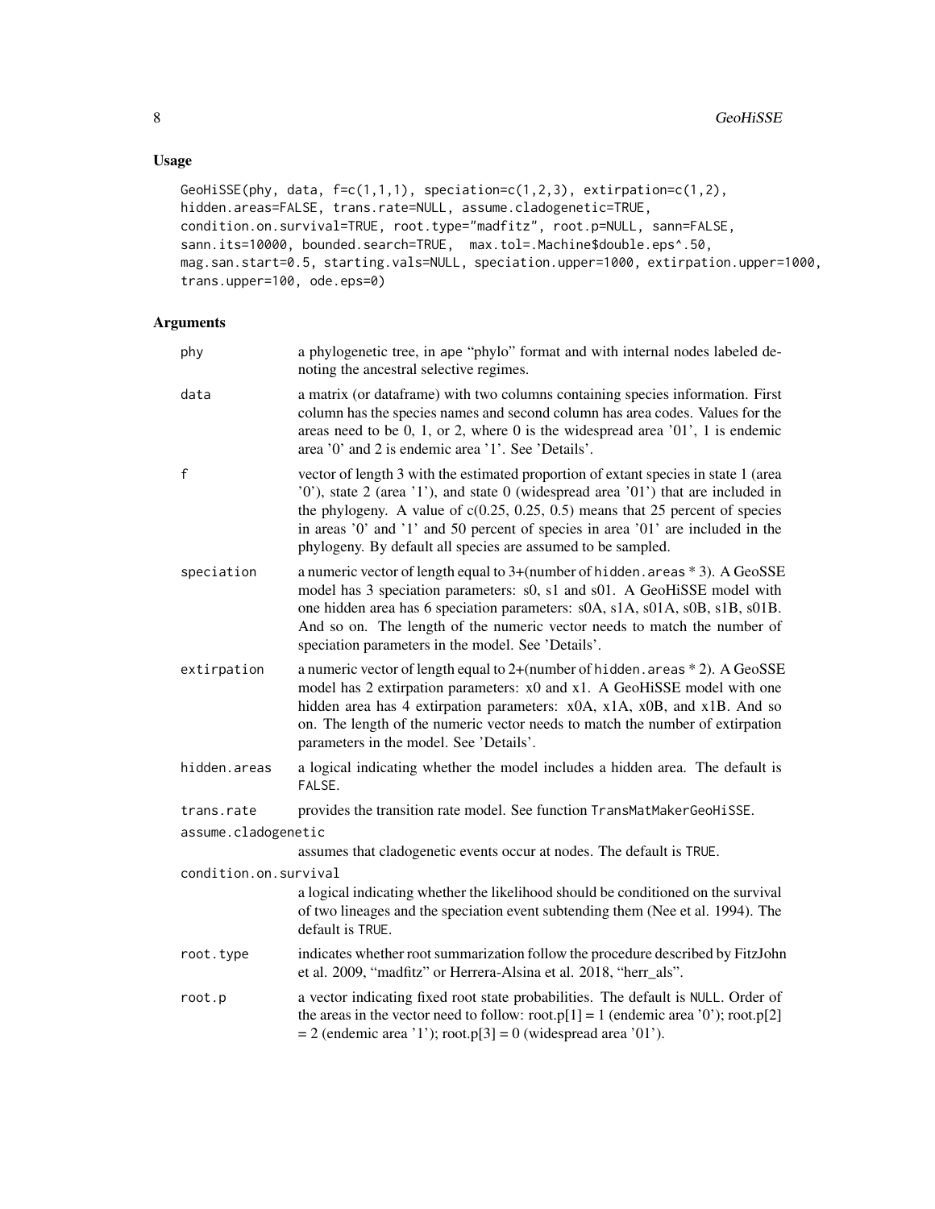## Usage

```
GeoHiSSE(phy, data, f=c(1,1,1), speciation=c(1,2,3), extirpation=c(1,2),
hidden.areas=FALSE, trans.rate=NULL, assume.cladogenetic=TRUE,
condition.on.survival=TRUE, root.type="madfitz", root.p=NULL, sann=FALSE,
sann.its=10000, bounded.search=TRUE,  max.tol=.Machine$double.eps^.50,
mag.san.start=0.5, starting.vals=NULL, speciation.upper=1000, extirpation.upper=1000,
trans.upper=100, ode.eps=0)
```

## Arguments

| | |
|---|---|
| `phy` | a phylogenetic tree, in ape "phylo" format and with internal nodes labeled denoting the ancestral selective regimes. |
| `data` | a matrix (or dataframe) with two columns containing species information. First column has the species names and second column has area codes. Values for the areas need to be 0, 1, or 2, where 0 is the widespread area '01', 1 is endemic area '0' and 2 is endemic area '1'. See 'Details'. |
| `f` | vector of length 3 with the estimated proportion of extant species in state 1 (area '0'), state 2 (area '1'), and state 0 (widespread area '01') that are included in the phylogeny. A value of c(0.25, 0.25, 0.5) means that 25 percent of species in areas '0' and '1' and 50 percent of species in area '01' are included in the phylogeny. By default all species are assumed to be sampled. |
| `speciation` | a numeric vector of length equal to 3+(number of `hidden.areas` * 3). A GeoSSE model has 3 speciation parameters: s0, s1 and s01. A GeoHiSSE model with one hidden area has 6 speciation parameters: s0A, s1A, s01A, s0B, s1B, s01B. And so on. The length of the numeric vector needs to match the number of speciation parameters in the model. See 'Details'. |
| `extirpation` | a numeric vector of length equal to 2+(number of `hidden.areas` * 2). A GeoSSE model has 2 extirpation parameters: x0 and x1. A GeoHiSSE model with one hidden area has 4 extirpation parameters: x0A, x1A, x0B, and x1B. And so on. The length of the numeric vector needs to match the number of extirpation parameters in the model. See 'Details'. |
| `hidden.areas` | a logical indicating whether the model includes a hidden area. The default is `FALSE`. |
| `trans.rate` | provides the transition rate model. See function `TransMatMakerGeoHiSSE`. |
| `assume.cladogenetic` | assumes that cladogenetic events occur at nodes. The default is `TRUE`. |
| `condition.on.survival` | a logical indicating whether the likelihood should be conditioned on the survival of two lineages and the speciation event subtending them (Nee et al. 1994). The default is `TRUE`. |
| `root.type` | indicates whether root summarization follow the procedure described by FitzJohn et al. 2009, "madfitz" or Herrera-Alsina et al. 2018, "herr_als". |
| `root.p` | a vector indicating fixed root state probabilities. The default is `NULL`. Order of the areas in the vector need to follow: root.p[1] = 1 (endemic area '0'); root.p[2] = 2 (endemic area '1'); root.p[3] = 0 (widespread area '01'). |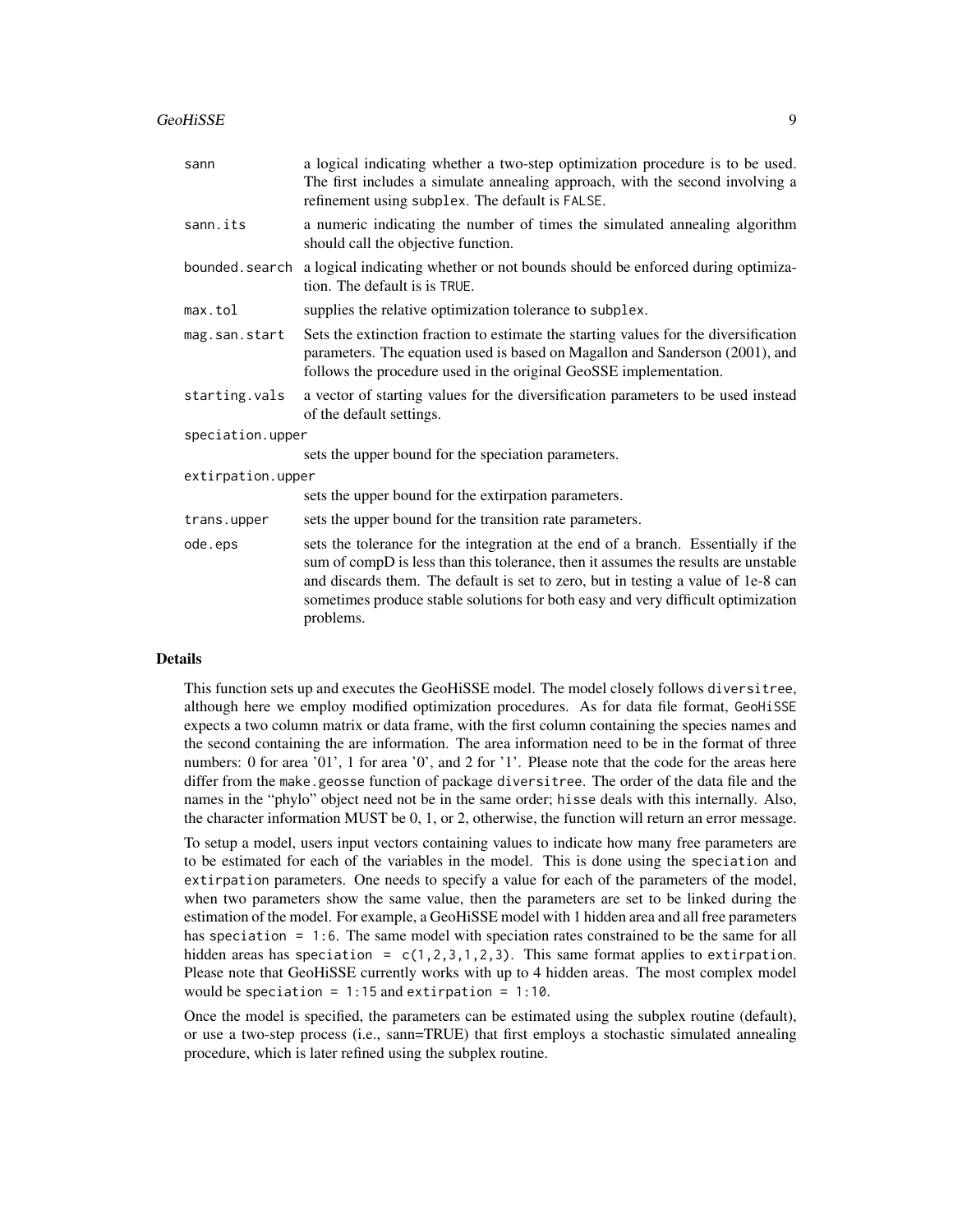| | |
|---|---|
| `sann` | a logical indicating whether a two-step optimization procedure is to be used. The first includes a simulate annealing approach, with the second involving a refinement using `subplex`. The default is `FALSE`. |
| `sann.its` | a numeric indicating the number of times the simulated annealing algorithm should call the objective function. |
| `bounded.search` | a logical indicating whether or not bounds should be enforced during optimization. The default is is `TRUE`. |
| `max.tol` | supplies the relative optimization tolerance to `subplex`. |
| `mag.san.start` | Sets the extinction fraction to estimate the starting values for the diversification parameters. The equation used is based on Magallon and Sanderson (2001), and follows the procedure used in the original GeoSSE implementation. |
| `starting.vals` | a vector of starting values for the diversification parameters to be used instead of the default settings. |
| `speciation.upper` | sets the upper bound for the speciation parameters. |
| `extirpation.upper` | sets the upper bound for the extirpation parameters. |
| `trans.upper` | sets the upper bound for the transition rate parameters. |
| `ode.eps` | sets the tolerance for the integration at the end of a branch. Essentially if the sum of compD is less than this tolerance, then it assumes the results are unstable and discards them. The default is set to zero, but in testing a value of 1e-8 can sometimes produce stable solutions for both easy and very difficult optimization problems. |

## Details

This function sets up and executes the GeoHiSSE model. The model closely follows `diversitree`, although here we employ modified optimization procedures. As for data file format, `GeoHiSSE` expects a two column matrix or data frame, with the first column containing the species names and the second containing the are information. The area information need to be in the format of three numbers: 0 for area '01', 1 for area '0', and 2 for '1'. Please note that the code for the areas here differ from the `make.geosse` function of package `diversitree`. The order of the data file and the names in the "phylo" object need not be in the same order; `hisse` deals with this internally. Also, the character information MUST be 0, 1, or 2, otherwise, the function will return an error message.

To setup a model, users input vectors containing values to indicate how many free parameters are to be estimated for each of the variables in the model. This is done using the `speciation` and `extirpation` parameters. One needs to specify a value for each of the parameters of the model, when two parameters show the same value, then the parameters are set to be linked during the estimation of the model. For example, a GeoHiSSE model with 1 hidden area and all free parameters has `speciation = 1:6`. The same model with speciation rates constrained to be the same for all hidden areas has `speciation = c(1,2,3,1,2,3)`. This same format applies to `extirpation`. Please note that GeoHiSSE currently works with up to 4 hidden areas. The most complex model would be `speciation = 1:15` and `extirpation = 1:10`.

Once the model is specified, the parameters can be estimated using the subplex routine (default), or use a two-step process (i.e., sann=TRUE) that first employs a stochastic simulated annealing procedure, which is later refined using the subplex routine.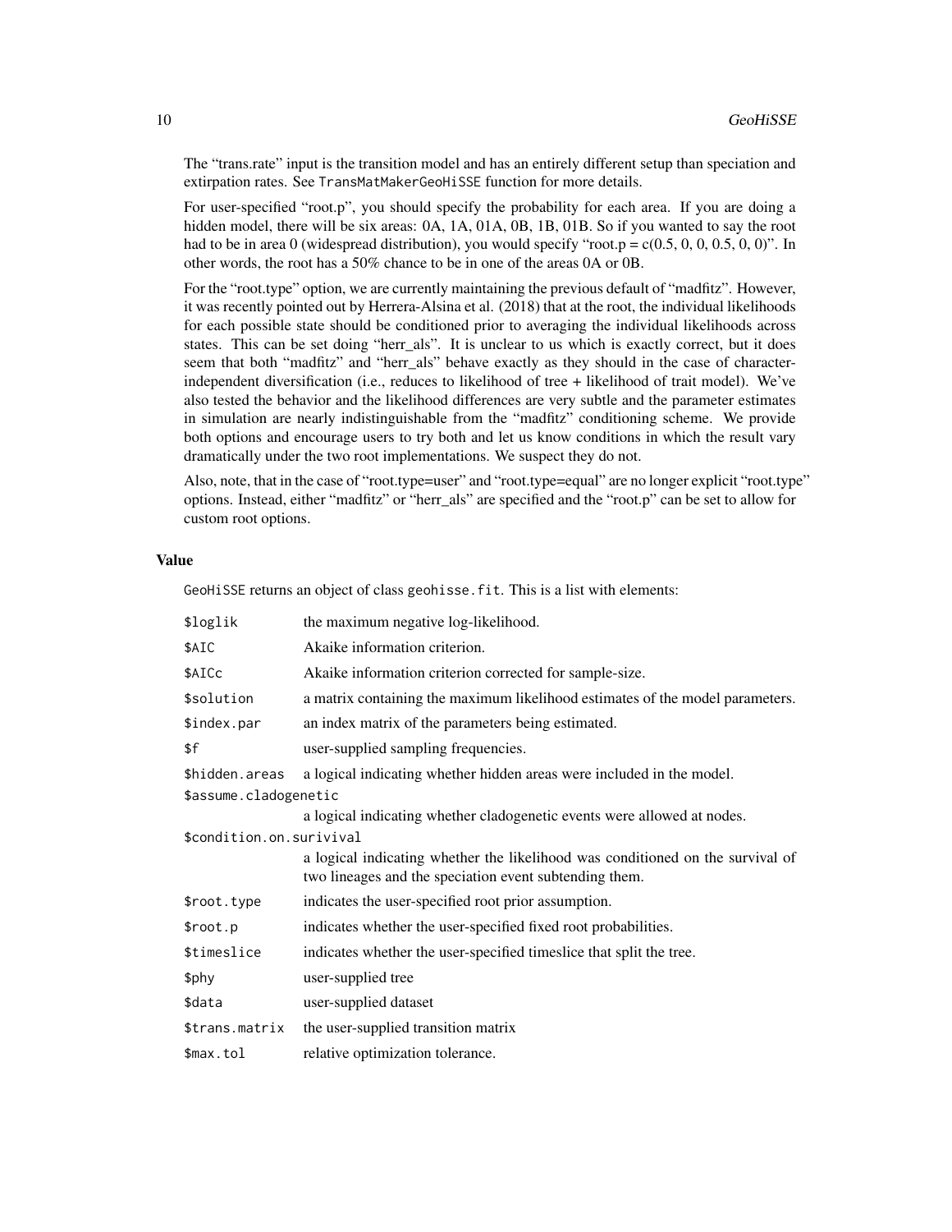The "trans.rate" input is the transition model and has an entirely different setup than speciation and extirpation rates. See `TransMatMakerGeoHiSSE` function for more details.

For user-specified "root.p", you should specify the probability for each area. If you are doing a hidden model, there will be six areas: 0A, 1A, 01A, 0B, 1B, 01B. So if you wanted to say the root had to be in area 0 (widespread distribution), you would specify "root.p = c(0.5, 0, 0, 0.5, 0, 0)". In other words, the root has a 50% chance to be in one of the areas 0A or 0B.

For the "root.type" option, we are currently maintaining the previous default of "madfitz". However, it was recently pointed out by Herrera-Alsina et al. (2018) that at the root, the individual likelihoods for each possible state should be conditioned prior to averaging the individual likelihoods across states. This can be set doing "herr_als". It is unclear to us which is exactly correct, but it does seem that both "madfitz" and "herr_als" behave exactly as they should in the case of character-independent diversification (i.e., reduces to likelihood of tree + likelihood of trait model). We've also tested the behavior and the likelihood differences are very subtle and the parameter estimates in simulation are nearly indistinguishable from the "madfitz" conditioning scheme. We provide both options and encourage users to try both and let us know conditions in which the result vary dramatically under the two root implementations. We suspect they do not.

Also, note, that in the case of "root.type=user" and "root.type=equal" are no longer explicit "root.type" options. Instead, either "madfitz" or "herr_als" are specified and the "root.p" can be set to allow for custom root options.

## Value

`GeoHiSSE` returns an object of class `geohisse.fit`. This is a list with elements:

| | |
|---|---|
| `$loglik` | the maximum negative log-likelihood. |
| `$AIC` | Akaike information criterion. |
| `$AICc` | Akaike information criterion corrected for sample-size. |
| `$solution` | a matrix containing the maximum likelihood estimates of the model parameters. |
| `$index.par` | an index matrix of the parameters being estimated. |
| `$f` | user-supplied sampling frequencies. |
| `$hidden.areas` | a logical indicating whether hidden areas were included in the model. |
| `$assume.cladogenetic` | a logical indicating whether cladogenetic events were allowed at nodes. |
| `$condition.on.surivival` | a logical indicating whether the likelihood was conditioned on the survival of two lineages and the speciation event subtending them. |
| `$root.type` | indicates the user-specified root prior assumption. |
| `$root.p` | indicates whether the user-specified fixed root probabilities. |
| `$timeslice` | indicates whether the user-specified timeslice that split the tree. |
| `$phy` | user-supplied tree |
| `$data` | user-supplied dataset |
| `$trans.matrix` | the user-supplied transition matrix |
| `$max.tol` | relative optimization tolerance. |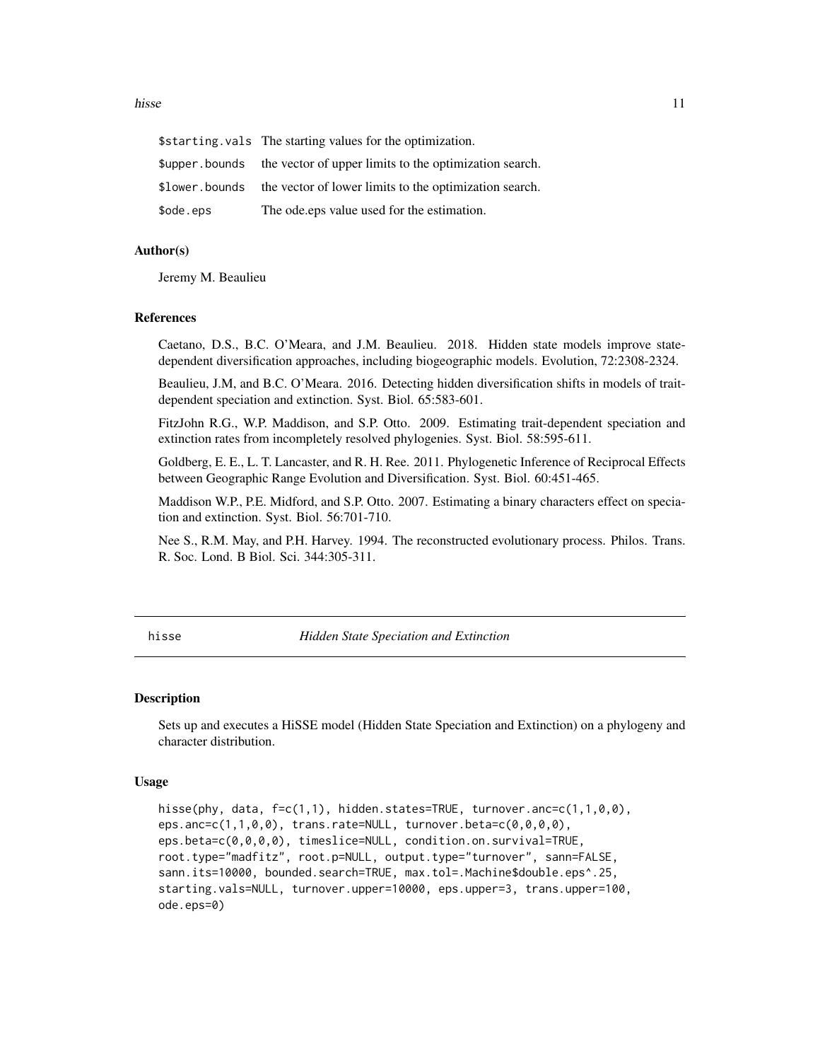| | |
|---|---|
| $starting.vals | The starting values for the optimization. |
| $upper.bounds | the vector of upper limits to the optimization search. |
| $lower.bounds | the vector of lower limits to the optimization search. |
| $ode.eps | The ode.eps value used for the estimation. |

### Author(s)

Jeremy M. Beaulieu

### References

Caetano, D.S., B.C. O'Meara, and J.M. Beaulieu. 2018. Hidden state models improve state-dependent diversification approaches, including biogeographic models. Evolution, 72:2308-2324.

Beaulieu, J.M, and B.C. O'Meara. 2016. Detecting hidden diversification shifts in models of trait-dependent speciation and extinction. Syst. Biol. 65:583-601.

FitzJohn R.G., W.P. Maddison, and S.P. Otto. 2009. Estimating trait-dependent speciation and extinction rates from incompletely resolved phylogenies. Syst. Biol. 58:595-611.

Goldberg, E. E., L. T. Lancaster, and R. H. Ree. 2011. Phylogenetic Inference of Reciprocal Effects between Geographic Range Evolution and Diversification. Syst. Biol. 60:451-465.

Maddison W.P., P.E. Midford, and S.P. Otto. 2007. Estimating a binary characters effect on speciation and extinction. Syst. Biol. 56:701-710.

Nee S., R.M. May, and P.H. Harvey. 1994. The reconstructed evolutionary process. Philos. Trans. R. Soc. Lond. B Biol. Sci. 344:305-311.

---

## hisse *Hidden State Speciation and Extinction*

### Description

Sets up and executes a HiSSE model (Hidden State Speciation and Extinction) on a phylogeny and character distribution.

### Usage

```
hisse(phy, data, f=c(1,1), hidden.states=TRUE, turnover.anc=c(1,1,0,0),
eps.anc=c(1,1,0,0), trans.rate=NULL, turnover.beta=c(0,0,0,0),
eps.beta=c(0,0,0,0), timeslice=NULL, condition.on.survival=TRUE,
root.type="madfitz", root.p=NULL, output.type="turnover", sann=FALSE,
sann.its=10000, bounded.search=TRUE, max.tol=.Machine$double.eps^.25,
starting.vals=NULL, turnover.upper=10000, eps.upper=3, trans.upper=100,
ode.eps=0)
```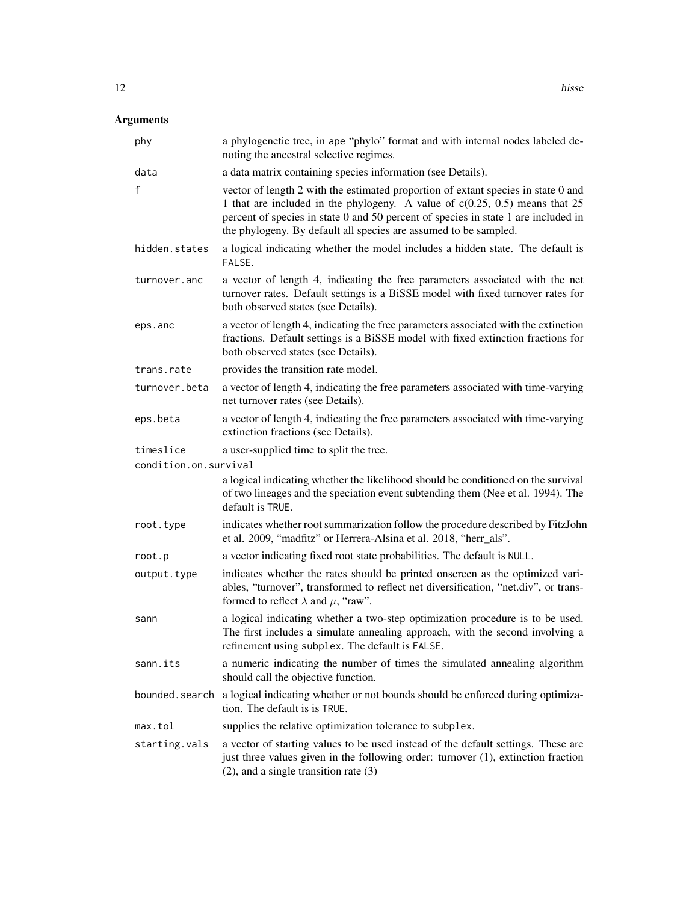## Arguments

| | |
|---|---|
| `phy` | a phylogenetic tree, in `ape` "phylo" format and with internal nodes labeled denoting the ancestral selective regimes. |
| `data` | a data matrix containing species information (see Details). |
| `f` | vector of length 2 with the estimated proportion of extant species in state 0 and 1 that are included in the phylogeny. A value of c(0.25, 0.5) means that 25 percent of species in state 0 and 50 percent of species in state 1 are included in the phylogeny. By default all species are assumed to be sampled. |
| `hidden.states` | a logical indicating whether the model includes a hidden state. The default is `FALSE`. |
| `turnover.anc` | a vector of length 4, indicating the free parameters associated with the net turnover rates. Default settings is a BiSSE model with fixed turnover rates for both observed states (see Details). |
| `eps.anc` | a vector of length 4, indicating the free parameters associated with the extinction fractions. Default settings is a BiSSE model with fixed extinction fractions for both observed states (see Details). |
| `trans.rate` | provides the transition rate model. |
| `turnover.beta` | a vector of length 4, indicating the free parameters associated with time-varying net turnover rates (see Details). |
| `eps.beta` | a vector of length 4, indicating the free parameters associated with time-varying extinction fractions (see Details). |
| `timeslice` | a user-supplied time to split the tree. |
| `condition.on.survival` | a logical indicating whether the likelihood should be conditioned on the survival of two lineages and the speciation event subtending them (Nee et al. 1994). The default is `TRUE`. |
| `root.type` | indicates whether root summarization follow the procedure described by FitzJohn et al. 2009, "madfitz" or Herrera-Alsina et al. 2018, "herr_als". |
| `root.p` | a vector indicating fixed root state probabilities. The default is `NULL`. |
| `output.type` | indicates whether the rates should be printed onscreen as the optimized variables, "turnover", transformed to reflect net diversification, "net.div", or transformed to reflect $\lambda$ and $\mu$, "raw". |
| `sann` | a logical indicating whether a two-step optimization procedure is to be used. The first includes a simulate annealing approach, with the second involving a refinement using `subplex`. The default is `FALSE`. |
| `sann.its` | a numeric indicating the number of times the simulated annealing algorithm should call the objective function. |
| `bounded.search` | a logical indicating whether or not bounds should be enforced during optimization. The default is is `TRUE`. |
| `max.tol` | supplies the relative optimization tolerance to `subplex`. |
| `starting.vals` | a vector of starting values to be used instead of the default settings. These are just three values given in the following order: turnover (1), extinction fraction (2), and a single transition rate (3) |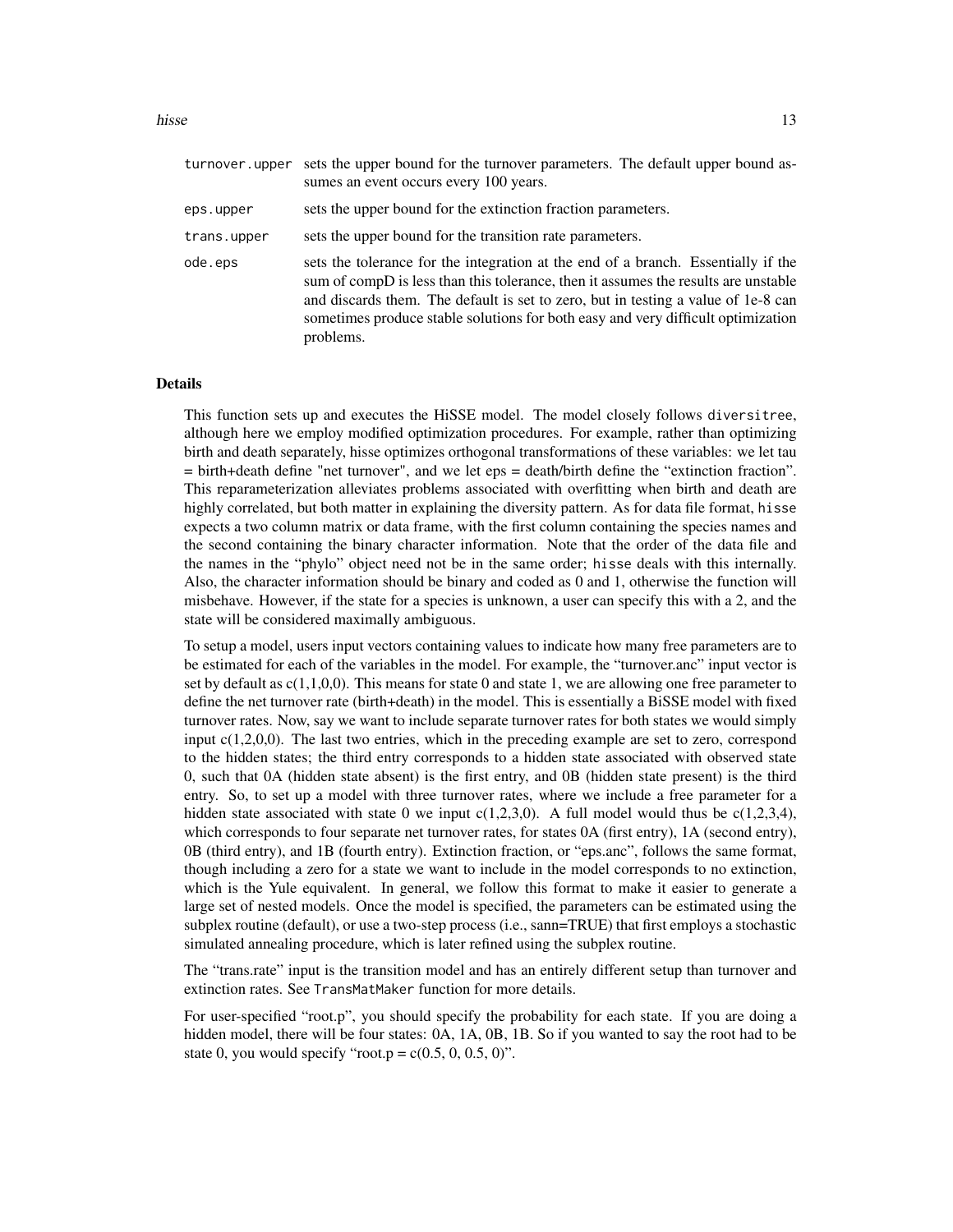| | |
|---|---|
| turnover.upper | sets the upper bound for the turnover parameters. The default upper bound assumes an event occurs every 100 years. |
| eps.upper | sets the upper bound for the extinction fraction parameters. |
| trans.upper | sets the upper bound for the transition rate parameters. |
| ode.eps | sets the tolerance for the integration at the end of a branch. Essentially if the sum of compD is less than this tolerance, then it assumes the results are unstable and discards them. The default is set to zero, but in testing a value of 1e-8 can sometimes produce stable solutions for both easy and very difficult optimization problems. |

## Details

This function sets up and executes the HiSSE model. The model closely follows `diversitree`, although here we employ modified optimization procedures. For example, rather than optimizing birth and death separately, hisse optimizes orthogonal transformations of these variables: we let tau = birth+death define "net turnover", and we let eps = death/birth define the "extinction fraction". This reparameterization alleviates problems associated with overfitting when birth and death are highly correlated, but both matter in explaining the diversity pattern. As for data file format, `hisse` expects a two column matrix or data frame, with the first column containing the species names and the second containing the binary character information. Note that the order of the data file and the names in the "phylo" object need not be in the same order; `hisse` deals with this internally. Also, the character information should be binary and coded as 0 and 1, otherwise the function will misbehave. However, if the state for a species is unknown, a user can specify this with a 2, and the state will be considered maximally ambiguous.

To setup a model, users input vectors containing values to indicate how many free parameters are to be estimated for each of the variables in the model. For example, the "turnover.anc" input vector is set by default as c(1,1,0,0). This means for state 0 and state 1, we are allowing one free parameter to define the net turnover rate (birth+death) in the model. This is essentially a BiSSE model with fixed turnover rates. Now, say we want to include separate turnover rates for both states we would simply input c(1,2,0,0). The last two entries, which in the preceding example are set to zero, correspond to the hidden states; the third entry corresponds to a hidden state associated with observed state 0, such that 0A (hidden state absent) is the first entry, and 0B (hidden state present) is the third entry. So, to set up a model with three turnover rates, where we include a free parameter for a hidden state associated with state 0 we input c(1,2,3,0). A full model would thus be c(1,2,3,4), which corresponds to four separate net turnover rates, for states 0A (first entry), 1A (second entry), 0B (third entry), and 1B (fourth entry). Extinction fraction, or "eps.anc", follows the same format, though including a zero for a state we want to include in the model corresponds to no extinction, which is the Yule equivalent. In general, we follow this format to make it easier to generate a large set of nested models. Once the model is specified, the parameters can be estimated using the subplex routine (default), or use a two-step process (i.e., sann=TRUE) that first employs a stochastic simulated annealing procedure, which is later refined using the subplex routine.

The "trans.rate" input is the transition model and has an entirely different setup than turnover and extinction rates. See `TransMatMaker` function for more details.

For user-specified "root.p", you should specify the probability for each state. If you are doing a hidden model, there will be four states: 0A, 1A, 0B, 1B. So if you wanted to say the root had to be state 0, you would specify "root.p = c(0.5, 0, 0.5, 0)".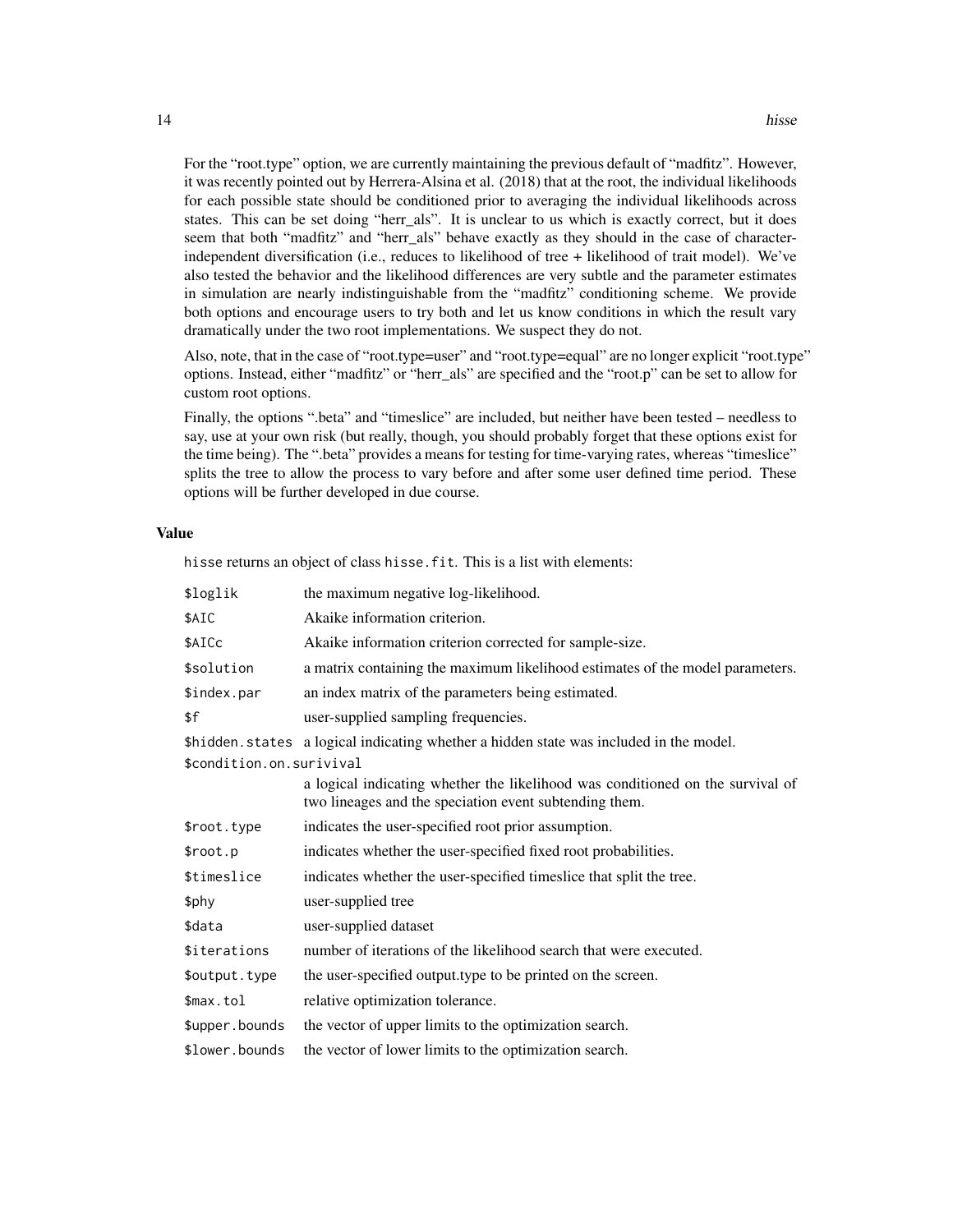For the "root.type" option, we are currently maintaining the previous default of "madfitz". However, it was recently pointed out by Herrera-Alsina et al. (2018) that at the root, the individual likelihoods for each possible state should be conditioned prior to averaging the individual likelihoods across states. This can be set doing "herr_als". It is unclear to us which is exactly correct, but it does seem that both "madfitz" and "herr_als" behave exactly as they should in the case of character-independent diversification (i.e., reduces to likelihood of tree + likelihood of trait model). We've also tested the behavior and the likelihood differences are very subtle and the parameter estimates in simulation are nearly indistinguishable from the "madfitz" conditioning scheme. We provide both options and encourage users to try both and let us know conditions in which the result vary dramatically under the two root implementations. We suspect they do not.

Also, note, that in the case of "root.type=user" and "root.type=equal" are no longer explicit "root.type" options. Instead, either "madfitz" or "herr_als" are specified and the "root.p" can be set to allow for custom root options.

Finally, the options ".beta" and "timeslice" are included, but neither have been tested – needless to say, use at your own risk (but really, though, you should probably forget that these options exist for the time being). The ".beta" provides a means for testing for time-varying rates, whereas "timeslice" splits the tree to allow the process to vary before and after some user defined time period. These options will be further developed in due course.

## Value

`hisse` returns an object of class `hisse.fit`. This is a list with elements:

| | |
|---|---|
| `$loglik` | the maximum negative log-likelihood. |
| `$AIC` | Akaike information criterion. |
| `$AICc` | Akaike information criterion corrected for sample-size. |
| `$solution` | a matrix containing the maximum likelihood estimates of the model parameters. |
| `$index.par` | an index matrix of the parameters being estimated. |
| `$f` | user-supplied sampling frequencies. |
| `$hidden.states` | a logical indicating whether a hidden state was included in the model. |
| `$condition.on.surivival` | a logical indicating whether the likelihood was conditioned on the survival of two lineages and the speciation event subtending them. |
| `$root.type` | indicates the user-specified root prior assumption. |
| `$root.p` | indicates whether the user-specified fixed root probabilities. |
| `$timeslice` | indicates whether the user-specified timeslice that split the tree. |
| `$phy` | user-supplied tree |
| `$data` | user-supplied dataset |
| `$iterations` | number of iterations of the likelihood search that were executed. |
| `$output.type` | the user-specified output.type to be printed on the screen. |
| `$max.tol` | relative optimization tolerance. |
| `$upper.bounds` | the vector of upper limits to the optimization search. |
| `$lower.bounds` | the vector of lower limits to the optimization search. |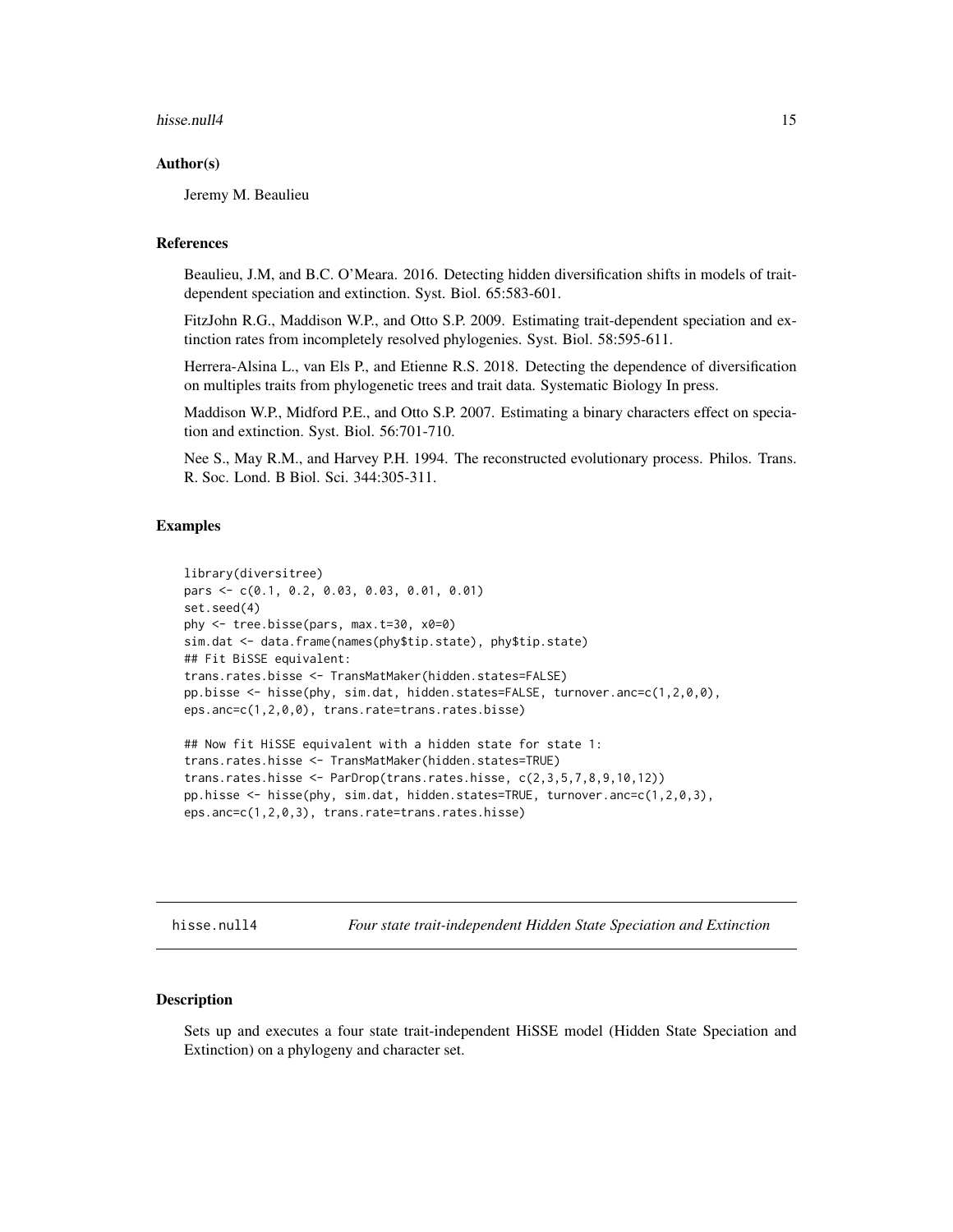### Author(s)

Jeremy M. Beaulieu

### References

Beaulieu, J.M, and B.C. O'Meara. 2016. Detecting hidden diversification shifts in models of trait-dependent speciation and extinction. Syst. Biol. 65:583-601.

FitzJohn R.G., Maddison W.P., and Otto S.P. 2009. Estimating trait-dependent speciation and extinction rates from incompletely resolved phylogenies. Syst. Biol. 58:595-611.

Herrera-Alsina L., van Els P., and Etienne R.S. 2018. Detecting the dependence of diversification on multiples traits from phylogenetic trees and trait data. Systematic Biology In press.

Maddison W.P., Midford P.E., and Otto S.P. 2007. Estimating a binary characters effect on speciation and extinction. Syst. Biol. 56:701-710.

Nee S., May R.M., and Harvey P.H. 1994. The reconstructed evolutionary process. Philos. Trans. R. Soc. Lond. B Biol. Sci. 344:305-311.

### Examples

```
library(diversitree)
pars <- c(0.1, 0.2, 0.03, 0.03, 0.01, 0.01)
set.seed(4)
phy <- tree.bisse(pars, max.t=30, x0=0)
sim.dat <- data.frame(names(phy$tip.state), phy$tip.state)
## Fit BiSSE equivalent:
trans.rates.bisse <- TransMatMaker(hidden.states=FALSE)
pp.bisse <- hisse(phy, sim.dat, hidden.states=FALSE, turnover.anc=c(1,2,0,0),
eps.anc=c(1,2,0,0), trans.rate=trans.rates.bisse)

## Now fit HiSSE equivalent with a hidden state for state 1:
trans.rates.hisse <- TransMatMaker(hidden.states=TRUE)
trans.rates.hisse <- ParDrop(trans.rates.hisse, c(2,3,5,7,8,9,10,12))
pp.hisse <- hisse(phy, sim.dat, hidden.states=TRUE, turnover.anc=c(1,2,0,3),
eps.anc=c(1,2,0,3), trans.rate=trans.rates.hisse)
```

---

## hisse.null4 — *Four state trait-independent Hidden State Speciation and Extinction*

### Description

Sets up and executes a four state trait-independent HiSSE model (Hidden State Speciation and Extinction) on a phylogeny and character set.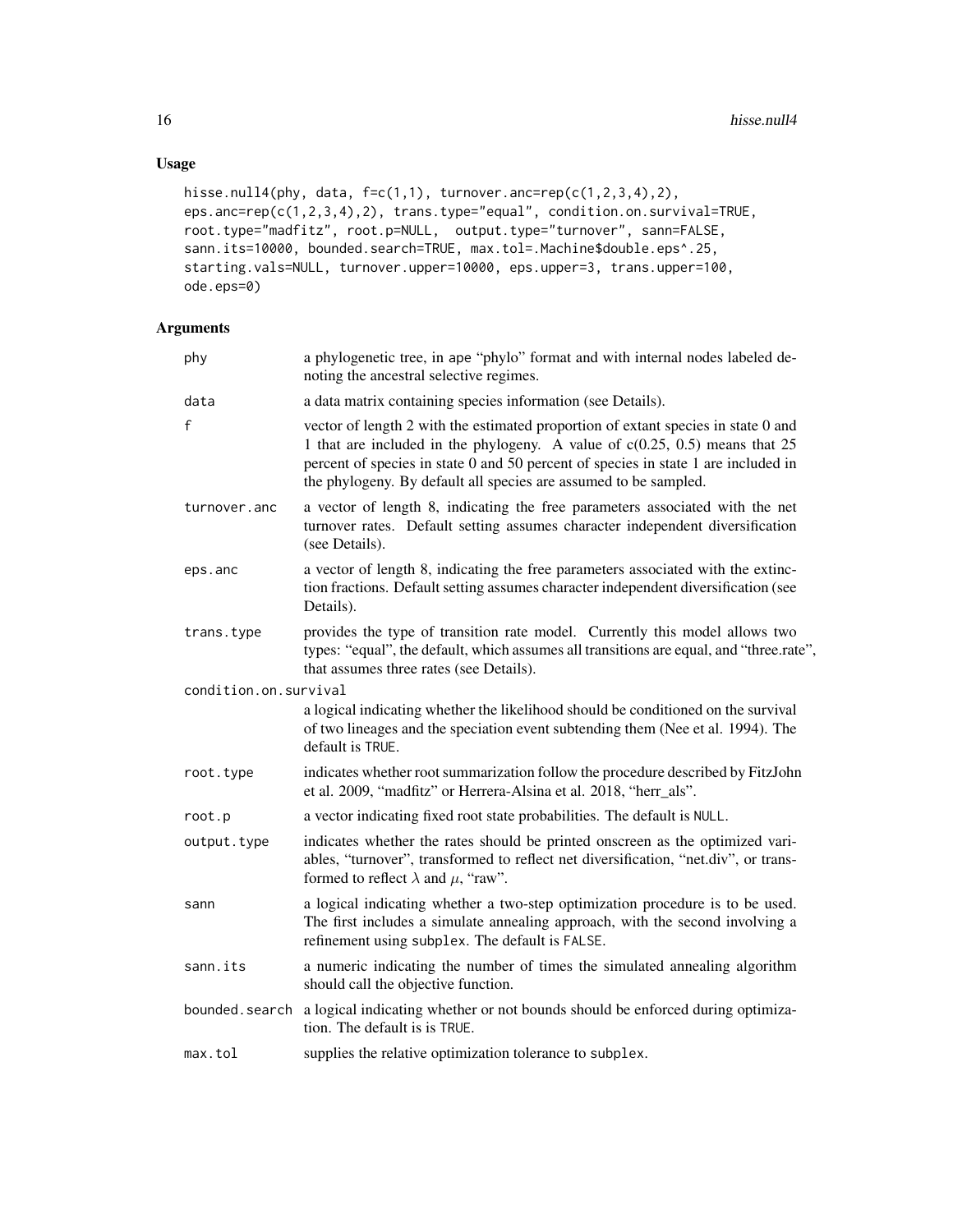## Usage

```
hisse.null4(phy, data, f=c(1,1), turnover.anc=rep(c(1,2,3,4),2),
eps.anc=rep(c(1,2,3,4),2), trans.type="equal", condition.on.survival=TRUE,
root.type="madfitz", root.p=NULL,  output.type="turnover", sann=FALSE,
sann.its=10000, bounded.search=TRUE, max.tol=.Machine$double.eps^.25,
starting.vals=NULL, turnover.upper=10000, eps.upper=3, trans.upper=100,
ode.eps=0)
```

## Arguments

| Argument | Description |
|---|---|
| `phy` | a phylogenetic tree, in ape "phylo" format and with internal nodes labeled denoting the ancestral selective regimes. |
| `data` | a data matrix containing species information (see Details). |
| `f` | vector of length 2 with the estimated proportion of extant species in state 0 and 1 that are included in the phylogeny. A value of c(0.25, 0.5) means that 25 percent of species in state 0 and 50 percent of species in state 1 are included in the phylogeny. By default all species are assumed to be sampled. |
| `turnover.anc` | a vector of length 8, indicating the free parameters associated with the net turnover rates. Default setting assumes character independent diversification (see Details). |
| `eps.anc` | a vector of length 8, indicating the free parameters associated with the extinction fractions. Default setting assumes character independent diversification (see Details). |
| `trans.type` | provides the type of transition rate model. Currently this model allows two types: "equal", the default, which assumes all transitions are equal, and "three.rate", that assumes three rates (see Details). |
| `condition.on.survival` | a logical indicating whether the likelihood should be conditioned on the survival of two lineages and the speciation event subtending them (Nee et al. 1994). The default is `TRUE`. |
| `root.type` | indicates whether root summarization follow the procedure described by FitzJohn et al. 2009, "madfitz" or Herrera-Alsina et al. 2018, "herr_als". |
| `root.p` | a vector indicating fixed root state probabilities. The default is `NULL`. |
| `output.type` | indicates whether the rates should be printed onscreen as the optimized variables, "turnover", transformed to reflect net diversification, "net.div", or transformed to reflect $\lambda$ and $\mu$, "raw". |
| `sann` | a logical indicating whether a two-step optimization procedure is to be used. The first includes a simulate annealing approach, with the second involving a refinement using `subplex`. The default is `FALSE`. |
| `sann.its` | a numeric indicating the number of times the simulated annealing algorithm should call the objective function. |
| `bounded.search` | a logical indicating whether or not bounds should be enforced during optimization. The default is is `TRUE`. |
| `max.tol` | supplies the relative optimization tolerance to `subplex`. |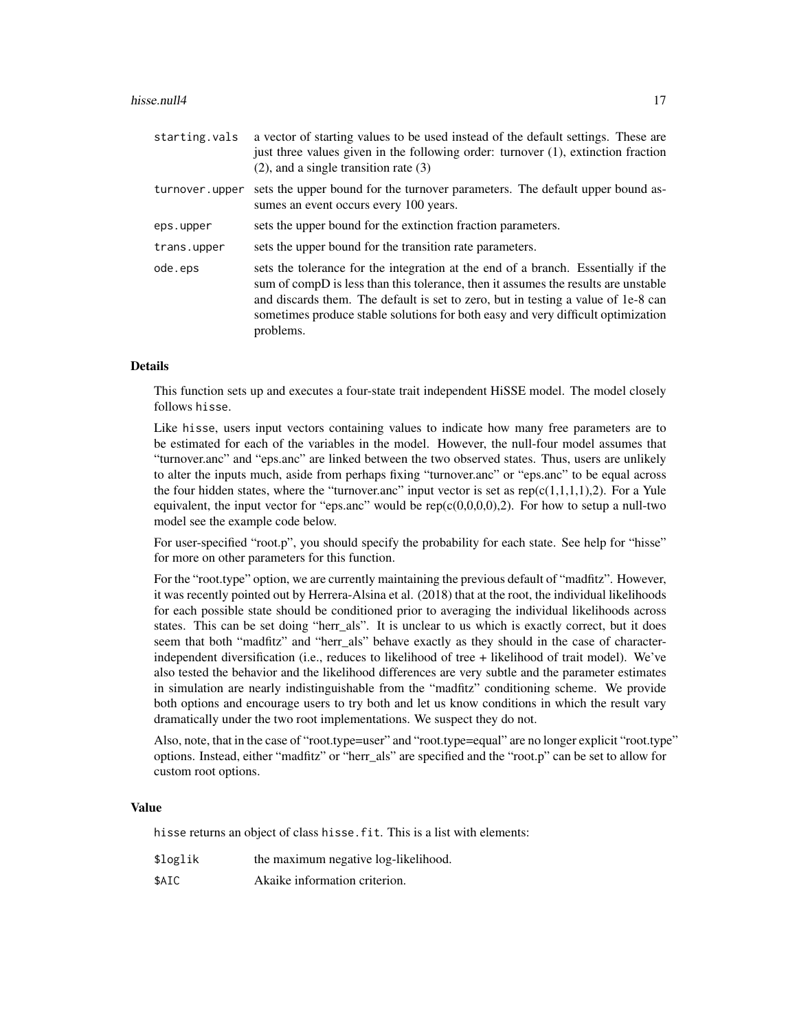| | |
|---|---|
| starting.vals | a vector of starting values to be used instead of the default settings. These are just three values given in the following order: turnover (1), extinction fraction (2), and a single transition rate (3) |
| turnover.upper | sets the upper bound for the turnover parameters. The default upper bound assumes an event occurs every 100 years. |
| eps.upper | sets the upper bound for the extinction fraction parameters. |
| trans.upper | sets the upper bound for the transition rate parameters. |
| ode.eps | sets the tolerance for the integration at the end of a branch. Essentially if the sum of compD is less than this tolerance, then it assumes the results are unstable and discards them. The default is set to zero, but in testing a value of 1e-8 can sometimes produce stable solutions for both easy and very difficult optimization problems. |

## Details

This function sets up and executes a four-state trait independent HiSSE model. The model closely follows `hisse`.

Like `hisse`, users input vectors containing values to indicate how many free parameters are to be estimated for each of the variables in the model. However, the null-four model assumes that "turnover.anc" and "eps.anc" are linked between the two observed states. Thus, users are unlikely to alter the inputs much, aside from perhaps fixing "turnover.anc" or "eps.anc" to be equal across the four hidden states, where the "turnover.anc" input vector is set as rep(c(1,1,1,1),2). For a Yule equivalent, the input vector for "eps.anc" would be rep(c(0,0,0,0),2). For how to setup a null-two model see the example code below.

For user-specified "root.p", you should specify the probability for each state. See help for "hisse" for more on other parameters for this function.

For the "root.type" option, we are currently maintaining the previous default of "madfitz". However, it was recently pointed out by Herrera-Alsina et al. (2018) that at the root, the individual likelihoods for each possible state should be conditioned prior to averaging the individual likelihoods across states. This can be set doing "herr_als". It is unclear to us which is exactly correct, but it does seem that both "madfitz" and "herr_als" behave exactly as they should in the case of character-independent diversification (i.e., reduces to likelihood of tree + likelihood of trait model). We've also tested the behavior and the likelihood differences are very subtle and the parameter estimates in simulation are nearly indistinguishable from the "madfitz" conditioning scheme. We provide both options and encourage users to try both and let us know conditions in which the result vary dramatically under the two root implementations. We suspect they do not.

Also, note, that in the case of "root.type=user" and "root.type=equal" are no longer explicit "root.type" options. Instead, either "madfitz" or "herr_als" are specified and the "root.p" can be set to allow for custom root options.

## Value

`hisse` returns an object of class `hisse.fit`. This is a list with elements:

| | |
|---|---|
| $loglik | the maximum negative log-likelihood. |
| $AIC | Akaike information criterion. |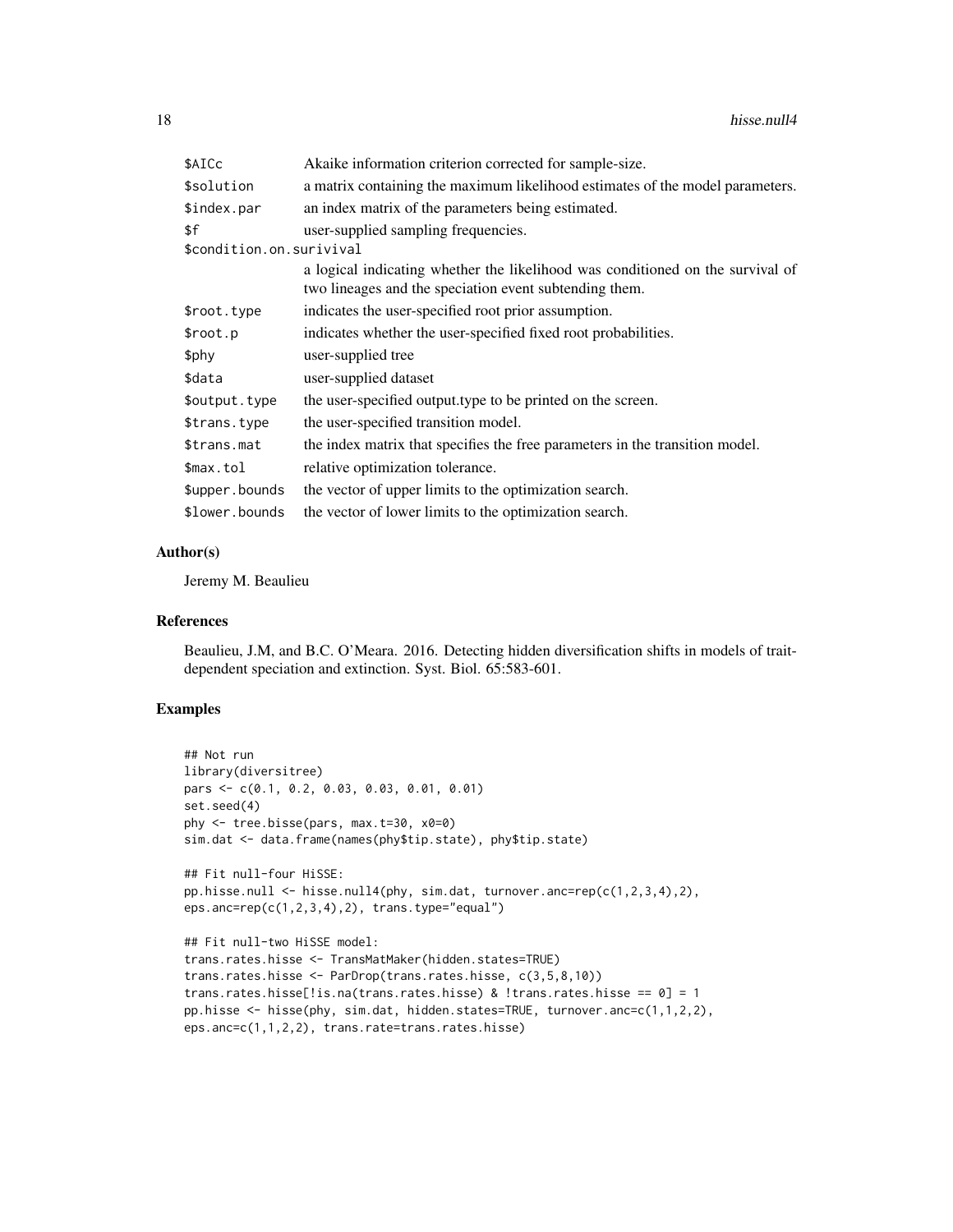| | |
|---|---|
| `$AICc` | Akaike information criterion corrected for sample-size. |
| `$solution` | a matrix containing the maximum likelihood estimates of the model parameters. |
| `$index.par` | an index matrix of the parameters being estimated. |
| `$f` | user-supplied sampling frequencies. |
| `$condition.on.surivival` | a logical indicating whether the likelihood was conditioned on the survival of two lineages and the speciation event subtending them. |
| `$root.type` | indicates the user-specified root prior assumption. |
| `$root.p` | indicates whether the user-specified fixed root probabilities. |
| `$phy` | user-supplied tree |
| `$data` | user-supplied dataset |
| `$output.type` | the user-specified output.type to be printed on the screen. |
| `$trans.type` | the user-specified transition model. |
| `$trans.mat` | the index matrix that specifies the free parameters in the transition model. |
| `$max.tol` | relative optimization tolerance. |
| `$upper.bounds` | the vector of upper limits to the optimization search. |
| `$lower.bounds` | the vector of lower limits to the optimization search. |

## Author(s)

Jeremy M. Beaulieu

## References

Beaulieu, J.M, and B.C. O'Meara. 2016. Detecting hidden diversification shifts in models of trait-dependent speciation and extinction. Syst. Biol. 65:583-601.

## Examples

```
## Not run
library(diversitree)
pars <- c(0.1, 0.2, 0.03, 0.03, 0.01, 0.01)
set.seed(4)
phy <- tree.bisse(pars, max.t=30, x0=0)
sim.dat <- data.frame(names(phy$tip.state), phy$tip.state)

## Fit null-four HiSSE:
pp.hisse.null <- hisse.null4(phy, sim.dat, turnover.anc=rep(c(1,2,3,4),2),
eps.anc=rep(c(1,2,3,4),2), trans.type="equal")

## Fit null-two HiSSE model:
trans.rates.hisse <- TransMatMaker(hidden.states=TRUE)
trans.rates.hisse <- ParDrop(trans.rates.hisse, c(3,5,8,10))
trans.rates.hisse[!is.na(trans.rates.hisse) & !trans.rates.hisse == 0] = 1
pp.hisse <- hisse(phy, sim.dat, hidden.states=TRUE, turnover.anc=c(1,1,2,2),
eps.anc=c(1,1,2,2), trans.rate=trans.rates.hisse)
```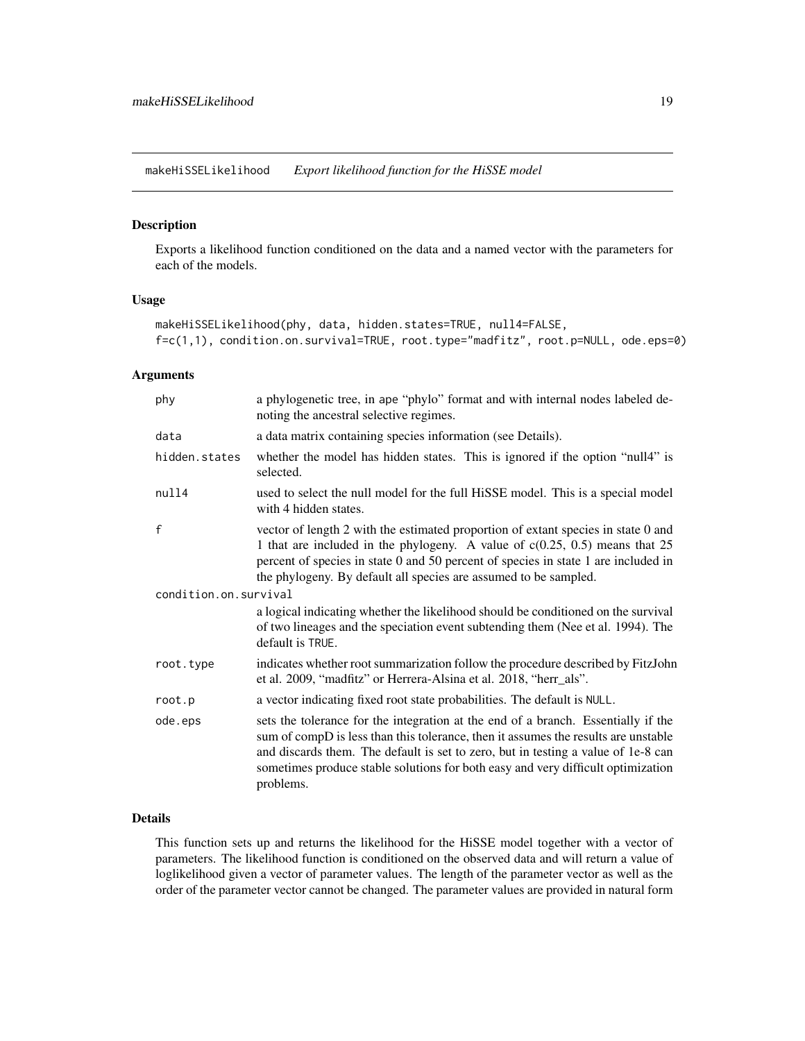## makeHiSSELikelihood *Export likelihood function for the HiSSE model*

### Description

Exports a likelihood function conditioned on the data and a named vector with the parameters for each of the models.

### Usage

```
makeHiSSELikelihood(phy, data, hidden.states=TRUE, null4=FALSE,
f=c(1,1), condition.on.survival=TRUE, root.type="madfitz", root.p=NULL, ode.eps=0)
```

### Arguments

| | |
|---|---|
| phy | a phylogenetic tree, in ape "phylo" format and with internal nodes labeled denoting the ancestral selective regimes. |
| data | a data matrix containing species information (see Details). |
| hidden.states | whether the model has hidden states. This is ignored if the option "null4" is selected. |
| null4 | used to select the null model for the full HiSSE model. This is a special model with 4 hidden states. |
| f | vector of length 2 with the estimated proportion of extant species in state 0 and 1 that are included in the phylogeny. A value of c(0.25, 0.5) means that 25 percent of species in state 0 and 50 percent of species in state 1 are included in the phylogeny. By default all species are assumed to be sampled. |
| condition.on.survival | a logical indicating whether the likelihood should be conditioned on the survival of two lineages and the speciation event subtending them (Nee et al. 1994). The default is TRUE. |
| root.type | indicates whether root summarization follow the procedure described by FitzJohn et al. 2009, "madfitz" or Herrera-Alsina et al. 2018, "herr_als". |
| root.p | a vector indicating fixed root state probabilities. The default is NULL. |
| ode.eps | sets the tolerance for the integration at the end of a branch. Essentially if the sum of compD is less than this tolerance, then it assumes the results are unstable and discards them. The default is set to zero, but in testing a value of 1e-8 can sometimes produce stable solutions for both easy and very difficult optimization problems. |

### Details

This function sets up and returns the likelihood for the HiSSE model together with a vector of parameters. The likelihood function is conditioned on the observed data and will return a value of loglikelihood given a vector of parameter values. The length of the parameter vector as well as the order of the parameter vector cannot be changed. The parameter values are provided in natural form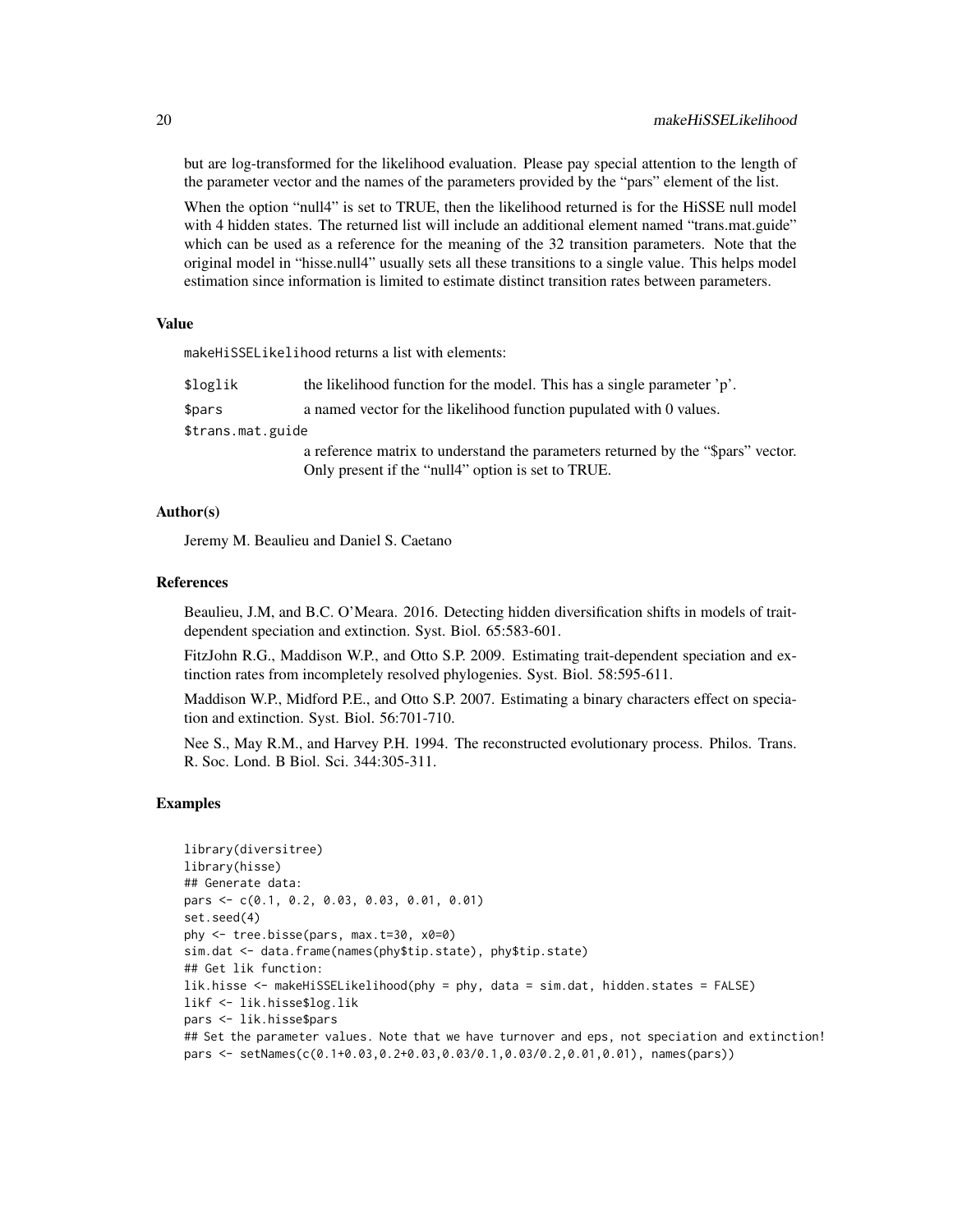but are log-transformed for the likelihood evaluation. Please pay special attention to the length of the parameter vector and the names of the parameters provided by the "pars" element of the list.

When the option "null4" is set to TRUE, then the likelihood returned is for the HiSSE null model with 4 hidden states. The returned list will include an additional element named "trans.mat.guide" which can be used as a reference for the meaning of the 32 transition parameters. Note that the original model in "hisse.null4" usually sets all these transitions to a single value. This helps model estimation since information is limited to estimate distinct transition rates between parameters.

## Value

makeHiSSELikelihood returns a list with elements:

| | |
|---|---|
| $loglik | the likelihood function for the model. This has a single parameter 'p'. |
| $pars | a named vector for the likelihood function pupulated with 0 values. |
| $trans.mat.guide | a reference matrix to understand the parameters returned by the "$pars" vector. Only present if the "null4" option is set to TRUE. |

## Author(s)

Jeremy M. Beaulieu and Daniel S. Caetano

## References

Beaulieu, J.M, and B.C. O'Meara. 2016. Detecting hidden diversification shifts in models of trait-dependent speciation and extinction. Syst. Biol. 65:583-601.

FitzJohn R.G., Maddison W.P., and Otto S.P. 2009. Estimating trait-dependent speciation and extinction rates from incompletely resolved phylogenies. Syst. Biol. 58:595-611.

Maddison W.P., Midford P.E., and Otto S.P. 2007. Estimating a binary characters effect on speciation and extinction. Syst. Biol. 56:701-710.

Nee S., May R.M., and Harvey P.H. 1994. The reconstructed evolutionary process. Philos. Trans. R. Soc. Lond. B Biol. Sci. 344:305-311.

## Examples

```
library(diversitree)
library(hisse)
## Generate data:
pars <- c(0.1, 0.2, 0.03, 0.03, 0.01, 0.01)
set.seed(4)
phy <- tree.bisse(pars, max.t=30, x0=0)
sim.dat <- data.frame(names(phy$tip.state), phy$tip.state)
## Get lik function:
lik.hisse <- makeHiSSELikelihood(phy = phy, data = sim.dat, hidden.states = FALSE)
likf <- lik.hisse$log.lik
pars <- lik.hisse$pars
## Set the parameter values. Note that we have turnover and eps, not speciation and extinction!
pars <- setNames(c(0.1+0.03,0.2+0.03,0.03/0.1,0.03/0.2,0.01,0.01), names(pars))
```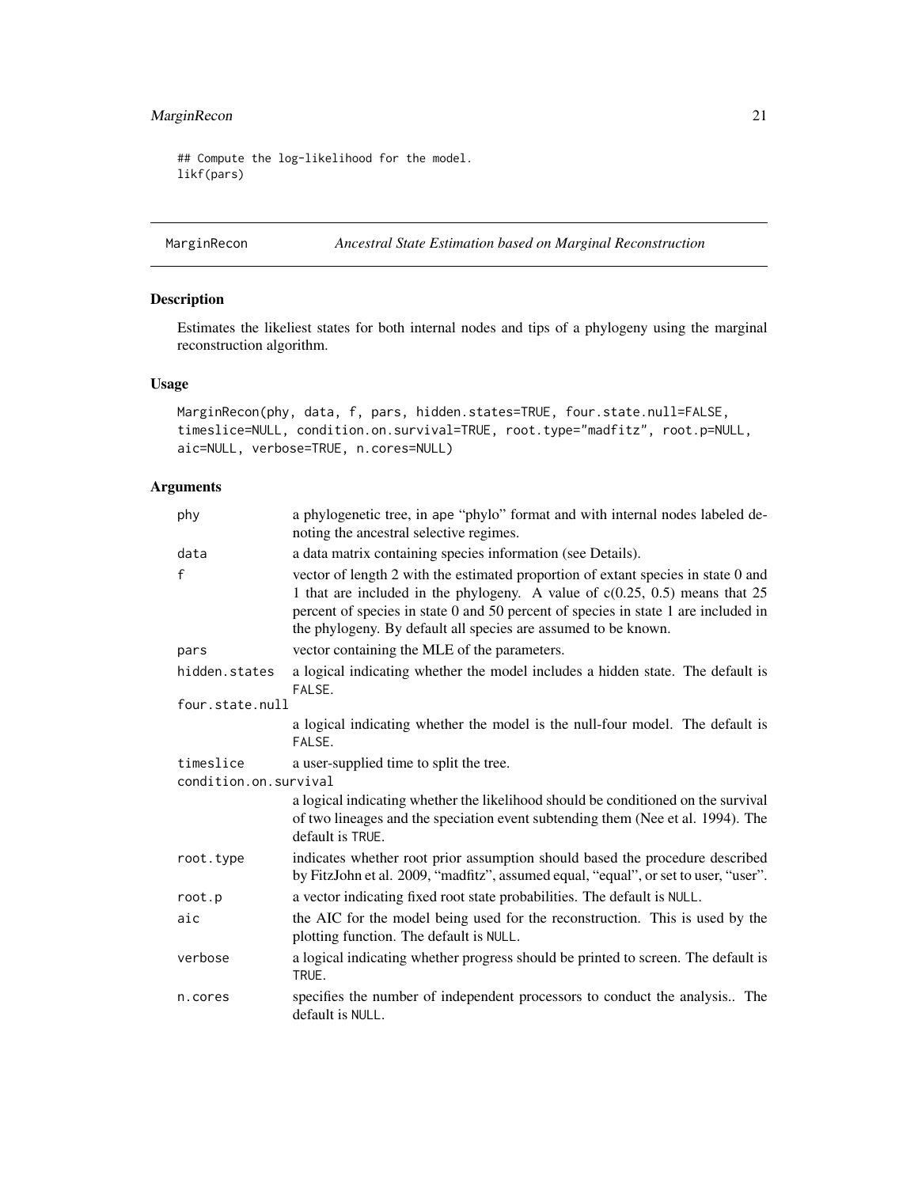```
## Compute the log-likelihood for the model.
likf(pars)
```

---

## MarginRecon — *Ancestral State Estimation based on Marginal Reconstruction*

### Description

Estimates the likeliest states for both internal nodes and tips of a phylogeny using the marginal reconstruction algorithm.

### Usage

```
MarginRecon(phy, data, f, pars, hidden.states=TRUE, four.state.null=FALSE,
timeslice=NULL, condition.on.survival=TRUE, root.type="madfitz", root.p=NULL,
aic=NULL, verbose=TRUE, n.cores=NULL)
```

### Arguments

| Argument | Description |
|---|---|
| `phy` | a phylogenetic tree, in ape “phylo” format and with internal nodes labeled denoting the ancestral selective regimes. |
| `data` | a data matrix containing species information (see Details). |
| `f` | vector of length 2 with the estimated proportion of extant species in state 0 and 1 that are included in the phylogeny. A value of c(0.25, 0.5) means that 25 percent of species in state 0 and 50 percent of species in state 1 are included in the phylogeny. By default all species are assumed to be known. |
| `pars` | vector containing the MLE of the parameters. |
| `hidden.states` | a logical indicating whether the model includes a hidden state. The default is `FALSE`. |
| `four.state.null` | a logical indicating whether the model is the null-four model. The default is `FALSE`. |
| `timeslice` | a user-supplied time to split the tree. |
| `condition.on.survival` | a logical indicating whether the likelihood should be conditioned on the survival of two lineages and the speciation event subtending them (Nee et al. 1994). The default is `TRUE`. |
| `root.type` | indicates whether root prior assumption should based the procedure described by FitzJohn et al. 2009, “madfitz”, assumed equal, “equal”, or set to user, “user”. |
| `root.p` | a vector indicating fixed root state probabilities. The default is `NULL`. |
| `aic` | the AIC for the model being used for the reconstruction. This is used by the plotting function. The default is `NULL`. |
| `verbose` | a logical indicating whether progress should be printed to screen. The default is `TRUE`. |
| `n.cores` | specifies the number of independent processors to conduct the analysis.. The default is `NULL`. |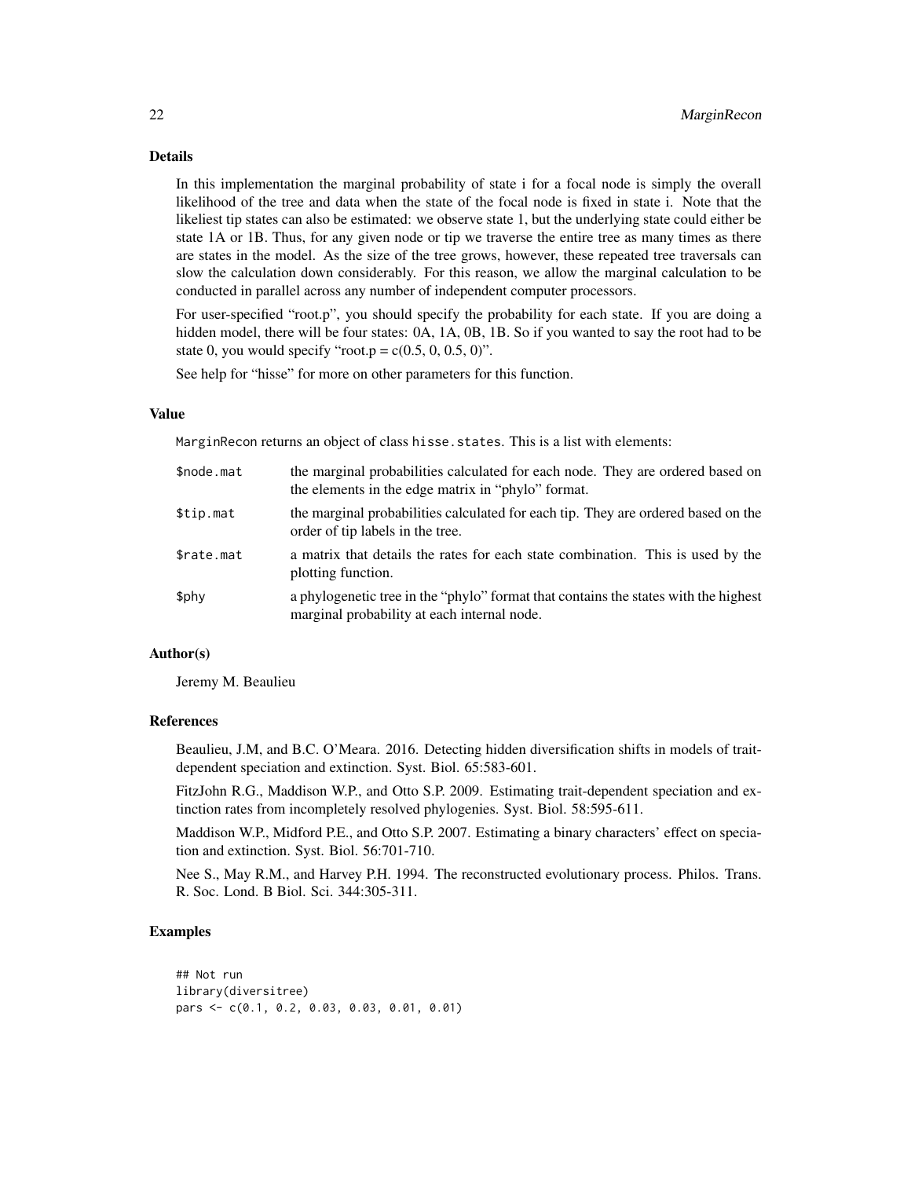## Details

In this implementation the marginal probability of state i for a focal node is simply the overall likelihood of the tree and data when the state of the focal node is fixed in state i. Note that the likeliest tip states can also be estimated: we observe state 1, but the underlying state could either be state 1A or 1B. Thus, for any given node or tip we traverse the entire tree as many times as there are states in the model. As the size of the tree grows, however, these repeated tree traversals can slow the calculation down considerably. For this reason, we allow the marginal calculation to be conducted in parallel across any number of independent computer processors.

For user-specified "root.p", you should specify the probability for each state. If you are doing a hidden model, there will be four states: 0A, 1A, 0B, 1B. So if you wanted to say the root had to be state 0, you would specify "root.p = c(0.5, 0, 0.5, 0)".

See help for "hisse" for more on other parameters for this function.

## Value

MarginRecon returns an object of class hisse.states. This is a list with elements:

| | |
|---|---|
| $node.mat | the marginal probabilities calculated for each node. They are ordered based on the elements in the edge matrix in "phylo" format. |
| $tip.mat | the marginal probabilities calculated for each tip. They are ordered based on the order of tip labels in the tree. |
| $rate.mat | a matrix that details the rates for each state combination. This is used by the plotting function. |
| $phy | a phylogenetic tree in the "phylo" format that contains the states with the highest marginal probability at each internal node. |

## Author(s)

Jeremy M. Beaulieu

## References

Beaulieu, J.M, and B.C. O'Meara. 2016. Detecting hidden diversification shifts in models of trait-dependent speciation and extinction. Syst. Biol. 65:583-601.

FitzJohn R.G., Maddison W.P., and Otto S.P. 2009. Estimating trait-dependent speciation and extinction rates from incompletely resolved phylogenies. Syst. Biol. 58:595-611.

Maddison W.P., Midford P.E., and Otto S.P. 2007. Estimating a binary characters' effect on speciation and extinction. Syst. Biol. 56:701-710.

Nee S., May R.M., and Harvey P.H. 1994. The reconstructed evolutionary process. Philos. Trans. R. Soc. Lond. B Biol. Sci. 344:305-311.

## Examples

```
## Not run
library(diversitree)
pars <- c(0.1, 0.2, 0.03, 0.03, 0.01, 0.01)
```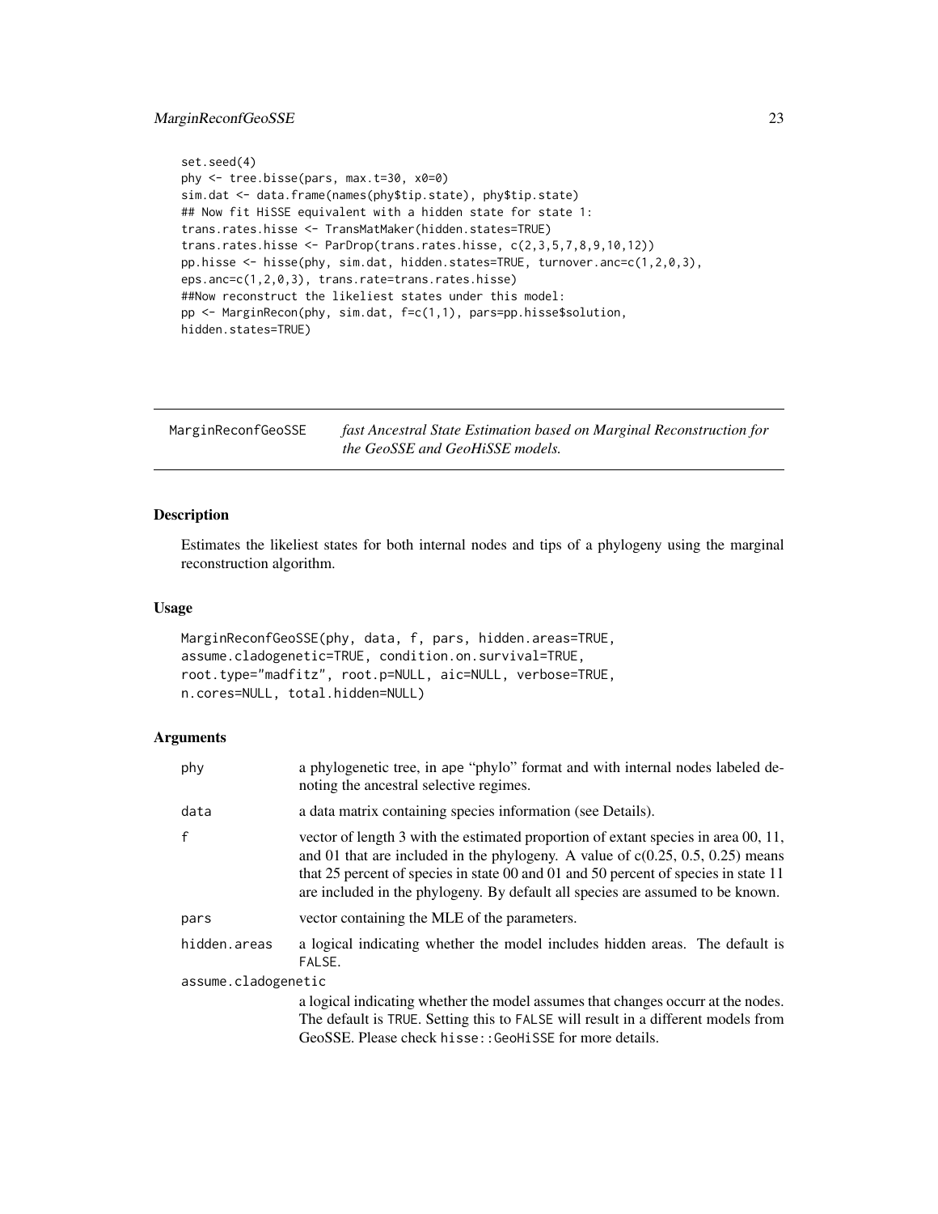```
set.seed(4)
phy <- tree.bisse(pars, max.t=30, x0=0)
sim.dat <- data.frame(names(phy$tip.state), phy$tip.state)
## Now fit HiSSE equivalent with a hidden state for state 1:
trans.rates.hisse <- TransMatMaker(hidden.states=TRUE)
trans.rates.hisse <- ParDrop(trans.rates.hisse, c(2,3,5,7,8,9,10,12))
pp.hisse <- hisse(phy, sim.dat, hidden.states=TRUE, turnover.anc=c(1,2,0,3),
eps.anc=c(1,2,0,3), trans.rate=trans.rates.hisse)
##Now reconstruct the likeliest states under this model:
pp <- MarginRecon(phy, sim.dat, f=c(1,1), pars=pp.hisse$solution,
hidden.states=TRUE)
```

## MarginReconfGeoSSE — *fast Ancestral State Estimation based on Marginal Reconstruction for the GeoSSE and GeoHiSSE models.*

### Description

Estimates the likeliest states for both internal nodes and tips of a phylogeny using the marginal reconstruction algorithm.

### Usage

```
MarginReconfGeoSSE(phy, data, f, pars, hidden.areas=TRUE,
assume.cladogenetic=TRUE, condition.on.survival=TRUE,
root.type="madfitz", root.p=NULL, aic=NULL, verbose=TRUE,
n.cores=NULL, total.hidden=NULL)
```

### Arguments

| | |
|---|---|
| phy | a phylogenetic tree, in ape "phylo" format and with internal nodes labeled denoting the ancestral selective regimes. |
| data | a data matrix containing species information (see Details). |
| f | vector of length 3 with the estimated proportion of extant species in area 00, 11, and 01 that are included in the phylogeny. A value of c(0.25, 0.5, 0.25) means that 25 percent of species in state 00 and 01 and 50 percent of species in state 11 are included in the phylogeny. By default all species are assumed to be known. |
| pars | vector containing the MLE of the parameters. |
| hidden.areas | a logical indicating whether the model includes hidden areas. The default is FALSE. |
| assume.cladogenetic | a logical indicating whether the model assumes that changes occurr at the nodes. The default is TRUE. Setting this to FALSE will result in a different models from GeoSSE. Please check hisse::GeoHiSSE for more details. |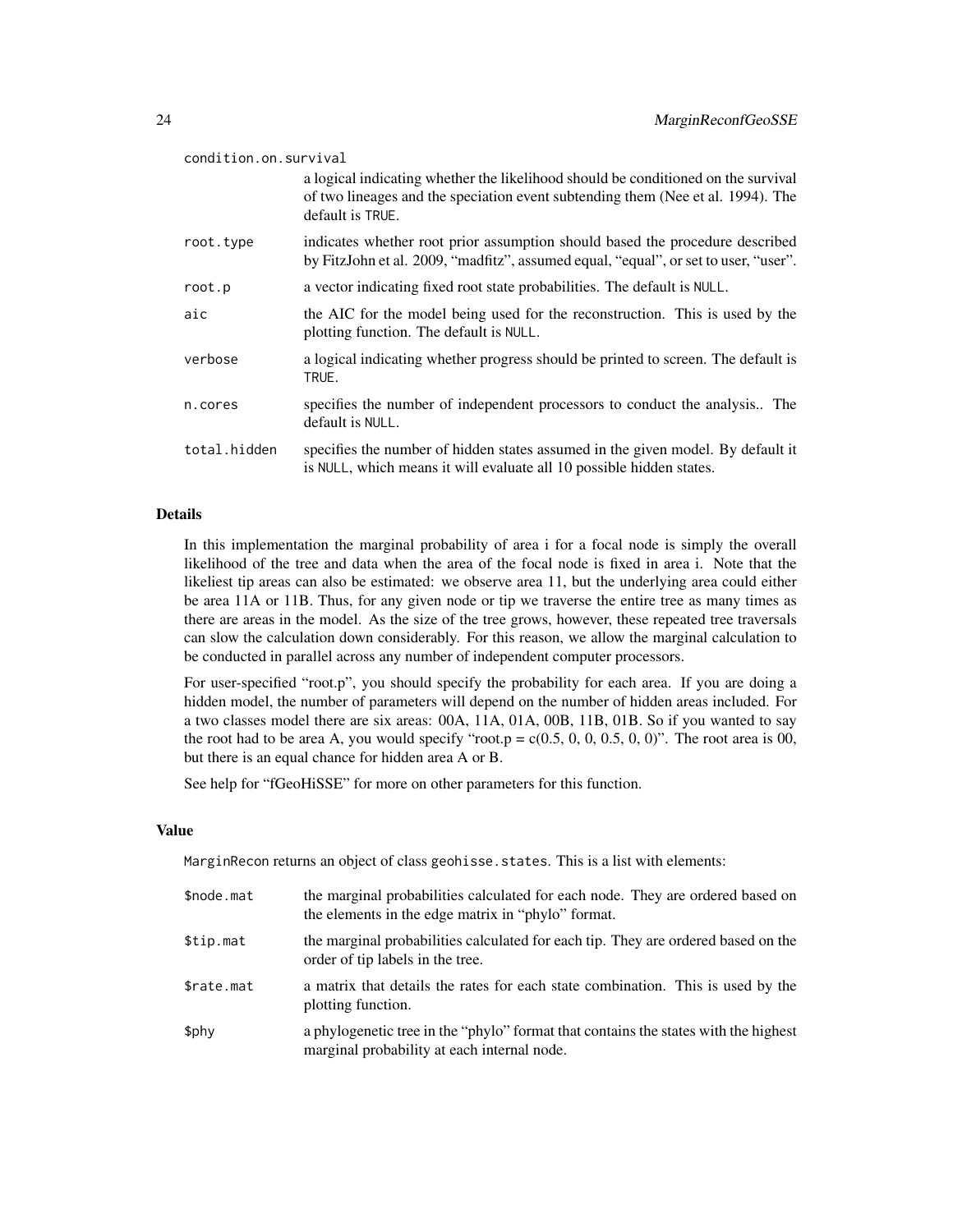condition.on.survival
: a logical indicating whether the likelihood should be conditioned on the survival of two lineages and the speciation event subtending them (Nee et al. 1994). The default is TRUE.

root.type
: indicates whether root prior assumption should based the procedure described by FitzJohn et al. 2009, "madfitz", assumed equal, "equal", or set to user, "user".

root.p
: a vector indicating fixed root state probabilities. The default is NULL.

aic
: the AIC for the model being used for the reconstruction. This is used by the plotting function. The default is NULL.

verbose
: a logical indicating whether progress should be printed to screen. The default is TRUE.

n.cores
: specifies the number of independent processors to conduct the analysis.. The default is NULL.

total.hidden
: specifies the number of hidden states assumed in the given model. By default it is NULL, which means it will evaluate all 10 possible hidden states.

## Details

In this implementation the marginal probability of area i for a focal node is simply the overall likelihood of the tree and data when the area of the focal node is fixed in area i. Note that the likeliest tip areas can also be estimated: we observe area 11, but the underlying area could either be area 11A or 11B. Thus, for any given node or tip we traverse the entire tree as many times as there are areas in the model. As the size of the tree grows, however, these repeated tree traversals can slow the calculation down considerably. For this reason, we allow the marginal calculation to be conducted in parallel across any number of independent computer processors.

For user-specified "root.p", you should specify the probability for each area. If you are doing a hidden model, the number of parameters will depend on the number of hidden areas included. For a two classes model there are six areas: 00A, 11A, 01A, 00B, 11B, 01B. So if you wanted to say the root had to be area A, you would specify "root.p = c(0.5, 0, 0, 0.5, 0, 0)". The root area is 00, but there is an equal chance for hidden area A or B.

See help for "fGeoHiSSE" for more on other parameters for this function.

## Value

MarginRecon returns an object of class geohisse.states. This is a list with elements:

$node.mat
: the marginal probabilities calculated for each node. They are ordered based on the elements in the edge matrix in "phylo" format.

$tip.mat
: the marginal probabilities calculated for each tip. They are ordered based on the order of tip labels in the tree.

$rate.mat
: a matrix that details the rates for each state combination. This is used by the plotting function.

$phy
: a phylogenetic tree in the "phylo" format that contains the states with the highest marginal probability at each internal node.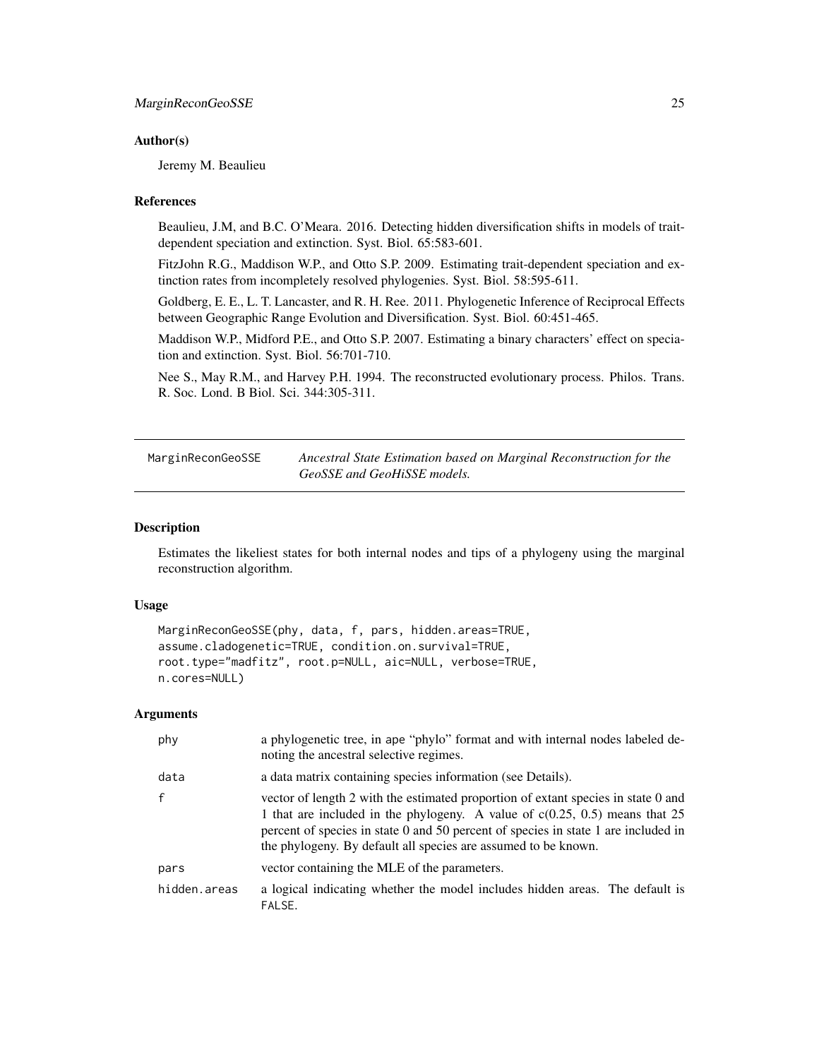### Author(s)

Jeremy M. Beaulieu

### References

Beaulieu, J.M, and B.C. O'Meara. 2016. Detecting hidden diversification shifts in models of trait-dependent speciation and extinction. Syst. Biol. 65:583-601.

FitzJohn R.G., Maddison W.P., and Otto S.P. 2009. Estimating trait-dependent speciation and extinction rates from incompletely resolved phylogenies. Syst. Biol. 58:595-611.

Goldberg, E. E., L. T. Lancaster, and R. H. Ree. 2011. Phylogenetic Inference of Reciprocal Effects between Geographic Range Evolution and Diversification. Syst. Biol. 60:451-465.

Maddison W.P., Midford P.E., and Otto S.P. 2007. Estimating a binary characters' effect on speciation and extinction. Syst. Biol. 56:701-710.

Nee S., May R.M., and Harvey P.H. 1994. The reconstructed evolutionary process. Philos. Trans. R. Soc. Lond. B Biol. Sci. 344:305-311.

---

## MarginReconGeoSSE — *Ancestral State Estimation based on Marginal Reconstruction for the GeoSSE and GeoHiSSE models.*

### Description

Estimates the likeliest states for both internal nodes and tips of a phylogeny using the marginal reconstruction algorithm.

### Usage

```
MarginReconGeoSSE(phy, data, f, pars, hidden.areas=TRUE,
assume.cladogenetic=TRUE, condition.on.survival=TRUE,
root.type="madfitz", root.p=NULL, aic=NULL, verbose=TRUE,
n.cores=NULL)
```

### Arguments

| | |
|---|---|
| phy | a phylogenetic tree, in ape "phylo" format and with internal nodes labeled denoting the ancestral selective regimes. |
| data | a data matrix containing species information (see Details). |
| f | vector of length 2 with the estimated proportion of extant species in state 0 and 1 that are included in the phylogeny. A value of c(0.25, 0.5) means that 25 percent of species in state 0 and 50 percent of species in state 1 are included in the phylogeny. By default all species are assumed to be known. |
| pars | vector containing the MLE of the parameters. |
| hidden.areas | a logical indicating whether the model includes hidden areas. The default is FALSE. |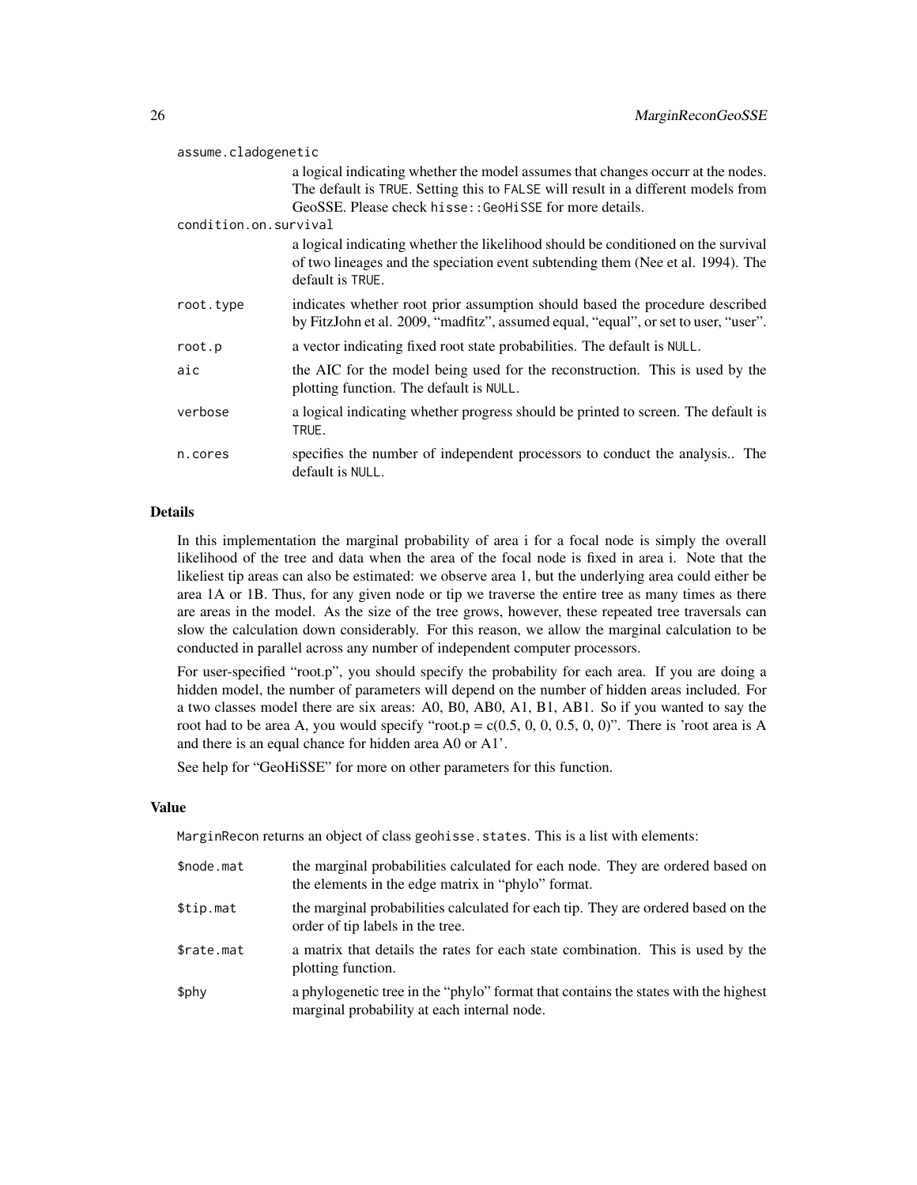| | |
|---|---|
| assume.cladogenetic | a logical indicating whether the model assumes that changes occurr at the nodes. The default is TRUE. Setting this to FALSE will result in a different models from GeoSSE. Please check hisse::GeoHiSSE for more details. |
| condition.on.survival | a logical indicating whether the likelihood should be conditioned on the survival of two lineages and the speciation event subtending them (Nee et al. 1994). The default is TRUE. |
| root.type | indicates whether root prior assumption should based the procedure described by FitzJohn et al. 2009, "madfitz", assumed equal, "equal", or set to user, "user". |
| root.p | a vector indicating fixed root state probabilities. The default is NULL. |
| aic | the AIC for the model being used for the reconstruction. This is used by the plotting function. The default is NULL. |
| verbose | a logical indicating whether progress should be printed to screen. The default is TRUE. |
| n.cores | specifies the number of independent processors to conduct the analysis.. The default is NULL. |

## Details

In this implementation the marginal probability of area i for a focal node is simply the overall likelihood of the tree and data when the area of the focal node is fixed in area i. Note that the likeliest tip areas can also be estimated: we observe area 1, but the underlying area could either be area 1A or 1B. Thus, for any given node or tip we traverse the entire tree as many times as there are areas in the model. As the size of the tree grows, however, these repeated tree traversals can slow the calculation down considerably. For this reason, we allow the marginal calculation to be conducted in parallel across any number of independent computer processors.

For user-specified "root.p", you should specify the probability for each area. If you are doing a hidden model, the number of parameters will depend on the number of hidden areas included. For a two classes model there are six areas: A0, B0, AB0, A1, B1, AB1. So if you wanted to say the root had to be area A, you would specify "root.p = c(0.5, 0, 0, 0.5, 0, 0)". There is 'root area is A and there is an equal chance for hidden area A0 or A1'.

See help for "GeoHiSSE" for more on other parameters for this function.

## Value

MarginRecon returns an object of class geohisse.states. This is a list with elements:

| | |
|---|---|
| $node.mat | the marginal probabilities calculated for each node. They are ordered based on the elements in the edge matrix in "phylo" format. |
| $tip.mat | the marginal probabilities calculated for each tip. They are ordered based on the order of tip labels in the tree. |
| $rate.mat | a matrix that details the rates for each state combination. This is used by the plotting function. |
| $phy | a phylogenetic tree in the "phylo" format that contains the states with the highest marginal probability at each internal node. |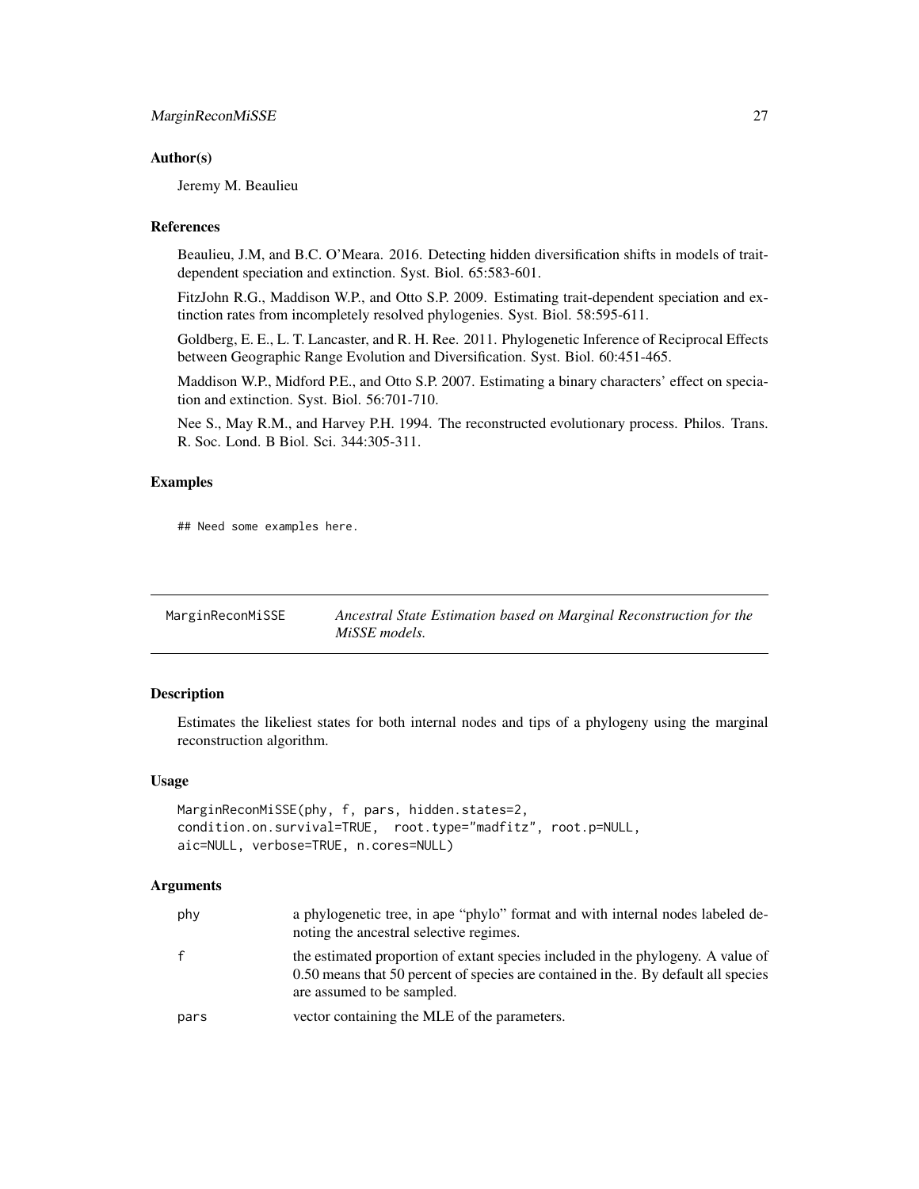### Author(s)

Jeremy M. Beaulieu

### References

Beaulieu, J.M, and B.C. O'Meara. 2016. Detecting hidden diversification shifts in models of trait-dependent speciation and extinction. Syst. Biol. 65:583-601.

FitzJohn R.G., Maddison W.P., and Otto S.P. 2009. Estimating trait-dependent speciation and extinction rates from incompletely resolved phylogenies. Syst. Biol. 58:595-611.

Goldberg, E. E., L. T. Lancaster, and R. H. Ree. 2011. Phylogenetic Inference of Reciprocal Effects between Geographic Range Evolution and Diversification. Syst. Biol. 60:451-465.

Maddison W.P., Midford P.E., and Otto S.P. 2007. Estimating a binary characters' effect on speciation and extinction. Syst. Biol. 56:701-710.

Nee S., May R.M., and Harvey P.H. 1994. The reconstructed evolutionary process. Philos. Trans. R. Soc. Lond. B Biol. Sci. 344:305-311.

### Examples

```
## Need some examples here.
```

---

## MarginReconMiSSE — *Ancestral State Estimation based on Marginal Reconstruction for the MiSSE models.*

---

### Description

Estimates the likeliest states for both internal nodes and tips of a phylogeny using the marginal reconstruction algorithm.

### Usage

```
MarginReconMiSSE(phy, f, pars, hidden.states=2,
condition.on.survival=TRUE,  root.type="madfitz", root.p=NULL,
aic=NULL, verbose=TRUE, n.cores=NULL)
```

### Arguments

| | |
|---|---|
| phy | a phylogenetic tree, in ape "phylo" format and with internal nodes labeled denoting the ancestral selective regimes. |
| f | the estimated proportion of extant species included in the phylogeny. A value of 0.50 means that 50 percent of species are contained in the. By default all species are assumed to be sampled. |
| pars | vector containing the MLE of the parameters. |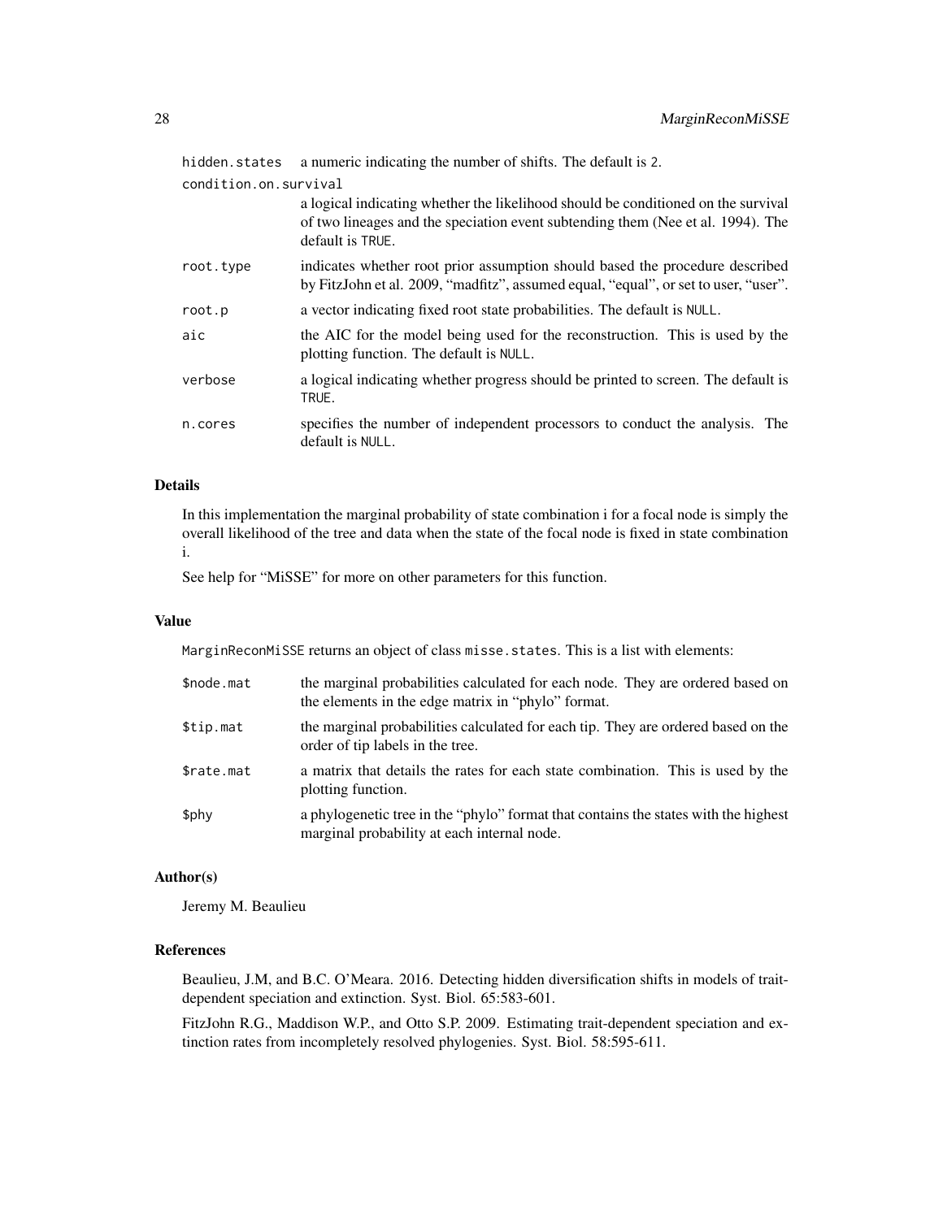| | |
|---|---|
| hidden.states | a numeric indicating the number of shifts. The default is 2. |
| condition.on.survival | a logical indicating whether the likelihood should be conditioned on the survival of two lineages and the speciation event subtending them (Nee et al. 1994). The default is TRUE. |
| root.type | indicates whether root prior assumption should based the procedure described by FitzJohn et al. 2009, "madfitz", assumed equal, "equal", or set to user, "user". |
| root.p | a vector indicating fixed root state probabilities. The default is NULL. |
| aic | the AIC for the model being used for the reconstruction. This is used by the plotting function. The default is NULL. |
| verbose | a logical indicating whether progress should be printed to screen. The default is TRUE. |
| n.cores | specifies the number of independent processors to conduct the analysis. The default is NULL. |

### Details

In this implementation the marginal probability of state combination i for a focal node is simply the overall likelihood of the tree and data when the state of the focal node is fixed in state combination i.

See help for "MiSSE" for more on other parameters for this function.

### Value

MarginReconMiSSE returns an object of class misse.states. This is a list with elements:

| | |
|---|---|
| $node.mat | the marginal probabilities calculated for each node. They are ordered based on the elements in the edge matrix in "phylo" format. |
| $tip.mat | the marginal probabilities calculated for each tip. They are ordered based on the order of tip labels in the tree. |
| $rate.mat | a matrix that details the rates for each state combination. This is used by the plotting function. |
| $phy | a phylogenetic tree in the "phylo" format that contains the states with the highest marginal probability at each internal node. |

### Author(s)

Jeremy M. Beaulieu

### References

Beaulieu, J.M, and B.C. O'Meara. 2016. Detecting hidden diversification shifts in models of trait-dependent speciation and extinction. Syst. Biol. 65:583-601.

FitzJohn R.G., Maddison W.P., and Otto S.P. 2009. Estimating trait-dependent speciation and extinction rates from incompletely resolved phylogenies. Syst. Biol. 58:595-611.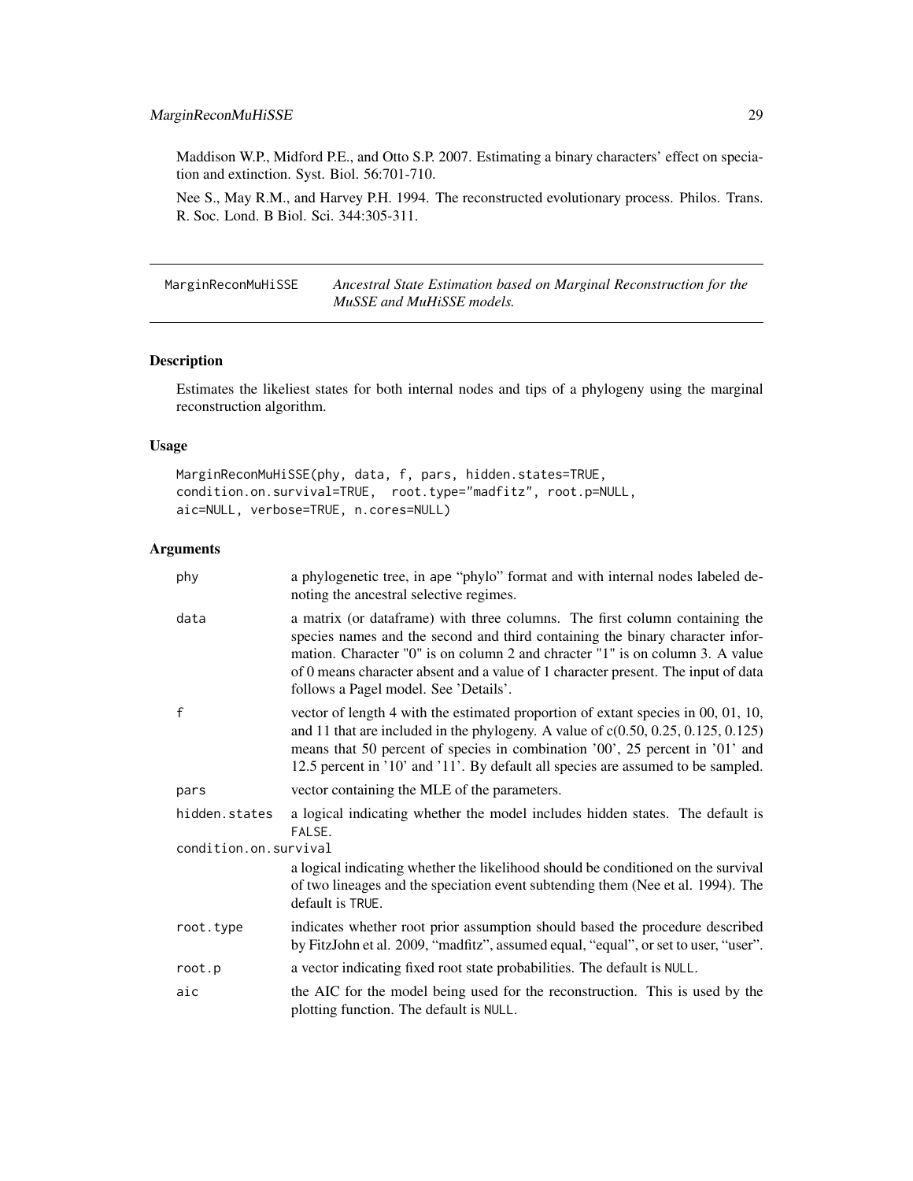Maddison W.P., Midford P.E., and Otto S.P. 2007. Estimating a binary characters' effect on speciation and extinction. Syst. Biol. 56:701-710.

Nee S., May R.M., and Harvey P.H. 1994. The reconstructed evolutionary process. Philos. Trans. R. Soc. Lond. B Biol. Sci. 344:305-311.

---

## MarginReconMuHiSSE — *Ancestral State Estimation based on Marginal Reconstruction for the MuSSE and MuHiSSE models.*

---

### Description

Estimates the likeliest states for both internal nodes and tips of a phylogeny using the marginal reconstruction algorithm.

### Usage

```
MarginReconMuHiSSE(phy, data, f, pars, hidden.states=TRUE,
condition.on.survival=TRUE,  root.type="madfitz", root.p=NULL,
aic=NULL, verbose=TRUE, n.cores=NULL)
```

### Arguments

| | |
|---|---|
| `phy` | a phylogenetic tree, in ape "phylo" format and with internal nodes labeled denoting the ancestral selective regimes. |
| `data` | a matrix (or dataframe) with three columns. The first column containing the species names and the second and third containing the binary character information. Character "0" is on column 2 and chracter "1" is on column 3. A value of 0 means character absent and a value of 1 character present. The input of data follows a Pagel model. See 'Details'. |
| `f` | vector of length 4 with the estimated proportion of extant species in 00, 01, 10, and 11 that are included in the phylogeny. A value of c(0.50, 0.25, 0.125, 0.125) means that 50 percent of species in combination '00', 25 percent in '01' and 12.5 percent in '10' and '11'. By default all species are assumed to be sampled. |
| `pars` | vector containing the MLE of the parameters. |
| `hidden.states` | a logical indicating whether the model includes hidden states. The default is `FALSE`. |
| `condition.on.survival` | a logical indicating whether the likelihood should be conditioned on the survival of two lineages and the speciation event subtending them (Nee et al. 1994). The default is `TRUE`. |
| `root.type` | indicates whether root prior assumption should based the procedure described by FitzJohn et al. 2009, "madfitz", assumed equal, "equal", or set to user, "user". |
| `root.p` | a vector indicating fixed root state probabilities. The default is `NULL`. |
| `aic` | the AIC for the model being used for the reconstruction. This is used by the plotting function. The default is `NULL`. |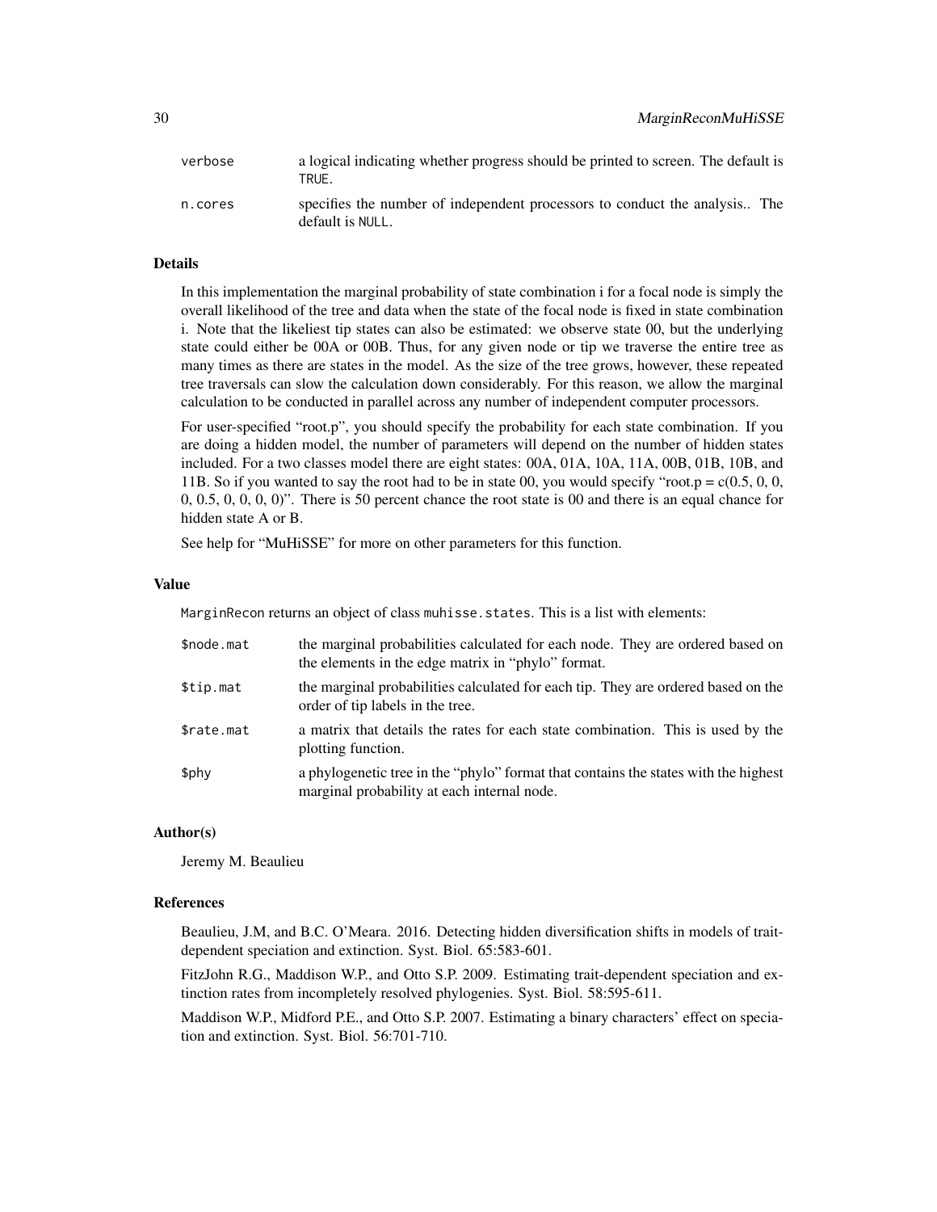| | |
|---|---|
| verbose | a logical indicating whether progress should be printed to screen. The default is TRUE. |
| n.cores | specifies the number of independent processors to conduct the analysis.. The default is NULL. |

## Details

In this implementation the marginal probability of state combination i for a focal node is simply the overall likelihood of the tree and data when the state of the focal node is fixed in state combination i. Note that the likeliest tip states can also be estimated: we observe state 00, but the underlying state could either be 00A or 00B. Thus, for any given node or tip we traverse the entire tree as many times as there are states in the model. As the size of the tree grows, however, these repeated tree traversals can slow the calculation down considerably. For this reason, we allow the marginal calculation to be conducted in parallel across any number of independent computer processors.

For user-specified "root.p", you should specify the probability for each state combination. If you are doing a hidden model, the number of parameters will depend on the number of hidden states included. For a two classes model there are eight states: 00A, 01A, 10A, 11A, 00B, 01B, 10B, and 11B. So if you wanted to say the root had to be in state 00, you would specify "root.p = c(0.5, 0, 0, 0, 0.5, 0, 0, 0, 0)". There is 50 percent chance the root state is 00 and there is an equal chance for hidden state A or B.

See help for "MuHiSSE" for more on other parameters for this function.

## Value

MarginRecon returns an object of class muhisse.states. This is a list with elements:

| | |
|---|---|
| $node.mat | the marginal probabilities calculated for each node. They are ordered based on the elements in the edge matrix in "phylo" format. |
| $tip.mat | the marginal probabilities calculated for each tip. They are ordered based on the order of tip labels in the tree. |
| $rate.mat | a matrix that details the rates for each state combination. This is used by the plotting function. |
| $phy | a phylogenetic tree in the "phylo" format that contains the states with the highest marginal probability at each internal node. |

## Author(s)

Jeremy M. Beaulieu

## References

Beaulieu, J.M, and B.C. O'Meara. 2016. Detecting hidden diversification shifts in models of trait-dependent speciation and extinction. Syst. Biol. 65:583-601.

FitzJohn R.G., Maddison W.P., and Otto S.P. 2009. Estimating trait-dependent speciation and extinction rates from incompletely resolved phylogenies. Syst. Biol. 58:595-611.

Maddison W.P., Midford P.E., and Otto S.P. 2007. Estimating a binary characters' effect on speciation and extinction. Syst. Biol. 56:701-710.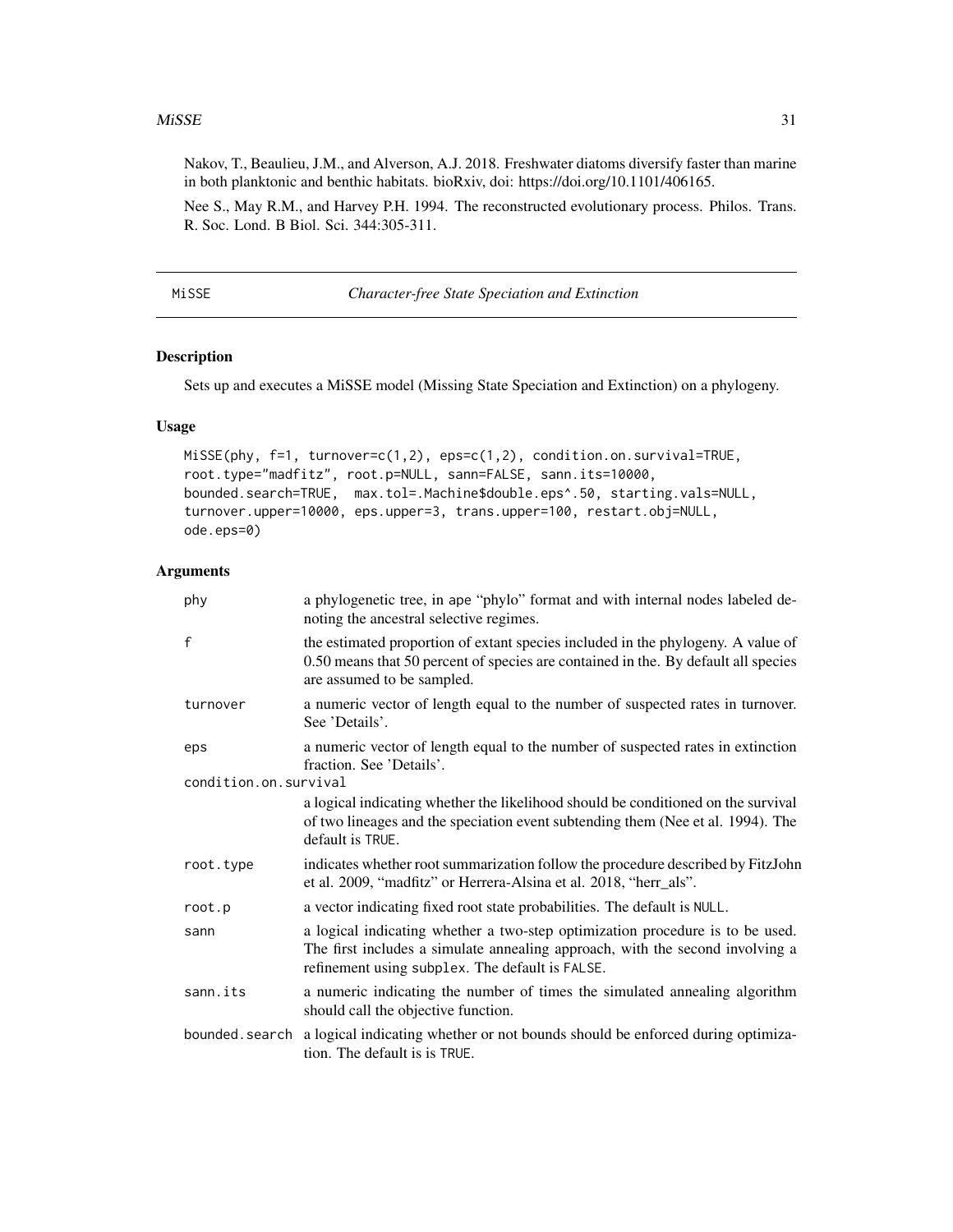Nakov, T., Beaulieu, J.M., and Alverson, A.J. 2018. Freshwater diatoms diversify faster than marine in both planktonic and benthic habitats. bioRxiv, doi: https://doi.org/10.1101/406165.

Nee S., May R.M., and Harvey P.H. 1994. The reconstructed evolutionary process. Philos. Trans. R. Soc. Lond. B Biol. Sci. 344:305-311.

---

## MiSSE — *Character-free State Speciation and Extinction*

### Description

Sets up and executes a MiSSE model (Missing State Speciation and Extinction) on a phylogeny.

### Usage

```
MiSSE(phy, f=1, turnover=c(1,2), eps=c(1,2), condition.on.survival=TRUE,
root.type="madfitz", root.p=NULL, sann=FALSE, sann.its=10000,
bounded.search=TRUE,  max.tol=.Machine$double.eps^.50, starting.vals=NULL,
turnover.upper=10000, eps.upper=3, trans.upper=100, restart.obj=NULL,
ode.eps=0)
```

### Arguments

| | |
|---|---|
| phy | a phylogenetic tree, in ape "phylo" format and with internal nodes labeled denoting the ancestral selective regimes. |
| f | the estimated proportion of extant species included in the phylogeny. A value of 0.50 means that 50 percent of species are contained in the. By default all species are assumed to be sampled. |
| turnover | a numeric vector of length equal to the number of suspected rates in turnover. See 'Details'. |
| eps | a numeric vector of length equal to the number of suspected rates in extinction fraction. See 'Details'. |
| condition.on.survival | a logical indicating whether the likelihood should be conditioned on the survival of two lineages and the speciation event subtending them (Nee et al. 1994). The default is TRUE. |
| root.type | indicates whether root summarization follow the procedure described by FitzJohn et al. 2009, "madfitz" or Herrera-Alsina et al. 2018, "herr_als". |
| root.p | a vector indicating fixed root state probabilities. The default is NULL. |
| sann | a logical indicating whether a two-step optimization procedure is to be used. The first includes a simulate annealing approach, with the second involving a refinement using subplex. The default is FALSE. |
| sann.its | a numeric indicating the number of times the simulated annealing algorithm should call the objective function. |
| bounded.search | a logical indicating whether or not bounds should be enforced during optimization. The default is is TRUE. |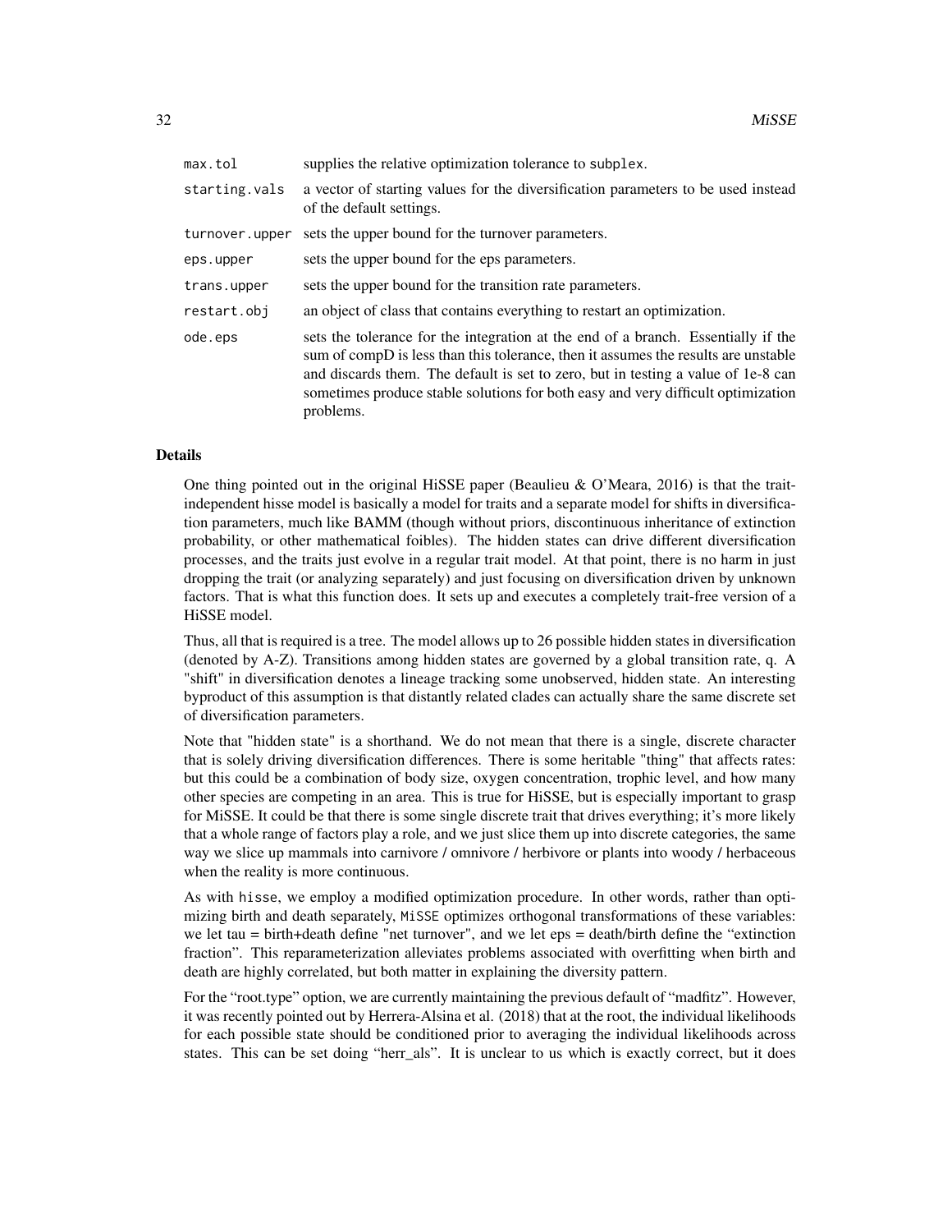| | |
|---|---|
| `max.tol` | supplies the relative optimization tolerance to `subplex`. |
| `starting.vals` | a vector of starting values for the diversification parameters to be used instead of the default settings. |
| `turnover.upper` | sets the upper bound for the turnover parameters. |
| `eps.upper` | sets the upper bound for the eps parameters. |
| `trans.upper` | sets the upper bound for the transition rate parameters. |
| `restart.obj` | an object of class that contains everything to restart an optimization. |
| `ode.eps` | sets the tolerance for the integration at the end of a branch. Essentially if the sum of compD is less than this tolerance, then it assumes the results are unstable and discards them. The default is set to zero, but in testing a value of 1e-8 can sometimes produce stable solutions for both easy and very difficult optimization problems. |

## Details

One thing pointed out in the original HiSSE paper (Beaulieu & O'Meara, 2016) is that the trait-independent hisse model is basically a model for traits and a separate model for shifts in diversification parameters, much like BAMM (though without priors, discontinuous inheritance of extinction probability, or other mathematical foibles). The hidden states can drive different diversification processes, and the traits just evolve in a regular trait model. At that point, there is no harm in just dropping the trait (or analyzing separately) and just focusing on diversification driven by unknown factors. That is what this function does. It sets up and executes a completely trait-free version of a HiSSE model.

Thus, all that is required is a tree. The model allows up to 26 possible hidden states in diversification (denoted by A-Z). Transitions among hidden states are governed by a global transition rate, q. A "shift" in diversification denotes a lineage tracking some unobserved, hidden state. An interesting byproduct of this assumption is that distantly related clades can actually share the same discrete set of diversification parameters.

Note that "hidden state" is a shorthand. We do not mean that there is a single, discrete character that is solely driving diversification differences. There is some heritable "thing" that affects rates: but this could be a combination of body size, oxygen concentration, trophic level, and how many other species are competing in an area. This is true for HiSSE, but is especially important to grasp for MiSSE. It could be that there is some single discrete trait that drives everything; it's more likely that a whole range of factors play a role, and we just slice them up into discrete categories, the same way we slice up mammals into carnivore / omnivore / herbivore or plants into woody / herbaceous when the reality is more continuous.

As with `hisse`, we employ a modified optimization procedure. In other words, rather than optimizing birth and death separately, `MiSSE` optimizes orthogonal transformations of these variables: we let tau = birth+death define "net turnover", and we let eps = death/birth define the "extinction fraction". This reparameterization alleviates problems associated with overfitting when birth and death are highly correlated, but both matter in explaining the diversity pattern.

For the "root.type" option, we are currently maintaining the previous default of "madfitz". However, it was recently pointed out by Herrera-Alsina et al. (2018) that at the root, the individual likelihoods for each possible state should be conditioned prior to averaging the individual likelihoods across states. This can be set doing "herr_als". It is unclear to us which is exactly correct, but it does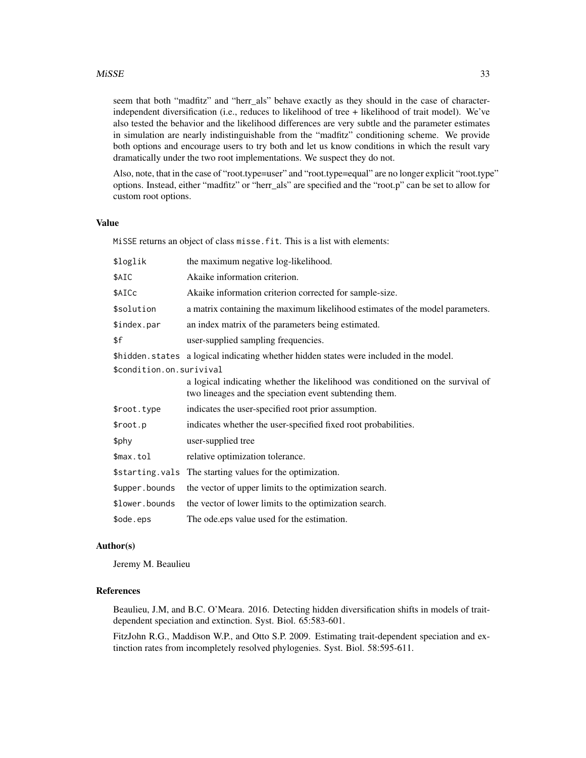seem that both "madfitz" and "herr_als" behave exactly as they should in the case of character-independent diversification (i.e., reduces to likelihood of tree + likelihood of trait model). We've also tested the behavior and the likelihood differences are very subtle and the parameter estimates in simulation are nearly indistinguishable from the "madfitz" conditioning scheme. We provide both options and encourage users to try both and let us know conditions in which the result vary dramatically under the two root implementations. We suspect they do not.

Also, note, that in the case of "root.type=user" and "root.type=equal" are no longer explicit "root.type" options. Instead, either "madfitz" or "herr_als" are specified and the "root.p" can be set to allow for custom root options.

### Value

MiSSE returns an object of class misse.fit. This is a list with elements:

| | |
|---|---|
| $loglik | the maximum negative log-likelihood. |
| $AIC | Akaike information criterion. |
| $AICc | Akaike information criterion corrected for sample-size. |
| $solution | a matrix containing the maximum likelihood estimates of the model parameters. |
| $index.par | an index matrix of the parameters being estimated. |
| $f | user-supplied sampling frequencies. |
| $hidden.states | a logical indicating whether hidden states were included in the model. |
| $condition.on.surivival | a logical indicating whether the likelihood was conditioned on the survival of two lineages and the speciation event subtending them. |
| $root.type | indicates the user-specified root prior assumption. |
| $root.p | indicates whether the user-specified fixed root probabilities. |
| $phy | user-supplied tree |
| $max.tol | relative optimization tolerance. |
| $starting.vals | The starting values for the optimization. |
| $upper.bounds | the vector of upper limits to the optimization search. |
| $lower.bounds | the vector of lower limits to the optimization search. |
| $ode.eps | The ode.eps value used for the estimation. |

### Author(s)

Jeremy M. Beaulieu

### References

Beaulieu, J.M, and B.C. O'Meara. 2016. Detecting hidden diversification shifts in models of trait-dependent speciation and extinction. Syst. Biol. 65:583-601.

FitzJohn R.G., Maddison W.P., and Otto S.P. 2009. Estimating trait-dependent speciation and extinction rates from incompletely resolved phylogenies. Syst. Biol. 58:595-611.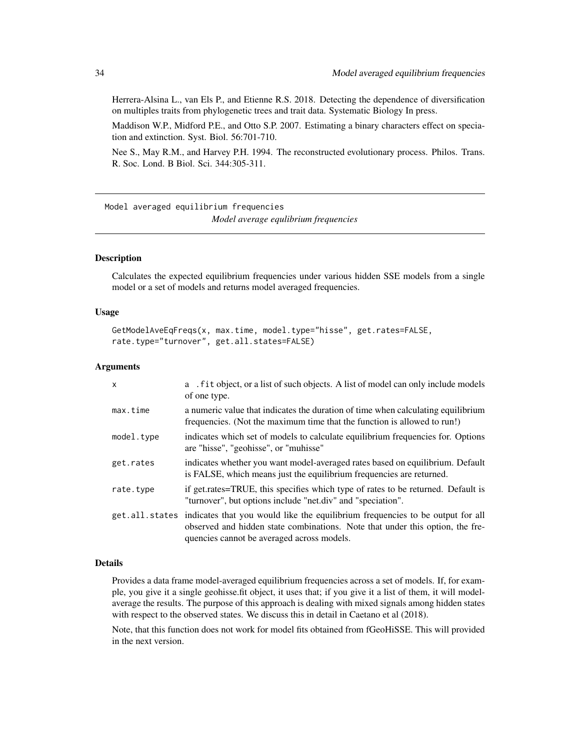Herrera-Alsina L., van Els P., and Etienne R.S. 2018. Detecting the dependence of diversification on multiples traits from phylogenetic trees and trait data. Systematic Biology In press.

Maddison W.P., Midford P.E., and Otto S.P. 2007. Estimating a binary characters effect on speciation and extinction. Syst. Biol. 56:701-710.

Nee S., May R.M., and Harvey P.H. 1994. The reconstructed evolutionary process. Philos. Trans. R. Soc. Lond. B Biol. Sci. 344:305-311.

---

## Model averaged equilibrium frequencies

*Model average equlibrium frequencies*

---

### Description

Calculates the expected equilibrium frequencies under various hidden SSE models from a single model or a set of models and returns model averaged frequencies.

### Usage

```
GetModelAveEqFreqs(x, max.time, model.type="hisse", get.rates=FALSE,
rate.type="turnover", get.all.states=FALSE)
```

### Arguments

| | |
|---|---|
| x | a .fit object, or a list of such objects. A list of model can only include models of one type. |
| max.time | a numeric value that indicates the duration of time when calculating equilibrium frequencies. (Not the maximum time that the function is allowed to run!) |
| model.type | indicates which set of models to calculate equilibrium frequencies for. Options are "hisse", "geohisse", or "muhisse" |
| get.rates | indicates whether you want model-averaged rates based on equilibrium. Default is FALSE, which means just the equilibrium frequencies are returned. |
| rate.type | if get.rates=TRUE, this specifies which type of rates to be returned. Default is "turnover", but options include "net.div" and "speciation". |
| get.all.states | indicates that you would like the equilibrium frequencies to be output for all observed and hidden state combinations. Note that under this option, the frequencies cannot be averaged across models. |

### Details

Provides a data frame model-averaged equilibrium frequencies across a set of models. If, for example, you give it a single geohisse.fit object, it uses that; if you give it a list of them, it will model-average the results. The purpose of this approach is dealing with mixed signals among hidden states with respect to the observed states. We discuss this in detail in Caetano et al (2018).

Note, that this function does not work for model fits obtained from fGeoHiSSE. This will provided in the next version.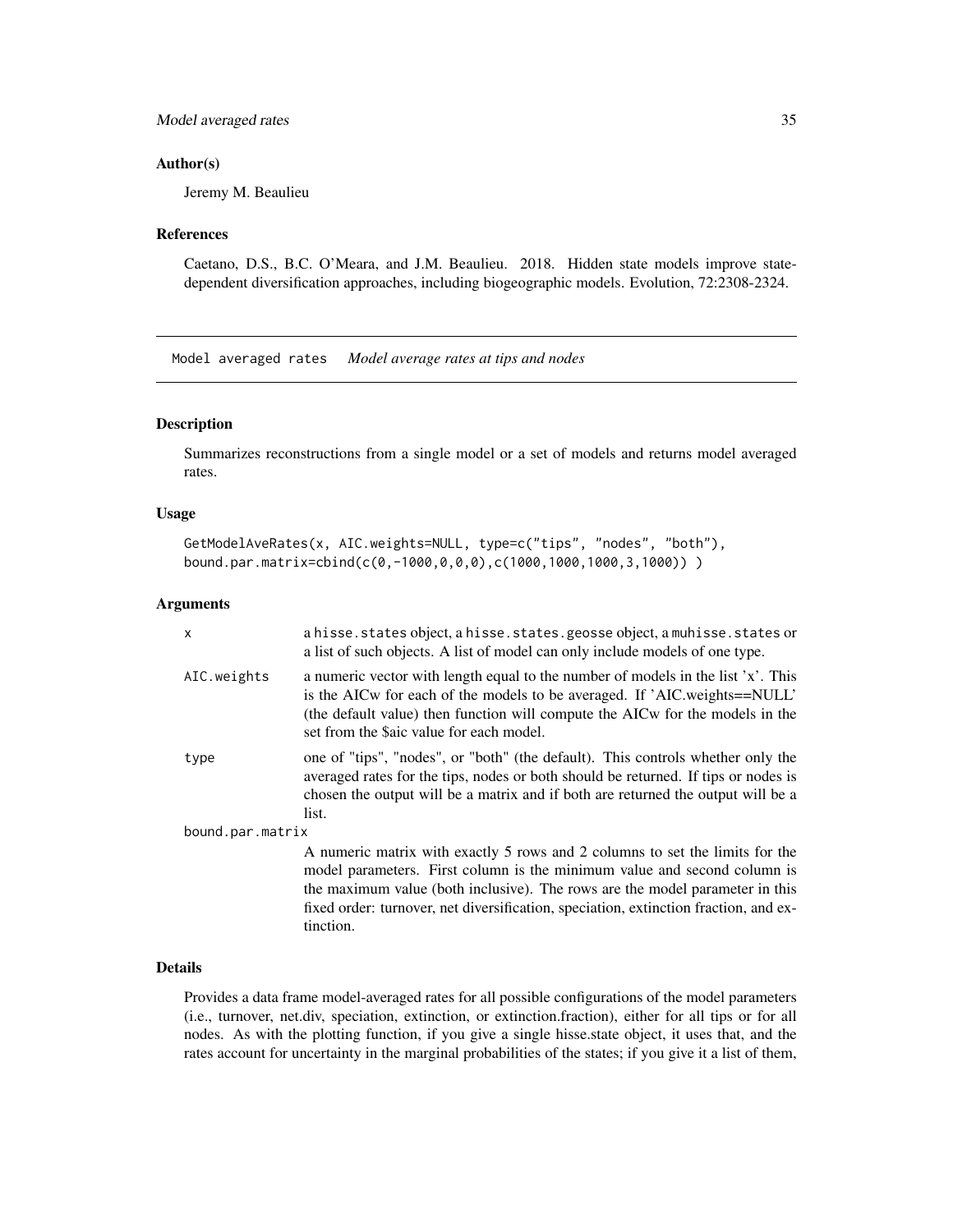### Author(s)

Jeremy M. Beaulieu

### References

Caetano, D.S., B.C. O'Meara, and J.M. Beaulieu. 2018. Hidden state models improve state-dependent diversification approaches, including biogeographic models. Evolution, 72:2308-2324.

---

## Model averaged rates — *Model average rates at tips and nodes*

### Description

Summarizes reconstructions from a single model or a set of models and returns model averaged rates.

### Usage

```
GetModelAveRates(x, AIC.weights=NULL, type=c("tips", "nodes", "both"),
bound.par.matrix=cbind(c(0,-1000,0,0,0),c(1000,1000,1000,3,1000)) )
```

### Arguments

| | |
|---|---|
| x | a hisse.states object, a hisse.states.geosse object, a muhisse.states or a list of such objects. A list of model can only include models of one type. |
| AIC.weights | a numeric vector with length equal to the number of models in the list 'x'. This is the AICw for each of the models to be averaged. If 'AIC.weights==NULL' (the default value) then function will compute the AICw for the models in the set from the $aic value for each model. |
| type | one of "tips", "nodes", or "both" (the default). This controls whether only the averaged rates for the tips, nodes or both should be returned. If tips or nodes is chosen the output will be a matrix and if both are returned the output will be a list. |
| bound.par.matrix | A numeric matrix with exactly 5 rows and 2 columns to set the limits for the model parameters. First column is the minimum value and second column is the maximum value (both inclusive). The rows are the model parameter in this fixed order: turnover, net diversification, speciation, extinction fraction, and extinction. |

### Details

Provides a data frame model-averaged rates for all possible configurations of the model parameters (i.e., turnover, net.div, speciation, extinction, or extinction.fraction), either for all tips or for all nodes. As with the plotting function, if you give a single hisse.state object, it uses that, and the rates account for uncertainty in the marginal probabilities of the states; if you give it a list of them,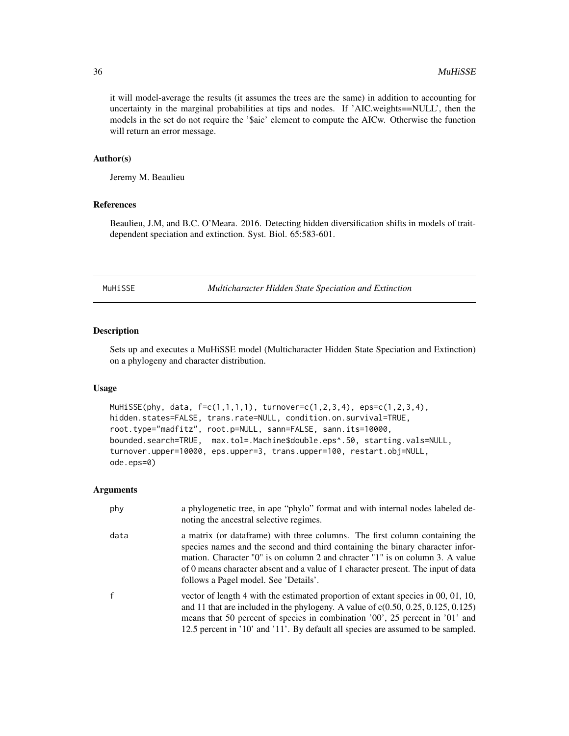it will model-average the results (it assumes the trees are the same) in addition to accounting for uncertainty in the marginal probabilities at tips and nodes. If 'AIC.weights==NULL', then the models in the set do not require the '$aic' element to compute the AICw. Otherwise the function will return an error message.

### Author(s)

Jeremy M. Beaulieu

### References

Beaulieu, J.M, and B.C. O'Meara. 2016. Detecting hidden diversification shifts in models of trait-dependent speciation and extinction. Syst. Biol. 65:583-601.

## MuHiSSE *Multicharacter Hidden State Speciation and Extinction*

### Description

Sets up and executes a MuHiSSE model (Multicharacter Hidden State Speciation and Extinction) on a phylogeny and character distribution.

### Usage

```
MuHiSSE(phy, data, f=c(1,1,1,1), turnover=c(1,2,3,4), eps=c(1,2,3,4),
hidden.states=FALSE, trans.rate=NULL, condition.on.survival=TRUE,
root.type="madfitz", root.p=NULL, sann=FALSE, sann.its=10000,
bounded.search=TRUE,  max.tol=.Machine$double.eps^.50, starting.vals=NULL,
turnover.upper=10000, eps.upper=3, trans.upper=100, restart.obj=NULL,
ode.eps=0)
```

### Arguments

| | |
|---|---|
| phy | a phylogenetic tree, in ape "phylo" format and with internal nodes labeled denoting the ancestral selective regimes. |
| data | a matrix (or dataframe) with three columns. The first column containing the species names and the second and third containing the binary character information. Character "0" is on column 2 and chracter "1" is on column 3. A value of 0 means character absent and a value of 1 character present. The input of data follows a Pagel model. See 'Details'. |
| f | vector of length 4 with the estimated proportion of extant species in 00, 01, 10, and 11 that are included in the phylogeny. A value of c(0.50, 0.25, 0.125, 0.125) means that 50 percent of species in combination '00', 25 percent in '01' and 12.5 percent in '10' and '11'. By default all species are assumed to be sampled. |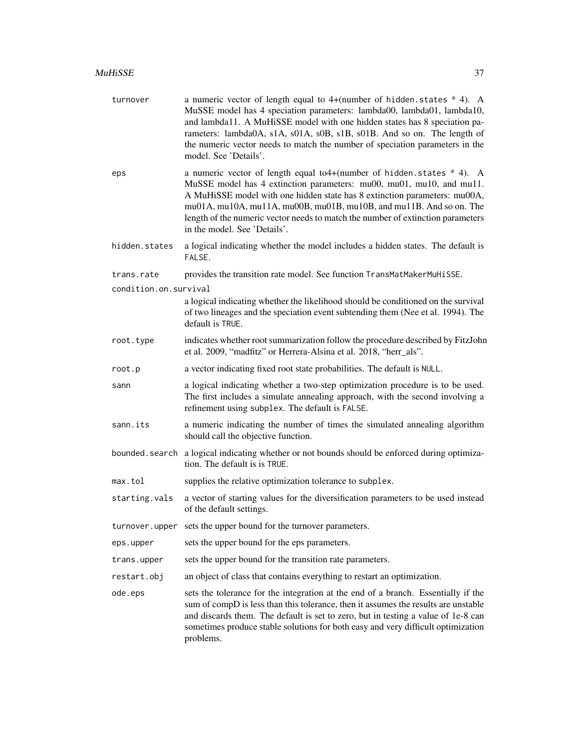| | |
|---|---|
| `turnover` | a numeric vector of length equal to 4+(number of `hidden.states` * 4). A MuSSE model has 4 speciation parameters: lambda00, lambda01, lambda10, and lambda11. A MuHiSSE model with one hidden states has 8 speciation parameters: lambda0A, s1A, s01A, s0B, s1B, s01B. And so on. The length of the numeric vector needs to match the number of speciation parameters in the model. See 'Details'. |
| `eps` | a numeric vector of length equal to4+(number of `hidden.states` * 4). A MuSSE model has 4 extinction parameters: mu00, mu01, mu10, and mu11. A MuHiSSE model with one hidden state has 8 extinction parameters: mu00A, mu01A, mu10A, mu11A, mu00B, mu01B, mu10B, and mu11B. And so on. The length of the numeric vector needs to match the number of extinction parameters in the model. See 'Details'. |
| `hidden.states` | a logical indicating whether the model includes a hidden states. The default is `FALSE`. |
| `trans.rate` | provides the transition rate model. See function `TransMatMakerMuHiSSE`. |
| `condition.on.survival` | a logical indicating whether the likelihood should be conditioned on the survival of two lineages and the speciation event subtending them (Nee et al. 1994). The default is `TRUE`. |
| `root.type` | indicates whether root summarization follow the procedure described by FitzJohn et al. 2009, "madfitz" or Herrera-Alsina et al. 2018, "herr_als". |
| `root.p` | a vector indicating fixed root state probabilities. The default is `NULL`. |
| `sann` | a logical indicating whether a two-step optimization procedure is to be used. The first includes a simulate annealing approach, with the second involving a refinement using `subplex`. The default is `FALSE`. |
| `sann.its` | a numeric indicating the number of times the simulated annealing algorithm should call the objective function. |
| `bounded.search` | a logical indicating whether or not bounds should be enforced during optimization. The default is is `TRUE`. |
| `max.tol` | supplies the relative optimization tolerance to `subplex`. |
| `starting.vals` | a vector of starting values for the diversification parameters to be used instead of the default settings. |
| `turnover.upper` | sets the upper bound for the turnover parameters. |
| `eps.upper` | sets the upper bound for the eps parameters. |
| `trans.upper` | sets the upper bound for the transition rate parameters. |
| `restart.obj` | an object of class that contains everything to restart an optimization. |
| `ode.eps` | sets the tolerance for the integration at the end of a branch. Essentially if the sum of compD is less than this tolerance, then it assumes the results are unstable and discards them. The default is set to zero, but in testing a value of 1e-8 can sometimes produce stable solutions for both easy and very difficult optimization problems. |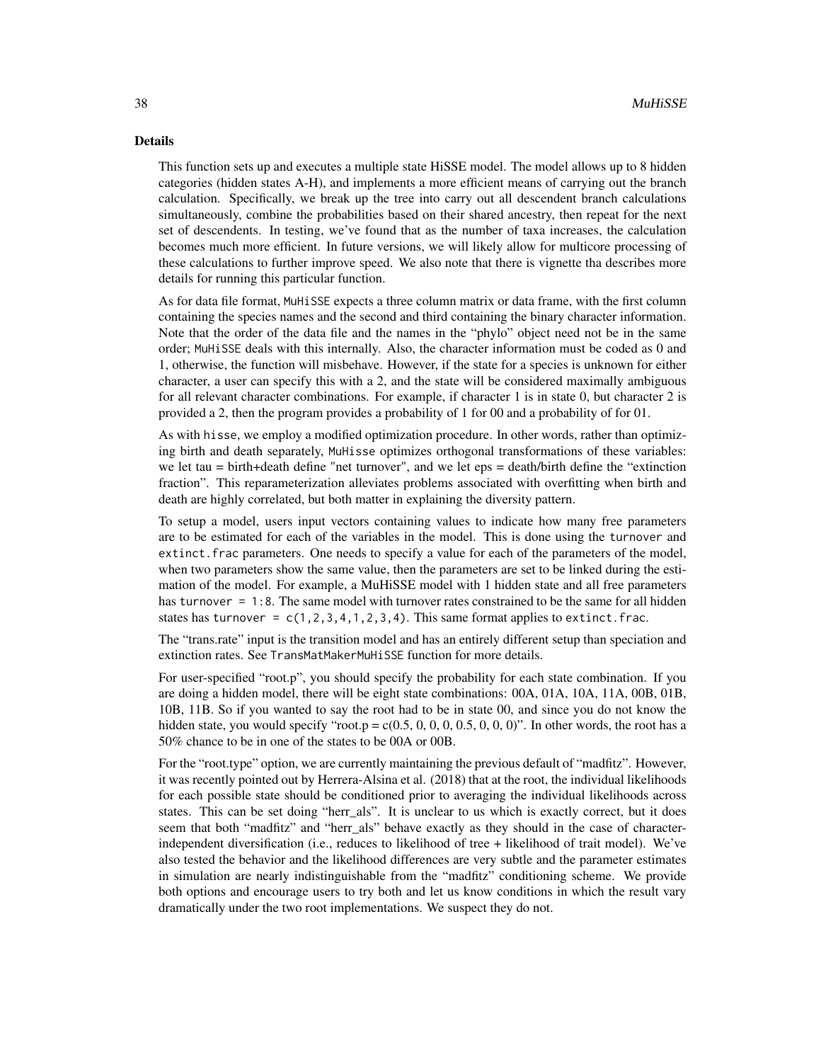## Details

This function sets up and executes a multiple state HiSSE model. The model allows up to 8 hidden categories (hidden states A-H), and implements a more efficient means of carrying out the branch calculation. Specifically, we break up the tree into carry out all descendent branch calculations simultaneously, combine the probabilities based on their shared ancestry, then repeat for the next set of descendents. In testing, we've found that as the number of taxa increases, the calculation becomes much more efficient. In future versions, we will likely allow for multicore processing of these calculations to further improve speed. We also note that there is vignette tha describes more details for running this particular function.

As for data file format, `MuHiSSE` expects a three column matrix or data frame, with the first column containing the species names and the second and third containing the binary character information. Note that the order of the data file and the names in the "phylo" object need not be in the same order; `MuHiSSE` deals with this internally. Also, the character information must be coded as 0 and 1, otherwise, the function will misbehave. However, if the state for a species is unknown for either character, a user can specify this with a 2, and the state will be considered maximally ambiguous for all relevant character combinations. For example, if character 1 is in state 0, but character 2 is provided a 2, then the program provides a probability of 1 for 00 and a probability of for 01.

As with `hisse`, we employ a modified optimization procedure. In other words, rather than optimizing birth and death separately, `MuHisse` optimizes orthogonal transformations of these variables: we let tau = birth+death define "net turnover", and we let eps = death/birth define the "extinction fraction". This reparameterization alleviates problems associated with overfitting when birth and death are highly correlated, but both matter in explaining the diversity pattern.

To setup a model, users input vectors containing values to indicate how many free parameters are to be estimated for each of the variables in the model. This is done using the `turnover` and `extinct.frac` parameters. One needs to specify a value for each of the parameters of the model, when two parameters show the same value, then the parameters are set to be linked during the estimation of the model. For example, a MuHiSSE model with 1 hidden state and all free parameters has `turnover = 1:8`. The same model with turnover rates constrained to be the same for all hidden states has `turnover = c(1,2,3,4,1,2,3,4)`. This same format applies to `extinct.frac`.

The "trans.rate" input is the transition model and has an entirely different setup than speciation and extinction rates. See `TransMatMakerMuHiSSE` function for more details.

For user-specified "root.p", you should specify the probability for each state combination. If you are doing a hidden model, there will be eight state combinations: 00A, 01A, 10A, 11A, 00B, 01B, 10B, 11B. So if you wanted to say the root had to be in state 00, and since you do not know the hidden state, you would specify "root.p = c(0.5, 0, 0, 0, 0.5, 0, 0, 0)". In other words, the root has a 50% chance to be in one of the states to be 00A or 00B.

For the "root.type" option, we are currently maintaining the previous default of "madfitz". However, it was recently pointed out by Herrera-Alsina et al. (2018) that at the root, the individual likelihoods for each possible state should be conditioned prior to averaging the individual likelihoods across states. This can be set doing "herr_als". It is unclear to us which is exactly correct, but it does seem that both "madfitz" and "herr_als" behave exactly as they should in the case of character-independent diversification (i.e., reduces to likelihood of tree + likelihood of trait model). We've also tested the behavior and the likelihood differences are very subtle and the parameter estimates in simulation are nearly indistinguishable from the "madfitz" conditioning scheme. We provide both options and encourage users to try both and let us know conditions in which the result vary dramatically under the two root implementations. We suspect they do not.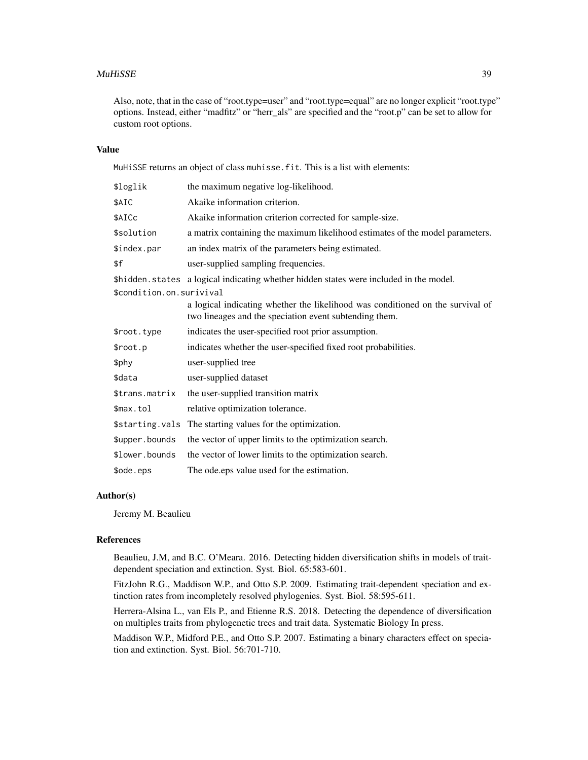Also, note, that in the case of "root.type=user" and "root.type=equal" are no longer explicit "root.type" options. Instead, either "madfitz" or "herr_als" are specified and the "root.p" can be set to allow for custom root options.

## Value

MuHiSSE returns an object of class `muhisse.fit`. This is a list with elements:

| | |
|---|---|
| `$loglik` | the maximum negative log-likelihood. |
| `$AIC` | Akaike information criterion. |
| `$AICc` | Akaike information criterion corrected for sample-size. |
| `$solution` | a matrix containing the maximum likelihood estimates of the model parameters. |
| `$index.par` | an index matrix of the parameters being estimated. |
| `$f` | user-supplied sampling frequencies. |
| `$hidden.states` | a logical indicating whether hidden states were included in the model. |
| `$condition.on.surivival` | a logical indicating whether the likelihood was conditioned on the survival of two lineages and the speciation event subtending them. |
| `$root.type` | indicates the user-specified root prior assumption. |
| `$root.p` | indicates whether the user-specified fixed root probabilities. |
| `$phy` | user-supplied tree |
| `$data` | user-supplied dataset |
| `$trans.matrix` | the user-supplied transition matrix |
| `$max.tol` | relative optimization tolerance. |
| `$starting.vals` | The starting values for the optimization. |
| `$upper.bounds` | the vector of upper limits to the optimization search. |
| `$lower.bounds` | the vector of lower limits to the optimization search. |
| `$ode.eps` | The ode.eps value used for the estimation. |

## Author(s)

Jeremy M. Beaulieu

## References

Beaulieu, J.M, and B.C. O'Meara. 2016. Detecting hidden diversification shifts in models of trait-dependent speciation and extinction. Syst. Biol. 65:583-601.

FitzJohn R.G., Maddison W.P., and Otto S.P. 2009. Estimating trait-dependent speciation and extinction rates from incompletely resolved phylogenies. Syst. Biol. 58:595-611.

Herrera-Alsina L., van Els P., and Etienne R.S. 2018. Detecting the dependence of diversification on multiples traits from phylogenetic trees and trait data. Systematic Biology In press.

Maddison W.P., Midford P.E., and Otto S.P. 2007. Estimating a binary characters effect on speciation and extinction. Syst. Biol. 56:701-710.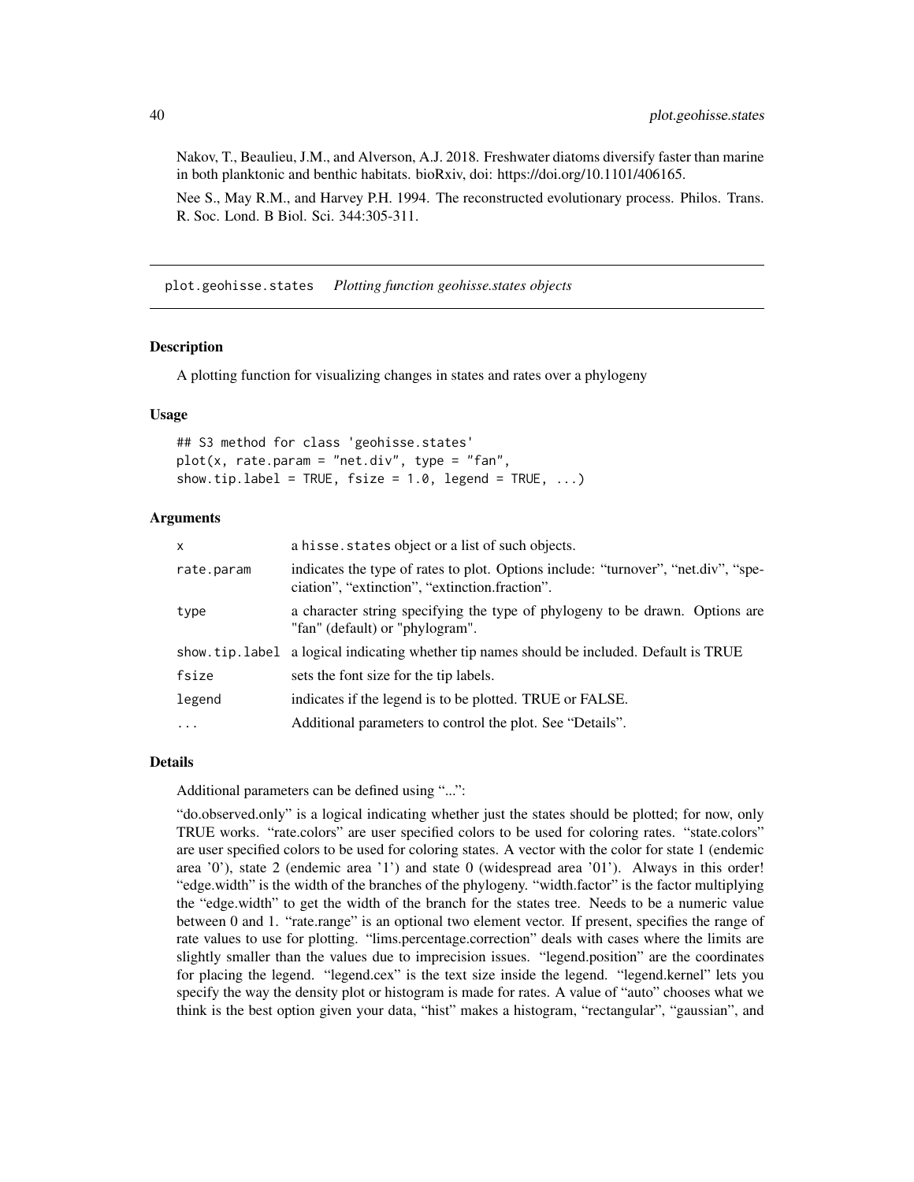Nakov, T., Beaulieu, J.M., and Alverson, A.J. 2018. Freshwater diatoms diversify faster than marine in both planktonic and benthic habitats. bioRxiv, doi: https://doi.org/10.1101/406165.

Nee S., May R.M., and Harvey P.H. 1994. The reconstructed evolutionary process. Philos. Trans. R. Soc. Lond. B Biol. Sci. 344:305-311.

---

## plot.geohisse.states *Plotting function geohisse.states objects*

### Description

A plotting function for visualizing changes in states and rates over a phylogeny

### Usage

```
## S3 method for class 'geohisse.states'
plot(x, rate.param = "net.div", type = "fan",
show.tip.label = TRUE, fsize = 1.0, legend = TRUE, ...)
```

### Arguments

| | |
|---|---|
| x | a hisse.states object or a list of such objects. |
| rate.param | indicates the type of rates to plot. Options include: "turnover", "net.div", "speciation", "extinction", "extinction.fraction". |
| type | a character string specifying the type of phylogeny to be drawn. Options are "fan" (default) or "phylogram". |
| show.tip.label | a logical indicating whether tip names should be included. Default is TRUE |
| fsize | sets the font size for the tip labels. |
| legend | indicates if the legend is to be plotted. TRUE or FALSE. |
| ... | Additional parameters to control the plot. See "Details". |

### Details

Additional parameters can be defined using "...":

"do.observed.only" is a logical indicating whether just the states should be plotted; for now, only TRUE works. "rate.colors" are user specified colors to be used for coloring rates. "state.colors" are user specified colors to be used for coloring states. A vector with the color for state 1 (endemic area '0'), state 2 (endemic area '1') and state 0 (widespread area '01'). Always in this order! "edge.width" is the width of the branches of the phylogeny. "width.factor" is the factor multiplying the "edge.width" to get the width of the branch for the states tree. Needs to be a numeric value between 0 and 1. "rate.range" is an optional two element vector. If present, specifies the range of rate values to use for plotting. "lims.percentage.correction" deals with cases where the limits are slightly smaller than the values due to imprecision issues. "legend.position" are the coordinates for placing the legend. "legend.cex" is the text size inside the legend. "legend.kernel" lets you specify the way the density plot or histogram is made for rates. A value of "auto" chooses what we think is the best option given your data, "hist" makes a histogram, "rectangular", "gaussian", and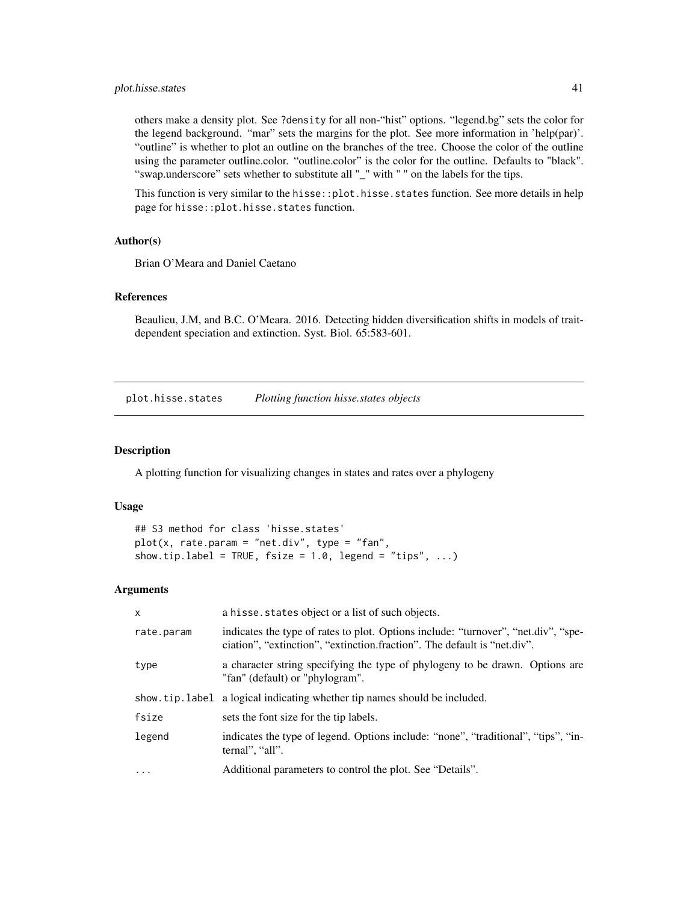others make a density plot. See ?density for all non-“hist” options. “legend.bg” sets the color for the legend background. “mar” sets the margins for the plot. See more information in 'help(par)'. “outline” is whether to plot an outline on the branches of the tree. Choose the color of the outline using the parameter outline.color. “outline.color” is the color for the outline. Defaults to "black". “swap.underscore” sets whether to substitute all "_" with " " on the labels for the tips.

This function is very similar to the `hisse::plot.hisse.states` function. See more details in help page for `hisse::plot.hisse.states` function.

### Author(s)

Brian O'Meara and Daniel Caetano

### References

Beaulieu, J.M, and B.C. O'Meara. 2016. Detecting hidden diversification shifts in models of trait-dependent speciation and extinction. Syst. Biol. 65:583-601.

---

## plot.hisse.states — *Plotting function hisse.states objects*

### Description

A plotting function for visualizing changes in states and rates over a phylogeny

### Usage

```
## S3 method for class 'hisse.states'
plot(x, rate.param = "net.div", type = "fan",
show.tip.label = TRUE, fsize = 1.0, legend = "tips", ...)
```

### Arguments

| | |
|---|---|
| x | a `hisse.states` object or a list of such objects. |
| rate.param | indicates the type of rates to plot. Options include: “turnover”, “net.div”, “speciation”, “extinction”, “extinction.fraction”. The default is “net.div”. |
| type | a character string specifying the type of phylogeny to be drawn. Options are "fan" (default) or "phylogram". |
| show.tip.label | a logical indicating whether tip names should be included. |
| fsize | sets the font size for the tip labels. |
| legend | indicates the type of legend. Options include: “none”, “traditional”, “tips”, “internal”, “all”. |
| ... | Additional parameters to control the plot. See “Details”. |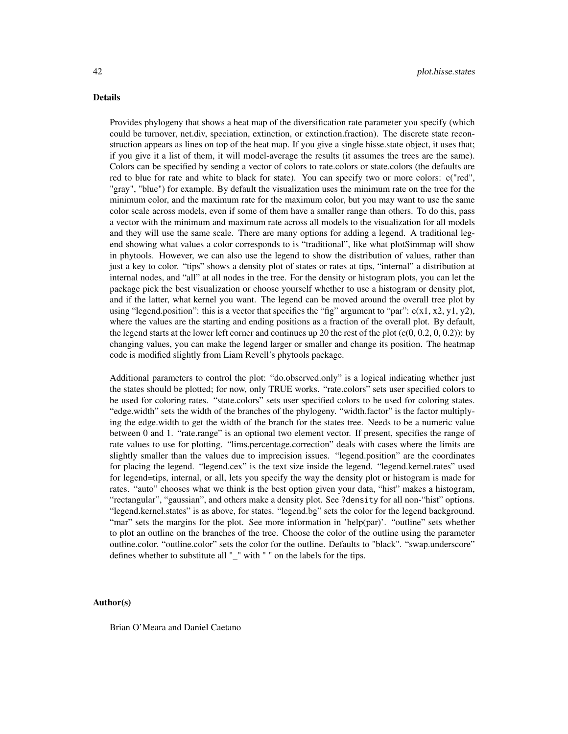## Details

Provides phylogeny that shows a heat map of the diversification rate parameter you specify (which could be turnover, net.div, speciation, extinction, or extinction.fraction). The discrete state reconstruction appears as lines on top of the heat map. If you give a single hisse.state object, it uses that; if you give it a list of them, it will model-average the results (it assumes the trees are the same). Colors can be specified by sending a vector of colors to rate.colors or state.colors (the defaults are red to blue for rate and white to black for state). You can specify two or more colors: c("red", "gray", "blue") for example. By default the visualization uses the minimum rate on the tree for the minimum color, and the maximum rate for the maximum color, but you may want to use the same color scale across models, even if some of them have a smaller range than others. To do this, pass a vector with the minimum and maximum rate across all models to the visualization for all models and they will use the same scale. There are many options for adding a legend. A traditional legend showing what values a color corresponds to is "traditional", like what plotSimmap will show in phytools. However, we can also use the legend to show the distribution of values, rather than just a key to color. "tips" shows a density plot of states or rates at tips, "internal" a distribution at internal nodes, and "all" at all nodes in the tree. For the density or histogram plots, you can let the package pick the best visualization or choose yourself whether to use a histogram or density plot, and if the latter, what kernel you want. The legend can be moved around the overall tree plot by using "legend.position": this is a vector that specifies the "fig" argument to "par": c(x1, x2, y1, y2), where the values are the starting and ending positions as a fraction of the overall plot. By default, the legend starts at the lower left corner and continues up 20 the rest of the plot (c(0, 0.2, 0, 0.2)): by changing values, you can make the legend larger or smaller and change its position. The heatmap code is modified slightly from Liam Revell's phytools package.

Additional parameters to control the plot: "do.observed.only" is a logical indicating whether just the states should be plotted; for now, only TRUE works. "rate.colors" sets user specified colors to be used for coloring rates. "state.colors" sets user specified colors to be used for coloring states. "edge.width" sets the width of the branches of the phylogeny. "width.factor" is the factor multiplying the edge.width to get the width of the branch for the states tree. Needs to be a numeric value between 0 and 1. "rate.range" is an optional two element vector. If present, specifies the range of rate values to use for plotting. "lims.percentage.correction" deals with cases where the limits are slightly smaller than the values due to imprecision issues. "legend.position" are the coordinates for placing the legend. "legend.cex" is the text size inside the legend. "legend.kernel.rates" used for legend=tips, internal, or all, lets you specify the way the density plot or histogram is made for rates. "auto" chooses what we think is the best option given your data, "hist" makes a histogram, "rectangular", "gaussian", and others make a density plot. See `?density` for all non-"hist" options. "legend.kernel.states" is as above, for states. "legend.bg" sets the color for the legend background. "mar" sets the margins for the plot. See more information in 'help(par)'. "outline" sets whether to plot an outline on the branches of the tree. Choose the color of the outline using the parameter outline.color. "outline.color" sets the color for the outline. Defaults to "black". "swap.underscore" defines whether to substitute all "_" with " " on the labels for the tips.

## Author(s)

Brian O'Meara and Daniel Caetano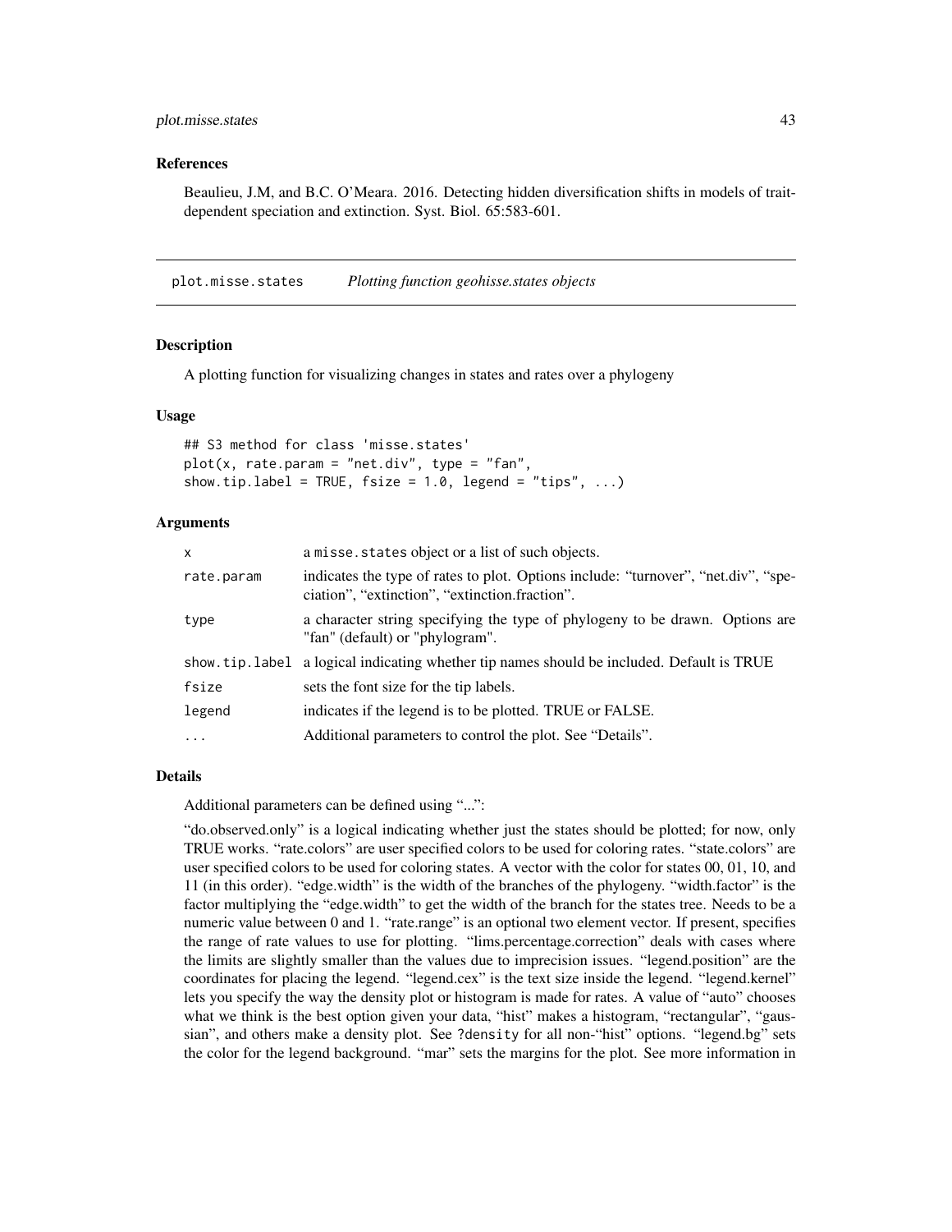### References

Beaulieu, J.M, and B.C. O'Meara. 2016. Detecting hidden diversification shifts in models of trait-dependent speciation and extinction. Syst. Biol. 65:583-601.

## plot.misse.states    *Plotting function geohisse.states objects*

### Description

A plotting function for visualizing changes in states and rates over a phylogeny

### Usage

```
## S3 method for class 'misse.states'
plot(x, rate.param = "net.div", type = "fan",
show.tip.label = TRUE, fsize = 1.0, legend = "tips", ...)
```

### Arguments

| | |
|---|---|
| x | a misse.states object or a list of such objects. |
| rate.param | indicates the type of rates to plot. Options include: "turnover", "net.div", "speciation", "extinction", "extinction.fraction". |
| type | a character string specifying the type of phylogeny to be drawn. Options are "fan" (default) or "phylogram". |
| show.tip.label | a logical indicating whether tip names should be included. Default is TRUE |
| fsize | sets the font size for the tip labels. |
| legend | indicates if the legend is to be plotted. TRUE or FALSE. |
| ... | Additional parameters to control the plot. See "Details". |

### Details

Additional parameters can be defined using "...":

"do.observed.only" is a logical indicating whether just the states should be plotted; for now, only TRUE works. "rate.colors" are user specified colors to be used for coloring rates. "state.colors" are user specified colors to be used for coloring states. A vector with the color for states 00, 01, 10, and 11 (in this order). "edge.width" is the width of the branches of the phylogeny. "width.factor" is the factor multiplying the "edge.width" to get the width of the branch for the states tree. Needs to be a numeric value between 0 and 1. "rate.range" is an optional two element vector. If present, specifies the range of rate values to use for plotting. "lims.percentage.correction" deals with cases where the limits are slightly smaller than the values due to imprecision issues. "legend.position" are the coordinates for placing the legend. "legend.cex" is the text size inside the legend. "legend.kernel" lets you specify the way the density plot or histogram is made for rates. A value of "auto" chooses what we think is the best option given your data, "hist" makes a histogram, "rectangular", "gaussian", and others make a density plot. See ?density for all non-"hist" options. "legend.bg" sets the color for the legend background. "mar" sets the margins for the plot. See more information in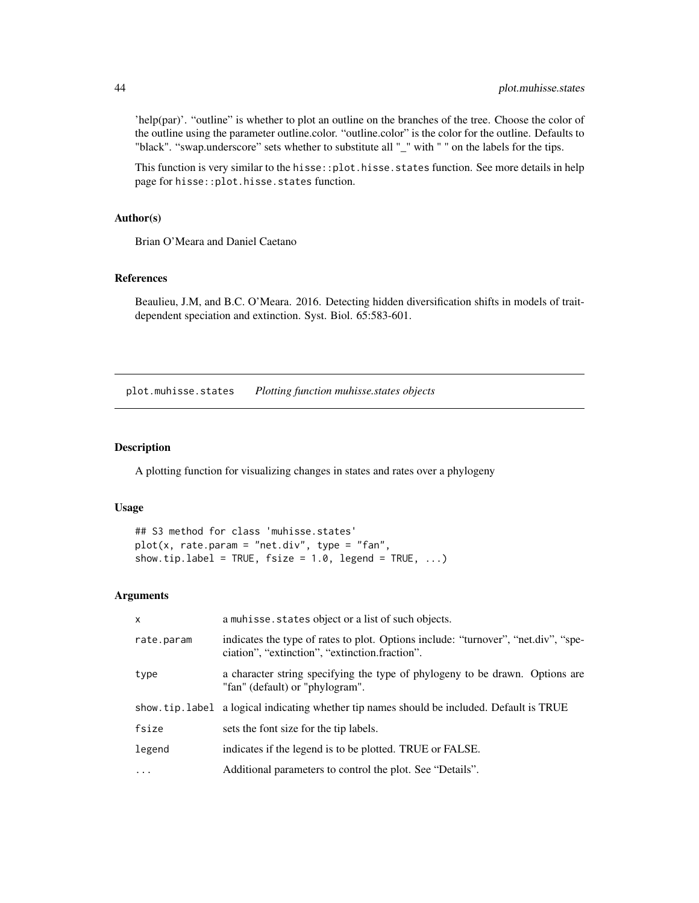'help(par)'. "outline" is whether to plot an outline on the branches of the tree. Choose the color of the outline using the parameter outline.color. "outline.color" is the color for the outline. Defaults to "black". "swap.underscore" sets whether to substitute all "_" with " " on the labels for the tips.

This function is very similar to the `hisse::plot.hisse.states` function. See more details in help page for `hisse::plot.hisse.states` function.

### Author(s)

Brian O'Meara and Daniel Caetano

### References

Beaulieu, J.M, and B.C. O'Meara. 2016. Detecting hidden diversification shifts in models of trait-dependent speciation and extinction. Syst. Biol. 65:583-601.

---

## plot.muhisse.states — *Plotting function muhisse.states objects*

---

### Description

A plotting function for visualizing changes in states and rates over a phylogeny

### Usage

```
## S3 method for class 'muhisse.states'
plot(x, rate.param = "net.div", type = "fan",
show.tip.label = TRUE, fsize = 1.0, legend = TRUE, ...)
```

### Arguments

| | |
|---|---|
| `x` | a `muhisse.states` object or a list of such objects. |
| `rate.param` | indicates the type of rates to plot. Options include: "turnover", "net.div", "speciation", "extinction", "extinction.fraction". |
| `type` | a character string specifying the type of phylogeny to be drawn. Options are "fan" (default) or "phylogram". |
| `show.tip.label` | a logical indicating whether tip names should be included. Default is TRUE |
| `fsize` | sets the font size for the tip labels. |
| `legend` | indicates if the legend is to be plotted. TRUE or FALSE. |
| `...` | Additional parameters to control the plot. See "Details". |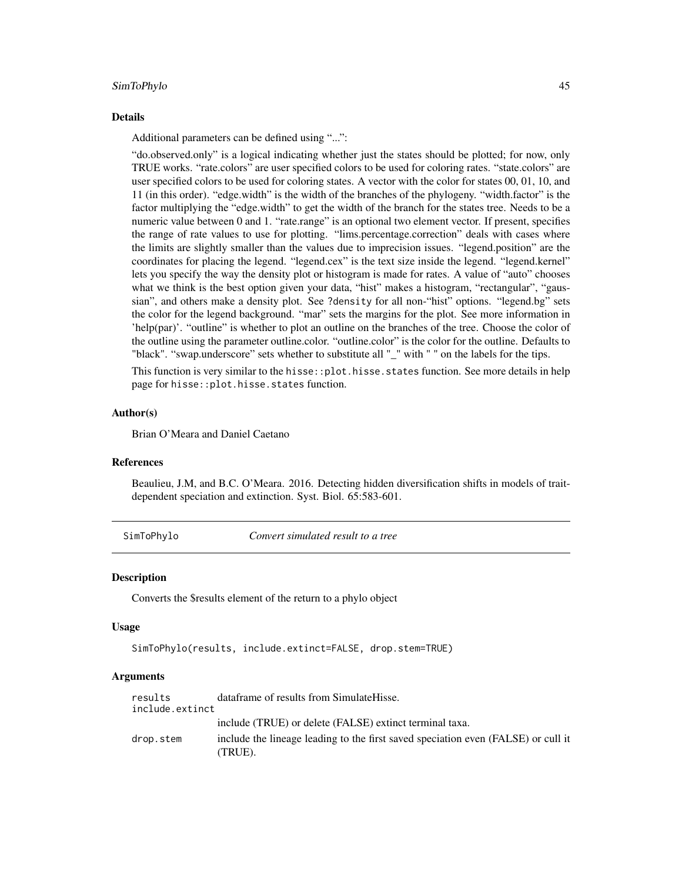### Details

Additional parameters can be defined using "...":

"do.observed.only" is a logical indicating whether just the states should be plotted; for now, only TRUE works. "rate.colors" are user specified colors to be used for coloring rates. "state.colors" are user specified colors to be used for coloring states. A vector with the color for states 00, 01, 10, and 11 (in this order). "edge.width" is the width of the branches of the phylogeny. "width.factor" is the factor multiplying the "edge.width" to get the width of the branch for the states tree. Needs to be a numeric value between 0 and 1. "rate.range" is an optional two element vector. If present, specifies the range of rate values to use for plotting. "lims.percentage.correction" deals with cases where the limits are slightly smaller than the values due to imprecision issues. "legend.position" are the coordinates for placing the legend. "legend.cex" is the text size inside the legend. "legend.kernel" lets you specify the way the density plot or histogram is made for rates. A value of "auto" chooses what we think is the best option given your data, "hist" makes a histogram, "rectangular", "gaussian", and others make a density plot. See ?density for all non-"hist" options. "legend.bg" sets the color for the legend background. "mar" sets the margins for the plot. See more information in 'help(par)'. "outline" is whether to plot an outline on the branches of the tree. Choose the color of the outline using the parameter outline.color. "outline.color" is the color for the outline. Defaults to "black". "swap.underscore" sets whether to substitute all "_" with " " on the labels for the tips.

This function is very similar to the `hisse::plot.hisse.states` function. See more details in help page for `hisse::plot.hisse.states` function.

### Author(s)

Brian O'Meara and Daniel Caetano

### References

Beaulieu, J.M, and B.C. O'Meara. 2016. Detecting hidden diversification shifts in models of trait-dependent speciation and extinction. Syst. Biol. 65:583-601.

---

## SimToPhylo — *Convert simulated result to a tree*

### Description

Converts the $results element of the return to a phylo object

### Usage

```
SimToPhylo(results, include.extinct=FALSE, drop.stem=TRUE)
```

### Arguments

| | |
|---|---|
| results | dataframe of results from SimulateHisse. |
| include.extinct | include (TRUE) or delete (FALSE) extinct terminal taxa. |
| drop.stem | include the lineage leading to the first saved speciation even (FALSE) or cull it (TRUE). |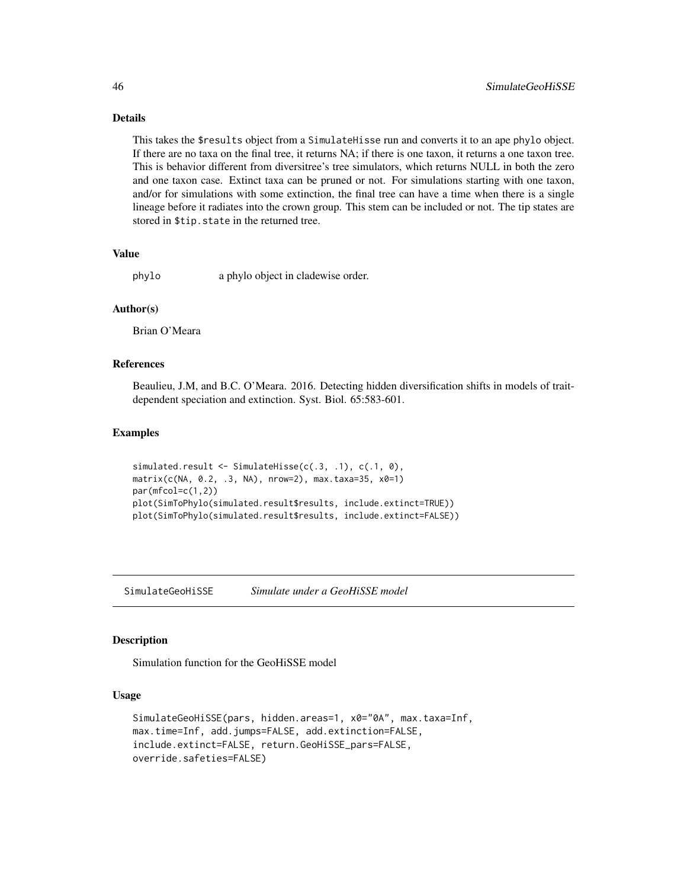### Details

This takes the $results object from a SimulateHisse run and converts it to an ape phylo object. If there are no taxa on the final tree, it returns NA; if there is one taxon, it returns a one taxon tree. This is behavior different from diversitree's tree simulators, which returns NULL in both the zero and one taxon case. Extinct taxa can be pruned or not. For simulations starting with one taxon, and/or for simulations with some extinction, the final tree can have a time when there is a single lineage before it radiates into the crown group. This stem can be included or not. The tip states are stored in $tip.state in the returned tree.

### Value

phylo     a phylo object in cladewise order.

### Author(s)

Brian O'Meara

### References

Beaulieu, J.M, and B.C. O'Meara. 2016. Detecting hidden diversification shifts in models of trait-dependent speciation and extinction. Syst. Biol. 65:583-601.

### Examples

```
simulated.result <- SimulateHisse(c(.3, .1), c(.1, 0),
matrix(c(NA, 0.2, .3, NA), nrow=2), max.taxa=35, x0=1)
par(mfcol=c(1,2))
plot(SimToPhylo(simulated.result$results, include.extinct=TRUE))
plot(SimToPhylo(simulated.result$results, include.extinct=FALSE))
```

---

## SimulateGeoHiSSE    *Simulate under a GeoHiSSE model*

### Description

Simulation function for the GeoHiSSE model

### Usage

```
SimulateGeoHiSSE(pars, hidden.areas=1, x0="0A", max.taxa=Inf,
max.time=Inf, add.jumps=FALSE, add.extinction=FALSE,
include.extinct=FALSE, return.GeoHiSSE_pars=FALSE,
override.safeties=FALSE)
```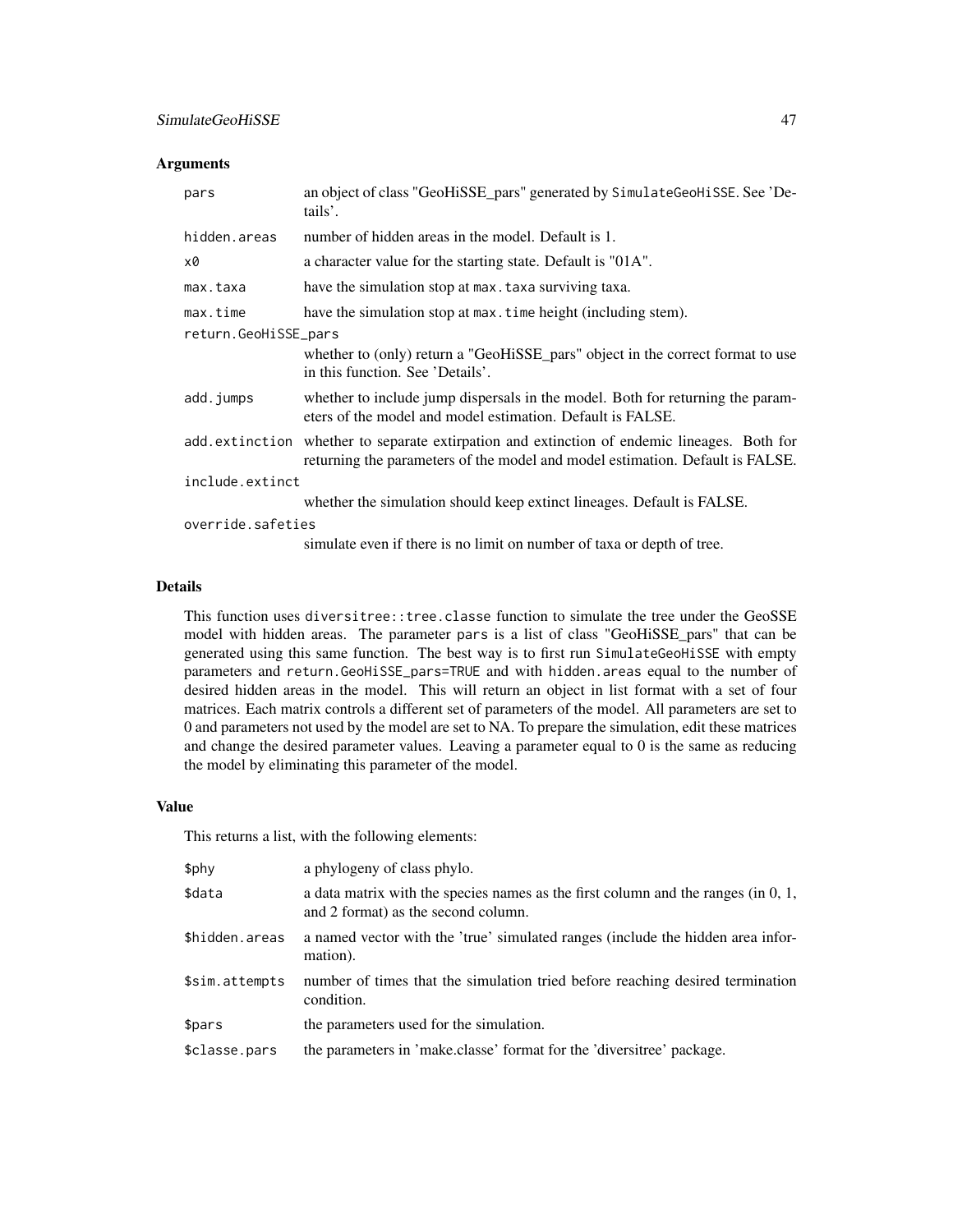### Arguments

| | |
|---|---|
| `pars` | an object of class "GeoHiSSE_pars" generated by `SimulateGeoHiSSE`. See 'Details'. |
| `hidden.areas` | number of hidden areas in the model. Default is 1. |
| `x0` | a character value for the starting state. Default is "01A". |
| `max.taxa` | have the simulation stop at `max.taxa` surviving taxa. |
| `max.time` | have the simulation stop at `max.time` height (including stem). |
| `return.GeoHiSSE_pars` | whether to (only) return a "GeoHiSSE_pars" object in the correct format to use in this function. See 'Details'. |
| `add.jumps` | whether to include jump dispersals in the model. Both for returning the parameters of the model and model estimation. Default is FALSE. |
| `add.extinction` | whether to separate extirpation and extinction of endemic lineages. Both for returning the parameters of the model and model estimation. Default is FALSE. |
| `include.extinct` | whether the simulation should keep extinct lineages. Default is FALSE. |
| `override.safeties` | simulate even if there is no limit on number of taxa or depth of tree. |

### Details

This function uses `diversitree::tree.classe` function to simulate the tree under the GeoSSE model with hidden areas. The parameter `pars` is a list of class "GeoHiSSE_pars" that can be generated using this same function. The best way is to first run `SimulateGeoHiSSE` with empty parameters and `return.GeoHiSSE_pars=TRUE` and with `hidden.areas` equal to the number of desired hidden areas in the model. This will return an object in list format with a set of four matrices. Each matrix controls a different set of parameters of the model. All parameters are set to 0 and parameters not used by the model are set to NA. To prepare the simulation, edit these matrices and change the desired parameter values. Leaving a parameter equal to 0 is the same as reducing the model by eliminating this parameter of the model.

### Value

This returns a list, with the following elements:

| | |
|---|---|
| `$phy` | a phylogeny of class phylo. |
| `$data` | a data matrix with the species names as the first column and the ranges (in 0, 1, and 2 format) as the second column. |
| `$hidden.areas` | a named vector with the 'true' simulated ranges (include the hidden area information). |
| `$sim.attempts` | number of times that the simulation tried before reaching desired termination condition. |
| `$pars` | the parameters used for the simulation. |
| `$classe.pars` | the parameters in 'make.classe' format for the 'diversitree' package. |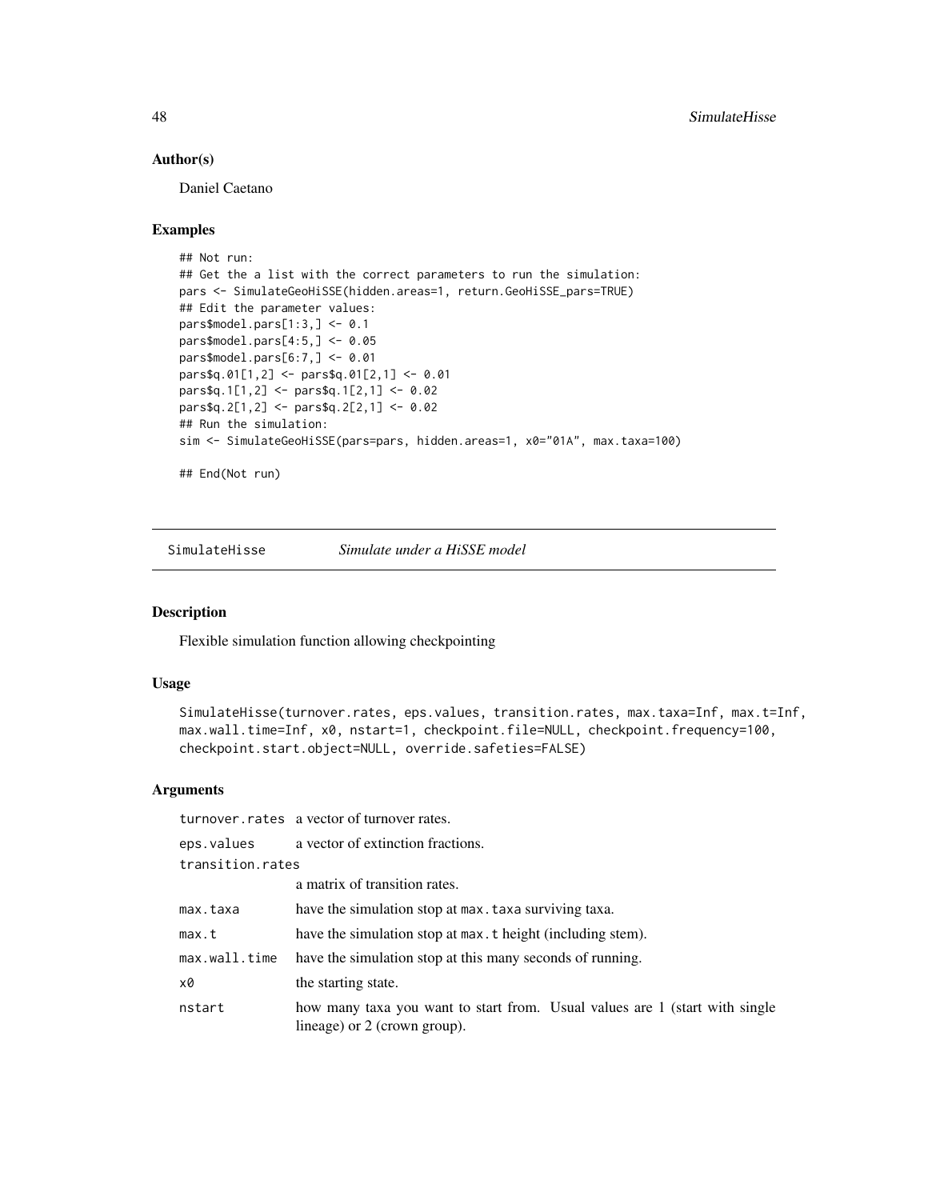### Author(s)

Daniel Caetano

### Examples

```
## Not run:
## Get the a list with the correct parameters to run the simulation:
pars <- SimulateGeoHiSSE(hidden.areas=1, return.GeoHiSSE_pars=TRUE)
## Edit the parameter values:
pars$model.pars[1:3,] <- 0.1
pars$model.pars[4:5,] <- 0.05
pars$model.pars[6:7,] <- 0.01
pars$q.01[1,2] <- pars$q.01[2,1] <- 0.01
pars$q.1[1,2] <- pars$q.1[2,1] <- 0.02
pars$q.2[1,2] <- pars$q.2[2,1] <- 0.02
## Run the simulation:
sim <- SimulateGeoHiSSE(pars=pars, hidden.areas=1, x0="01A", max.taxa=100)

## End(Not run)
```

## SimulateHisse *Simulate under a HiSSE model*

### Description

Flexible simulation function allowing checkpointing

### Usage

```
SimulateHisse(turnover.rates, eps.values, transition.rates, max.taxa=Inf, max.t=Inf,
max.wall.time=Inf, x0, nstart=1, checkpoint.file=NULL, checkpoint.frequency=100,
checkpoint.start.object=NULL, override.safeties=FALSE)
```

### Arguments

| | |
|---|---|
| `turnover.rates` | a vector of turnover rates. |
| `eps.values` | a vector of extinction fractions. |
| `transition.rates` | a matrix of transition rates. |
| `max.taxa` | have the simulation stop at `max.taxa` surviving taxa. |
| `max.t` | have the simulation stop at `max.t` height (including stem). |
| `max.wall.time` | have the simulation stop at this many seconds of running. |
| `x0` | the starting state. |
| `nstart` | how many taxa you want to start from. Usual values are 1 (start with single lineage) or 2 (crown group). |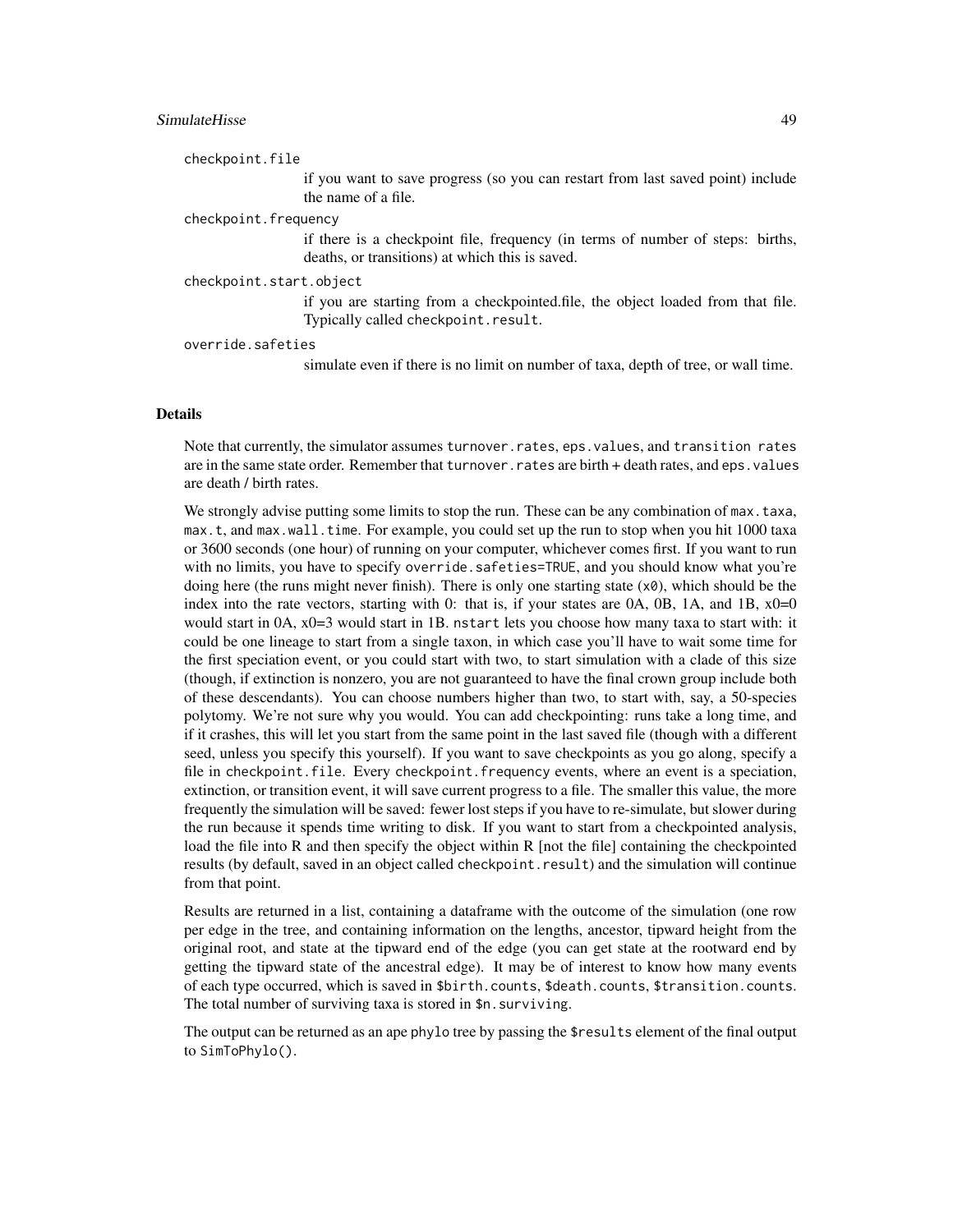`checkpoint.file`
: if you want to save progress (so you can restart from last saved point) include the name of a file.

`checkpoint.frequency`
: if there is a checkpoint file, frequency (in terms of number of steps: births, deaths, or transitions) at which this is saved.

`checkpoint.start.object`
: if you are starting from a checkpointed.file, the object loaded from that file. Typically called `checkpoint.result`.

`override.safeties`
: simulate even if there is no limit on number of taxa, depth of tree, or wall time.

## Details

Note that currently, the simulator assumes `turnover.rates`, `eps.values`, and `transition rates` are in the same state order. Remember that `turnover.rates` are birth + death rates, and `eps.values` are death / birth rates.

We strongly advise putting some limits to stop the run. These can be any combination of `max.taxa`, `max.t`, and `max.wall.time`. For example, you could set up the run to stop when you hit 1000 taxa or 3600 seconds (one hour) of running on your computer, whichever comes first. If you want to run with no limits, you have to specify `override.safeties=TRUE`, and you should know what you're doing here (the runs might never finish). There is only one starting state (`x0`), which should be the index into the rate vectors, starting with 0: that is, if your states are 0A, 0B, 1A, and 1B, x0=0 would start in 0A, x0=3 would start in 1B. `nstart` lets you choose how many taxa to start with: it could be one lineage to start from a single taxon, in which case you'll have to wait some time for the first speciation event, or you could start with two, to start simulation with a clade of this size (though, if extinction is nonzero, you are not guaranteed to have the final crown group include both of these descendants). You can choose numbers higher than two, to start with, say, a 50-species polytomy. We're not sure why you would. You can add checkpointing: runs take a long time, and if it crashes, this will let you start from the same point in the last saved file (though with a different seed, unless you specify this yourself). If you want to save checkpoints as you go along, specify a file in `checkpoint.file`. Every `checkpoint.frequency` events, where an event is a speciation, extinction, or transition event, it will save current progress to a file. The smaller this value, the more frequently the simulation will be saved: fewer lost steps if you have to re-simulate, but slower during the run because it spends time writing to disk. If you want to start from a checkpointed analysis, load the file into R and then specify the object within R [not the file] containing the checkpointed results (by default, saved in an object called `checkpoint.result`) and the simulation will continue from that point.

Results are returned in a list, containing a dataframe with the outcome of the simulation (one row per edge in the tree, and containing information on the lengths, ancestor, tipward height from the original root, and state at the tipward end of the edge (you can get state at the rootward end by getting the tipward state of the ancestral edge). It may be of interest to know how many events of each type occurred, which is saved in `$birth.counts`, `$death.counts`, `$transition.counts`. The total number of surviving taxa is stored in `$n.surviving`.

The output can be returned as an ape `phylo` tree by passing the `$results` element of the final output to `SimToPhylo()`.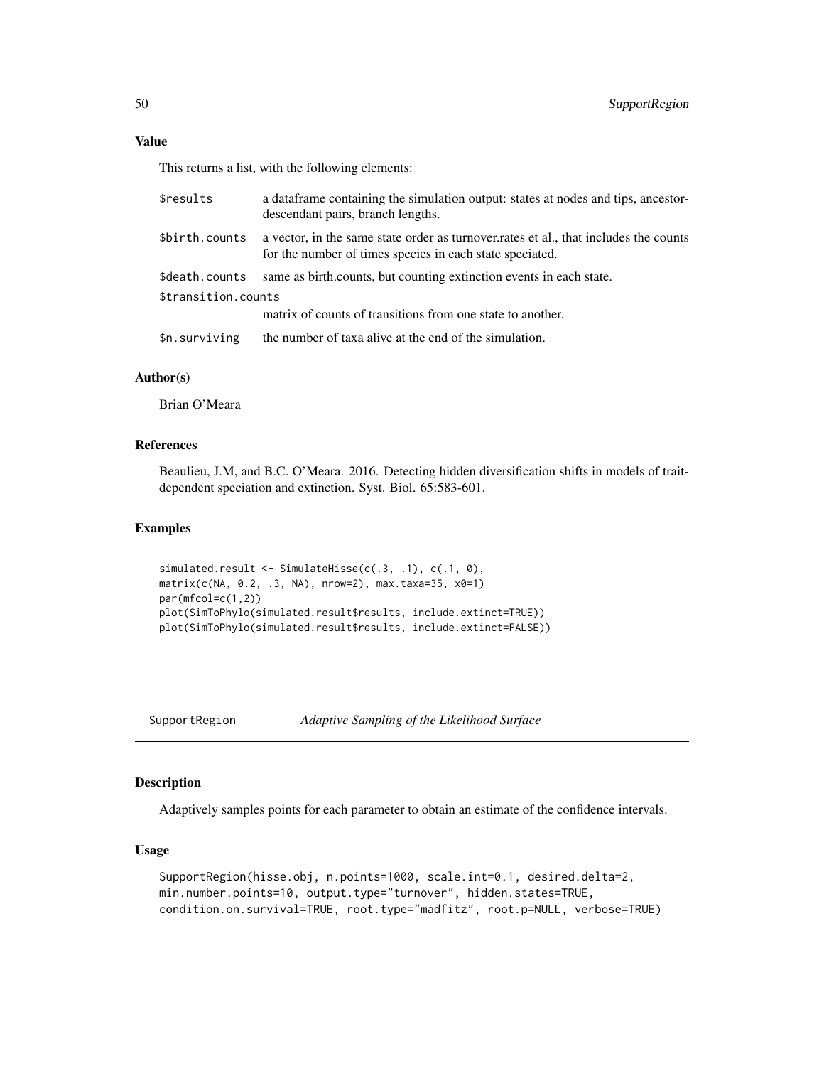## Value

This returns a list, with the following elements:

| | |
|---|---|
| $results | a dataframe containing the simulation output: states at nodes and tips, ancestor-descendant pairs, branch lengths. |
| $birth.counts | a vector, in the same state order as turnover.rates et al., that includes the counts for the number of times species in each state speciated. |
| $death.counts | same as birth.counts, but counting extinction events in each state. |
| $transition.counts | matrix of counts of transitions from one state to another. |
| $n.surviving | the number of taxa alive at the end of the simulation. |

## Author(s)

Brian O'Meara

## References

Beaulieu, J.M, and B.C. O'Meara. 2016. Detecting hidden diversification shifts in models of trait-dependent speciation and extinction. Syst. Biol. 65:583-601.

## Examples

```
simulated.result <- SimulateHisse(c(.3, .1), c(.1, 0),
matrix(c(NA, 0.2, .3, NA), nrow=2), max.taxa=35, x0=1)
par(mfcol=c(1,2))
plot(SimToPhylo(simulated.result$results, include.extinct=TRUE))
plot(SimToPhylo(simulated.result$results, include.extinct=FALSE))
```

---

# SupportRegion    *Adaptive Sampling of the Likelihood Surface*

---

## Description

Adaptively samples points for each parameter to obtain an estimate of the confidence intervals.

## Usage

```
SupportRegion(hisse.obj, n.points=1000, scale.int=0.1, desired.delta=2,
min.number.points=10, output.type="turnover", hidden.states=TRUE,
condition.on.survival=TRUE, root.type="madfitz", root.p=NULL, verbose=TRUE)
```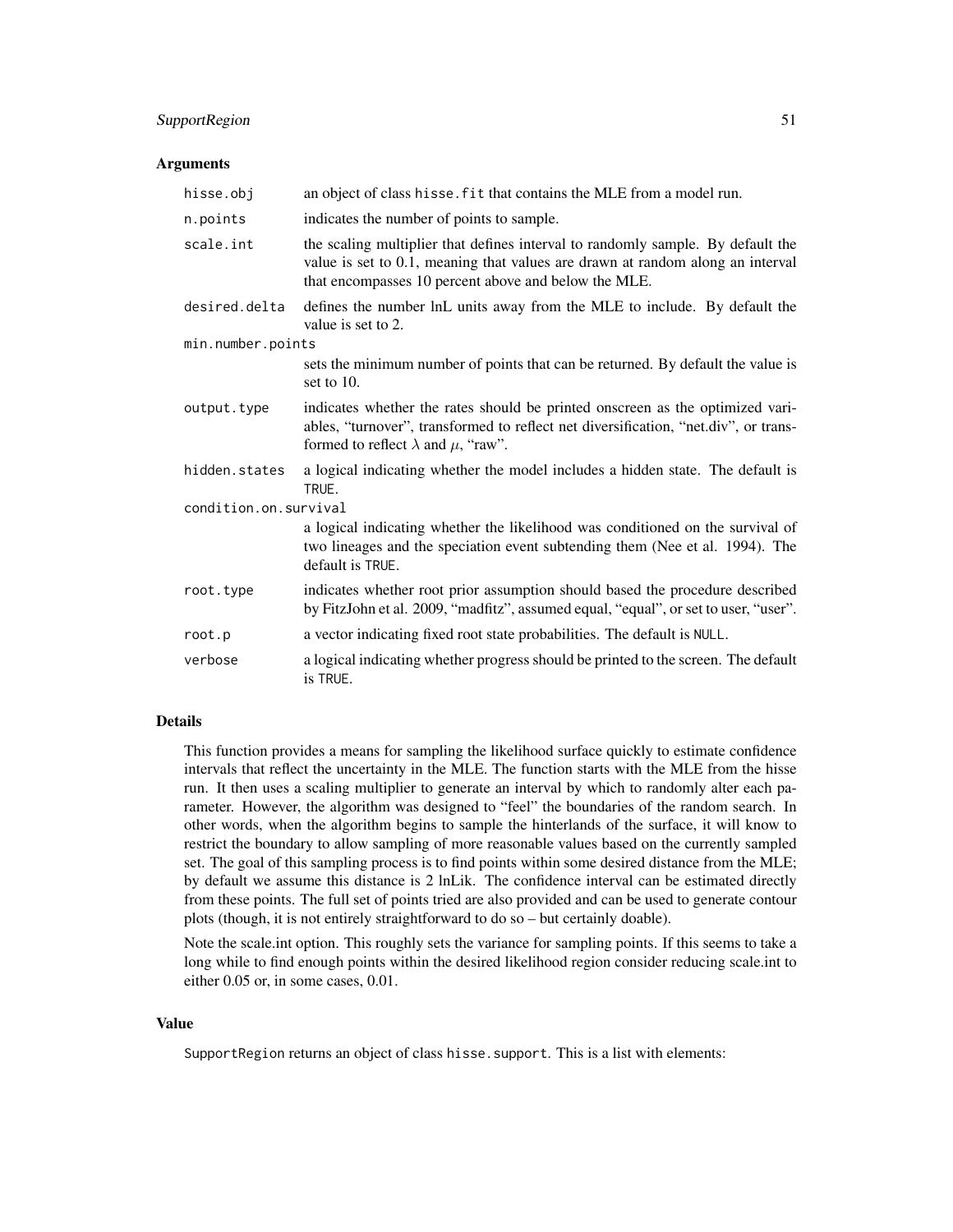### Arguments

| | |
|---|---|
| `hisse.obj` | an object of class `hisse.fit` that contains the MLE from a model run. |
| `n.points` | indicates the number of points to sample. |
| `scale.int` | the scaling multiplier that defines interval to randomly sample. By default the value is set to 0.1, meaning that values are drawn at random along an interval that encompasses 10 percent above and below the MLE. |
| `desired.delta` | defines the number lnL units away from the MLE to include. By default the value is set to 2. |
| `min.number.points` | sets the minimum number of points that can be returned. By default the value is set to 10. |
| `output.type` | indicates whether the rates should be printed onscreen as the optimized variables, "turnover", transformed to reflect net diversification, "net.div", or transformed to reflect $\lambda$ and $\mu$, "raw". |
| `hidden.states` | a logical indicating whether the model includes a hidden state. The default is `TRUE`. |
| `condition.on.survival` | a logical indicating whether the likelihood was conditioned on the survival of two lineages and the speciation event subtending them (Nee et al. 1994). The default is `TRUE`. |
| `root.type` | indicates whether root prior assumption should based the procedure described by FitzJohn et al. 2009, "madfitz", assumed equal, "equal", or set to user, "user". |
| `root.p` | a vector indicating fixed root state probabilities. The default is `NULL`. |
| `verbose` | a logical indicating whether progress should be printed to the screen. The default is `TRUE`. |

### Details

This function provides a means for sampling the likelihood surface quickly to estimate confidence intervals that reflect the uncertainty in the MLE. The function starts with the MLE from the hisse run. It then uses a scaling multiplier to generate an interval by which to randomly alter each parameter. However, the algorithm was designed to "feel" the boundaries of the random search. In other words, when the algorithm begins to sample the hinterlands of the surface, it will know to restrict the boundary to allow sampling of more reasonable values based on the currently sampled set. The goal of this sampling process is to find points within some desired distance from the MLE; by default we assume this distance is 2 lnLik. The confidence interval can be estimated directly from these points. The full set of points tried are also provided and can be used to generate contour plots (though, it is not entirely straightforward to do so – but certainly doable).

Note the scale.int option. This roughly sets the variance for sampling points. If this seems to take a long while to find enough points within the desired likelihood region consider reducing scale.int to either 0.05 or, in some cases, 0.01.

### Value

`SupportRegion` returns an object of class `hisse.support`. This is a list with elements: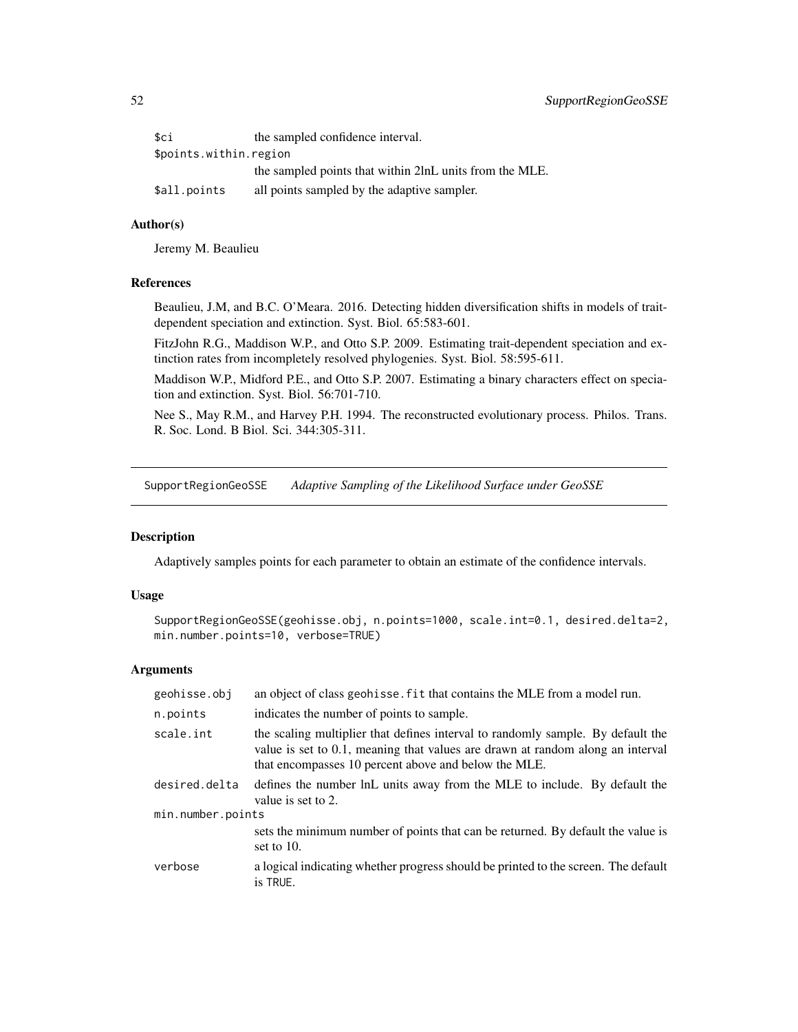| | |
|---|---|
| `$ci` | the sampled confidence interval. |
| `$points.within.region` | the sampled points that within 2lnL units from the MLE. |
| `$all.points` | all points sampled by the adaptive sampler. |

### Author(s)

Jeremy M. Beaulieu

### References

Beaulieu, J.M, and B.C. O'Meara. 2016. Detecting hidden diversification shifts in models of trait-dependent speciation and extinction. Syst. Biol. 65:583-601.

FitzJohn R.G., Maddison W.P., and Otto S.P. 2009. Estimating trait-dependent speciation and extinction rates from incompletely resolved phylogenies. Syst. Biol. 58:595-611.

Maddison W.P., Midford P.E., and Otto S.P. 2007. Estimating a binary characters effect on speciation and extinction. Syst. Biol. 56:701-710.

Nee S., May R.M., and Harvey P.H. 1994. The reconstructed evolutionary process. Philos. Trans. R. Soc. Lond. B Biol. Sci. 344:305-311.

---

## SupportRegionGeoSSE &nbsp;&nbsp; *Adaptive Sampling of the Likelihood Surface under GeoSSE*

### Description

Adaptively samples points for each parameter to obtain an estimate of the confidence intervals.

### Usage

```
SupportRegionGeoSSE(geohisse.obj, n.points=1000, scale.int=0.1, desired.delta=2,
min.number.points=10, verbose=TRUE)
```

### Arguments

| | |
|---|---|
| `geohisse.obj` | an object of class `geohisse.fit` that contains the MLE from a model run. |
| `n.points` | indicates the number of points to sample. |
| `scale.int` | the scaling multiplier that defines interval to randomly sample. By default the value is set to 0.1, meaning that values are drawn at random along an interval that encompasses 10 percent above and below the MLE. |
| `desired.delta` | defines the number lnL units away from the MLE to include. By default the value is set to 2. |
| `min.number.points` | sets the minimum number of points that can be returned. By default the value is set to 10. |
| `verbose` | a logical indicating whether progress should be printed to the screen. The default is `TRUE`. |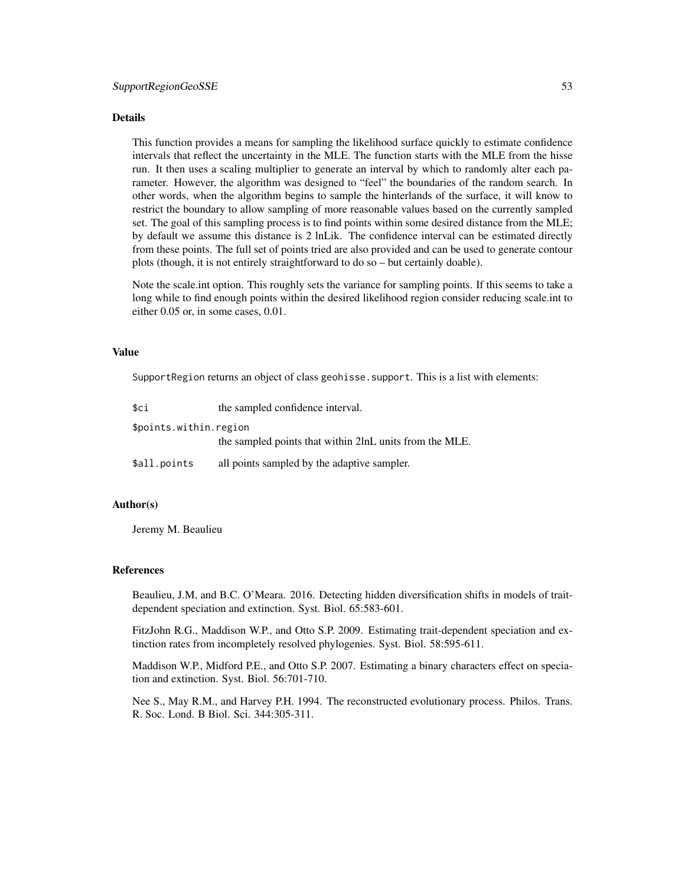### Details

This function provides a means for sampling the likelihood surface quickly to estimate confidence intervals that reflect the uncertainty in the MLE. The function starts with the MLE from the hisse run. It then uses a scaling multiplier to generate an interval by which to randomly alter each parameter. However, the algorithm was designed to "feel" the boundaries of the random search. In other words, when the algorithm begins to sample the hinterlands of the surface, it will know to restrict the boundary to allow sampling of more reasonable values based on the currently sampled set. The goal of this sampling process is to find points within some desired distance from the MLE; by default we assume this distance is 2 lnLik. The confidence interval can be estimated directly from these points. The full set of points tried are also provided and can be used to generate contour plots (though, it is not entirely straightforward to do so – but certainly doable).

Note the scale.int option. This roughly sets the variance for sampling points. If this seems to take a long while to find enough points within the desired likelihood region consider reducing scale.int to either 0.05 or, in some cases, 0.01.

### Value

`SupportRegion` returns an object of class `geohisse.support`. This is a list with elements:

`$ci` the sampled confidence interval.

`$points.within.region` the sampled points that within 2lnL units from the MLE.

`$all.points` all points sampled by the adaptive sampler.

### Author(s)

Jeremy M. Beaulieu

### References

Beaulieu, J.M, and B.C. O'Meara. 2016. Detecting hidden diversification shifts in models of trait-dependent speciation and extinction. Syst. Biol. 65:583-601.

FitzJohn R.G., Maddison W.P., and Otto S.P. 2009. Estimating trait-dependent speciation and extinction rates from incompletely resolved phylogenies. Syst. Biol. 58:595-611.

Maddison W.P., Midford P.E., and Otto S.P. 2007. Estimating a binary characters effect on speciation and extinction. Syst. Biol. 56:701-710.

Nee S., May R.M., and Harvey P.H. 1994. The reconstructed evolutionary process. Philos. Trans. R. Soc. Lond. B Biol. Sci. 344:305-311.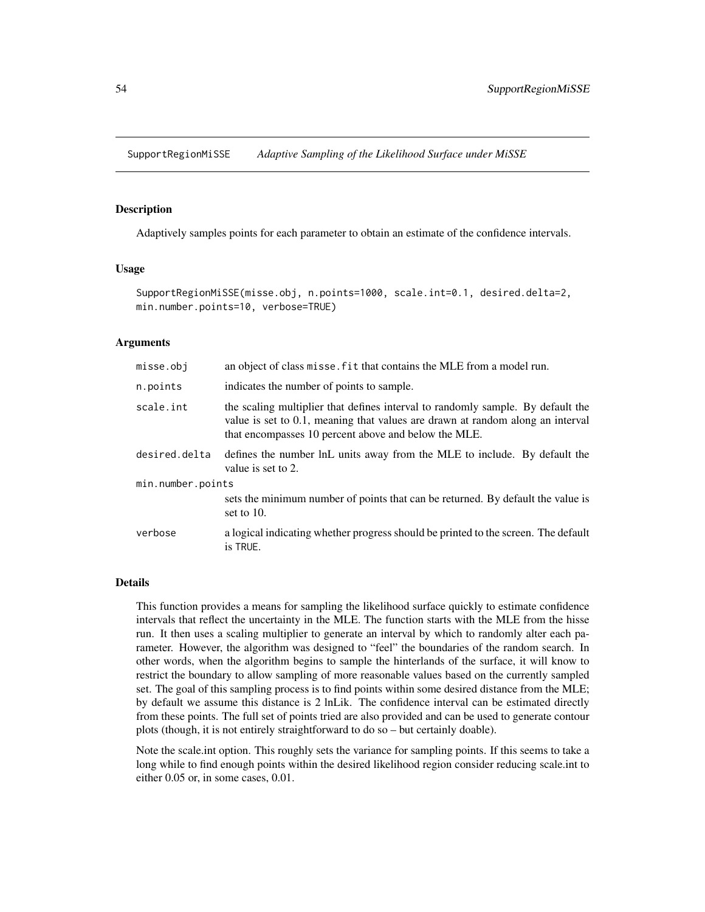# SupportRegionMiSSE *Adaptive Sampling of the Likelihood Surface under MiSSE*

## Description

Adaptively samples points for each parameter to obtain an estimate of the confidence intervals.

## Usage

```
SupportRegionMiSSE(misse.obj, n.points=1000, scale.int=0.1, desired.delta=2,
min.number.points=10, verbose=TRUE)
```

## Arguments

| | |
|---|---|
| misse.obj | an object of class `misse.fit` that contains the MLE from a model run. |
| n.points | indicates the number of points to sample. |
| scale.int | the scaling multiplier that defines interval to randomly sample. By default the value is set to 0.1, meaning that values are drawn at random along an interval that encompasses 10 percent above and below the MLE. |
| desired.delta | defines the number lnL units away from the MLE to include. By default the value is set to 2. |
| min.number.points | sets the minimum number of points that can be returned. By default the value is set to 10. |
| verbose | a logical indicating whether progress should be printed to the screen. The default is `TRUE`. |

## Details

This function provides a means for sampling the likelihood surface quickly to estimate confidence intervals that reflect the uncertainty in the MLE. The function starts with the MLE from the hisse run. It then uses a scaling multiplier to generate an interval by which to randomly alter each parameter. However, the algorithm was designed to "feel" the boundaries of the random search. In other words, when the algorithm begins to sample the hinterlands of the surface, it will know to restrict the boundary to allow sampling of more reasonable values based on the currently sampled set. The goal of this sampling process is to find points within some desired distance from the MLE; by default we assume this distance is 2 lnLik. The confidence interval can be estimated directly from these points. The full set of points tried are also provided and can be used to generate contour plots (though, it is not entirely straightforward to do so – but certainly doable).

Note the scale.int option. This roughly sets the variance for sampling points. If this seems to take a long while to find enough points within the desired likelihood region consider reducing scale.int to either 0.05 or, in some cases, 0.01.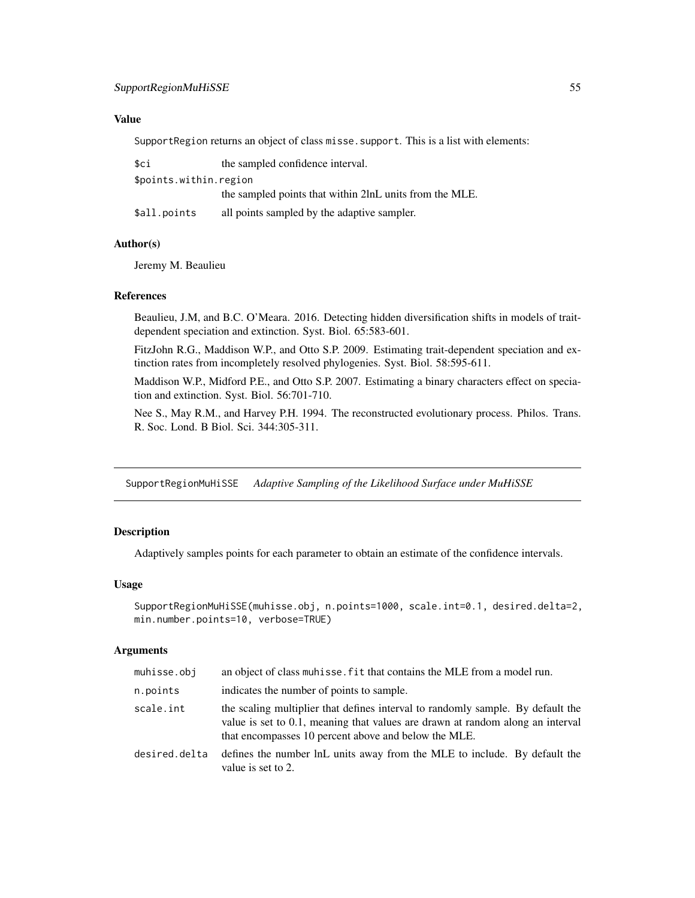### Value

SupportRegion returns an object of class misse.support. This is a list with elements:

- `$ci` — the sampled confidence interval.
- `$points.within.region` — the sampled points that within 2lnL units from the MLE.
- `$all.points` — all points sampled by the adaptive sampler.

### Author(s)

Jeremy M. Beaulieu

### References

Beaulieu, J.M, and B.C. O'Meara. 2016. Detecting hidden diversification shifts in models of trait-dependent speciation and extinction. Syst. Biol. 65:583-601.

FitzJohn R.G., Maddison W.P., and Otto S.P. 2009. Estimating trait-dependent speciation and extinction rates from incompletely resolved phylogenies. Syst. Biol. 58:595-611.

Maddison W.P., Midford P.E., and Otto S.P. 2007. Estimating a binary characters effect on speciation and extinction. Syst. Biol. 56:701-710.

Nee S., May R.M., and Harvey P.H. 1994. The reconstructed evolutionary process. Philos. Trans. R. Soc. Lond. B Biol. Sci. 344:305-311.

---

## SupportRegionMuHiSSE *Adaptive Sampling of the Likelihood Surface under MuHiSSE*

### Description

Adaptively samples points for each parameter to obtain an estimate of the confidence intervals.

### Usage

```
SupportRegionMuHiSSE(muhisse.obj, n.points=1000, scale.int=0.1, desired.delta=2,
min.number.points=10, verbose=TRUE)
```

### Arguments

| | |
|---|---|
| muhisse.obj | an object of class muhisse.fit that contains the MLE from a model run. |
| n.points | indicates the number of points to sample. |
| scale.int | the scaling multiplier that defines interval to randomly sample. By default the value is set to 0.1, meaning that values are drawn at random along an interval that encompasses 10 percent above and below the MLE. |
| desired.delta | defines the number lnL units away from the MLE to include. By default the value is set to 2. |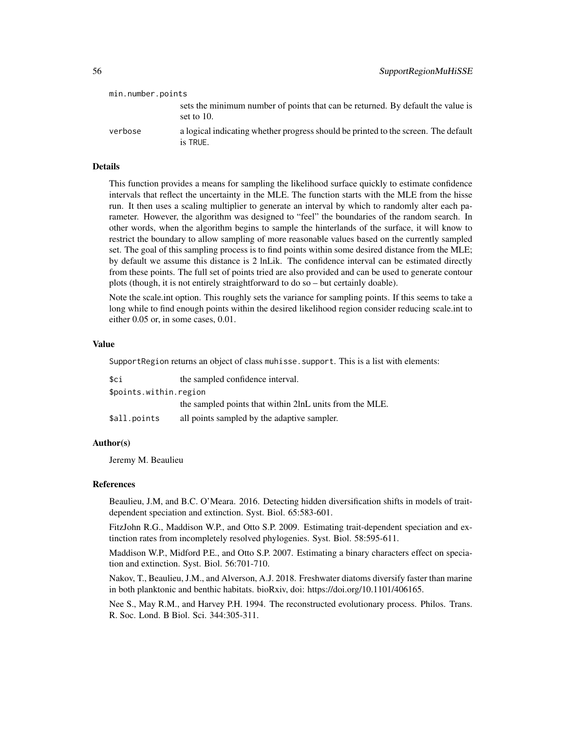min.number.points
: sets the minimum number of points that can be returned. By default the value is set to 10.

verbose
: a logical indicating whether progress should be printed to the screen. The default is TRUE.

### Details

This function provides a means for sampling the likelihood surface quickly to estimate confidence intervals that reflect the uncertainty in the MLE. The function starts with the MLE from the hisse run. It then uses a scaling multiplier to generate an interval by which to randomly alter each parameter. However, the algorithm was designed to "feel" the boundaries of the random search. In other words, when the algorithm begins to sample the hinterlands of the surface, it will know to restrict the boundary to allow sampling of more reasonable values based on the currently sampled set. The goal of this sampling process is to find points within some desired distance from the MLE; by default we assume this distance is 2 lnLik. The confidence interval can be estimated directly from these points. The full set of points tried are also provided and can be used to generate contour plots (though, it is not entirely straightforward to do so – but certainly doable).

Note the scale.int option. This roughly sets the variance for sampling points. If this seems to take a long while to find enough points within the desired likelihood region consider reducing scale.int to either 0.05 or, in some cases, 0.01.

### Value

SupportRegion returns an object of class muhisse.support. This is a list with elements:

$ci
: the sampled confidence interval.

$points.within.region
: the sampled points that within 2lnL units from the MLE.

$all.points
: all points sampled by the adaptive sampler.

### Author(s)

Jeremy M. Beaulieu

### References

Beaulieu, J.M, and B.C. O'Meara. 2016. Detecting hidden diversification shifts in models of trait-dependent speciation and extinction. Syst. Biol. 65:583-601.

FitzJohn R.G., Maddison W.P., and Otto S.P. 2009. Estimating trait-dependent speciation and extinction rates from incompletely resolved phylogenies. Syst. Biol. 58:595-611.

Maddison W.P., Midford P.E., and Otto S.P. 2007. Estimating a binary characters effect on speciation and extinction. Syst. Biol. 56:701-710.

Nakov, T., Beaulieu, J.M., and Alverson, A.J. 2018. Freshwater diatoms diversify faster than marine in both planktonic and benthic habitats. bioRxiv, doi: https://doi.org/10.1101/406165.

Nee S., May R.M., and Harvey P.H. 1994. The reconstructed evolutionary process. Philos. Trans. R. Soc. Lond. B Biol. Sci. 344:305-311.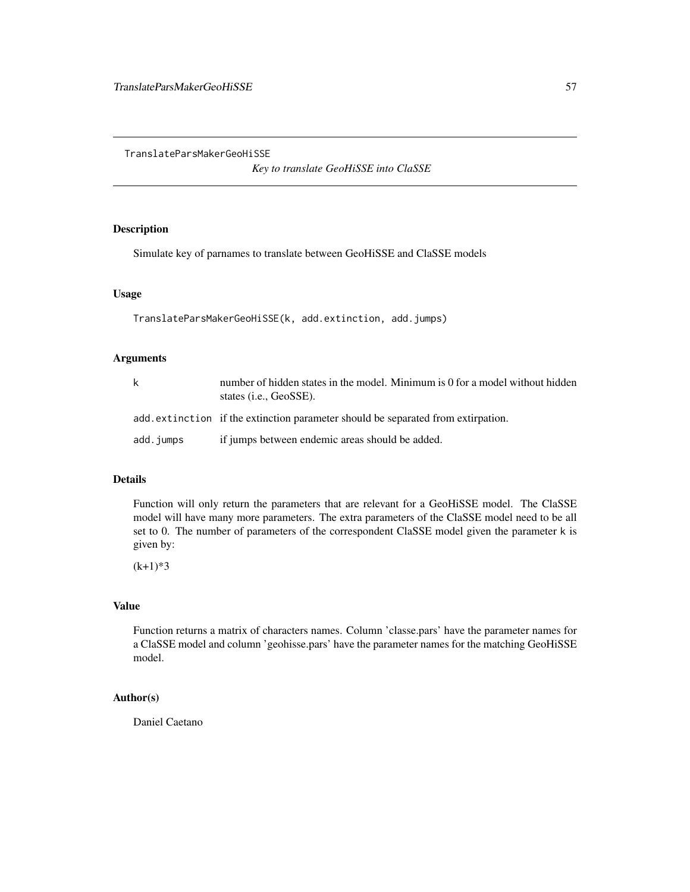# TranslateParsMakerGeoHiSSE

*Key to translate GeoHiSSE into ClaSSE*

## Description

Simulate key of parnames to translate between GeoHiSSE and ClaSSE models

## Usage

```
TranslateParsMakerGeoHiSSE(k, add.extinction, add.jumps)
```

## Arguments

| | |
|---|---|
| `k` | number of hidden states in the model. Minimum is 0 for a model without hidden states (i.e., GeoSSE). |
| `add.extinction` | if the extinction parameter should be separated from extirpation. |
| `add.jumps` | if jumps between endemic areas should be added. |

## Details

Function will only return the parameters that are relevant for a GeoHiSSE model. The ClaSSE model will have many more parameters. The extra parameters of the ClaSSE model need to be all set to 0. The number of parameters of the correspondent ClaSSE model given the parameter `k` is given by:

$(k+1)*3$

## Value

Function returns a matrix of characters names. Column 'classe.pars' have the parameter names for a ClaSSE model and column 'geohisse.pars' have the parameter names for the matching GeoHiSSE model.

## Author(s)

Daniel Caetano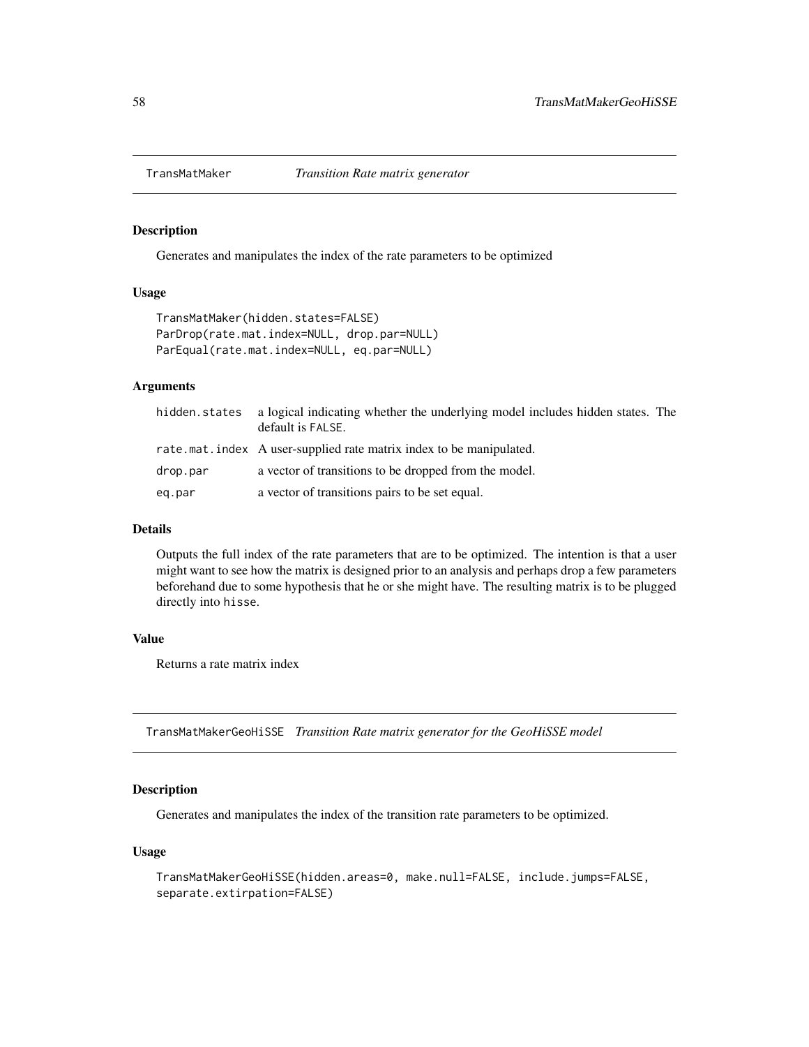## TransMatMaker *Transition Rate matrix generator*

### Description

Generates and manipulates the index of the rate parameters to be optimized

### Usage

```
TransMatMaker(hidden.states=FALSE)
ParDrop(rate.mat.index=NULL, drop.par=NULL)
ParEqual(rate.mat.index=NULL, eq.par=NULL)
```

### Arguments

| | |
|---|---|
| hidden.states | a logical indicating whether the underlying model includes hidden states. The default is FALSE. |
| rate.mat.index | A user-supplied rate matrix index to be manipulated. |
| drop.par | a vector of transitions to be dropped from the model. |
| eq.par | a vector of transitions pairs to be set equal. |

### Details

Outputs the full index of the rate parameters that are to be optimized. The intention is that a user might want to see how the matrix is designed prior to an analysis and perhaps drop a few parameters beforehand due to some hypothesis that he or she might have. The resulting matrix is to be plugged directly into hisse.

### Value

Returns a rate matrix index

## TransMatMakerGeoHiSSE *Transition Rate matrix generator for the GeoHiSSE model*

### Description

Generates and manipulates the index of the transition rate parameters to be optimized.

### Usage

```
TransMatMakerGeoHiSSE(hidden.areas=0, make.null=FALSE, include.jumps=FALSE,
separate.extirpation=FALSE)
```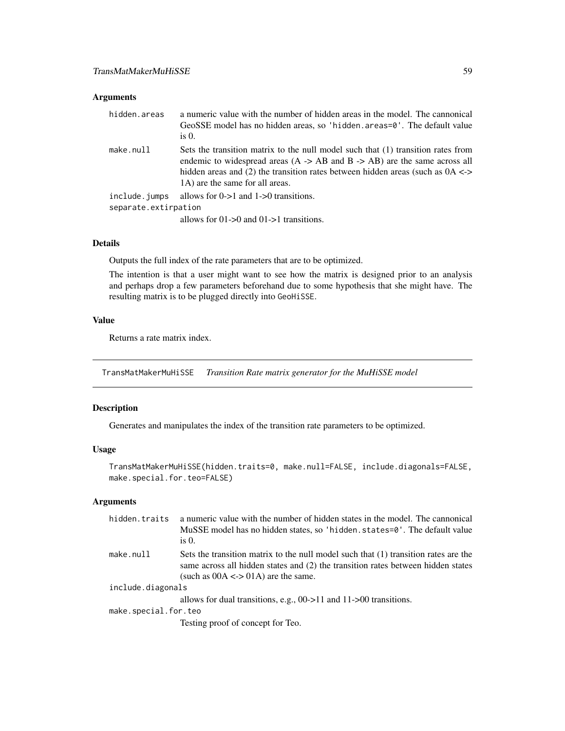### Arguments

| | |
|---|---|
| `hidden.areas` | a numeric value with the number of hidden areas in the model. The cannonical GeoSSE model has no hidden areas, so 'hidden.areas=0'. The default value is 0. |
| `make.null` | Sets the transition matrix to the null model such that (1) transition rates from endemic to widespread areas (A -> AB and B -> AB) are the same across all hidden areas and (2) the transition rates between hidden areas (such as 0A <-> 1A) are the same for all areas. |
| `include.jumps` | allows for 0->1 and 1->0 transitions. |
| `separate.extirpation` | allows for 01->0 and 01->1 transitions. |

### Details

Outputs the full index of the rate parameters that are to be optimized.

The intention is that a user might want to see how the matrix is designed prior to an analysis and perhaps drop a few parameters beforehand due to some hypothesis that she might have. The resulting matrix is to be plugged directly into `GeoHiSSE`.

### Value

Returns a rate matrix index.

## `TransMatMakerMuHiSSE` *Transition Rate matrix generator for the MuHiSSE model*

### Description

Generates and manipulates the index of the transition rate parameters to be optimized.

### Usage

```
TransMatMakerMuHiSSE(hidden.traits=0, make.null=FALSE, include.diagonals=FALSE,
make.special.for.teo=FALSE)
```

### Arguments

| | |
|---|---|
| `hidden.traits` | a numeric value with the number of hidden states in the model. The cannonical MuSSE model has no hidden states, so 'hidden.states=0'. The default value is 0. |
| `make.null` | Sets the transition matrix to the null model such that (1) transition rates are the same across all hidden states and (2) the transition rates between hidden states (such as 00A <-> 01A) are the same. |
| `include.diagonals` | allows for dual transitions, e.g., 00->11 and 11->00 transitions. |
| `make.special.for.teo` | Testing proof of concept for Teo. |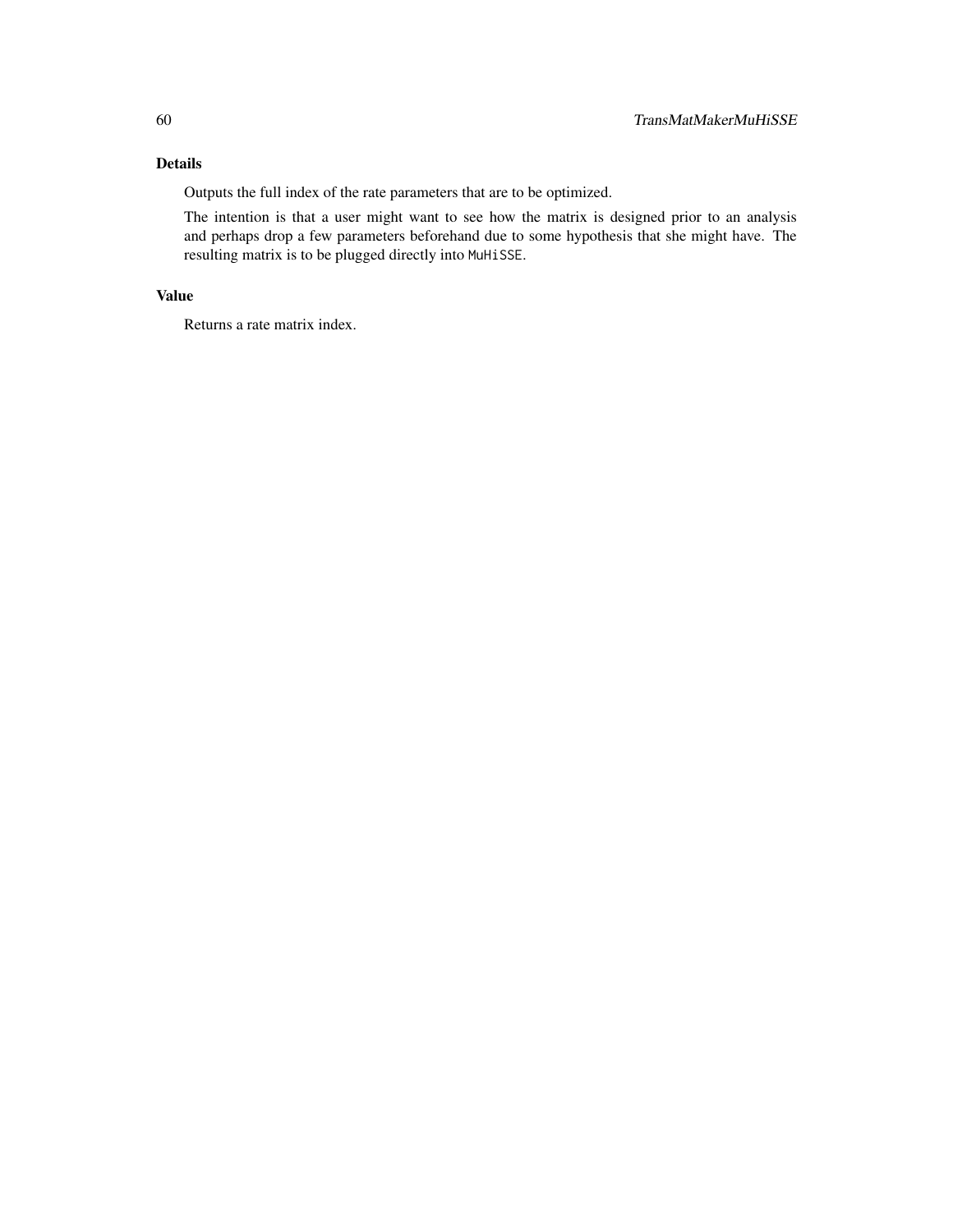### Details

Outputs the full index of the rate parameters that are to be optimized.

The intention is that a user might want to see how the matrix is designed prior to an analysis and perhaps drop a few parameters beforehand due to some hypothesis that she might have. The resulting matrix is to be plugged directly into `MuHiSSE`.

### Value

Returns a rate matrix index.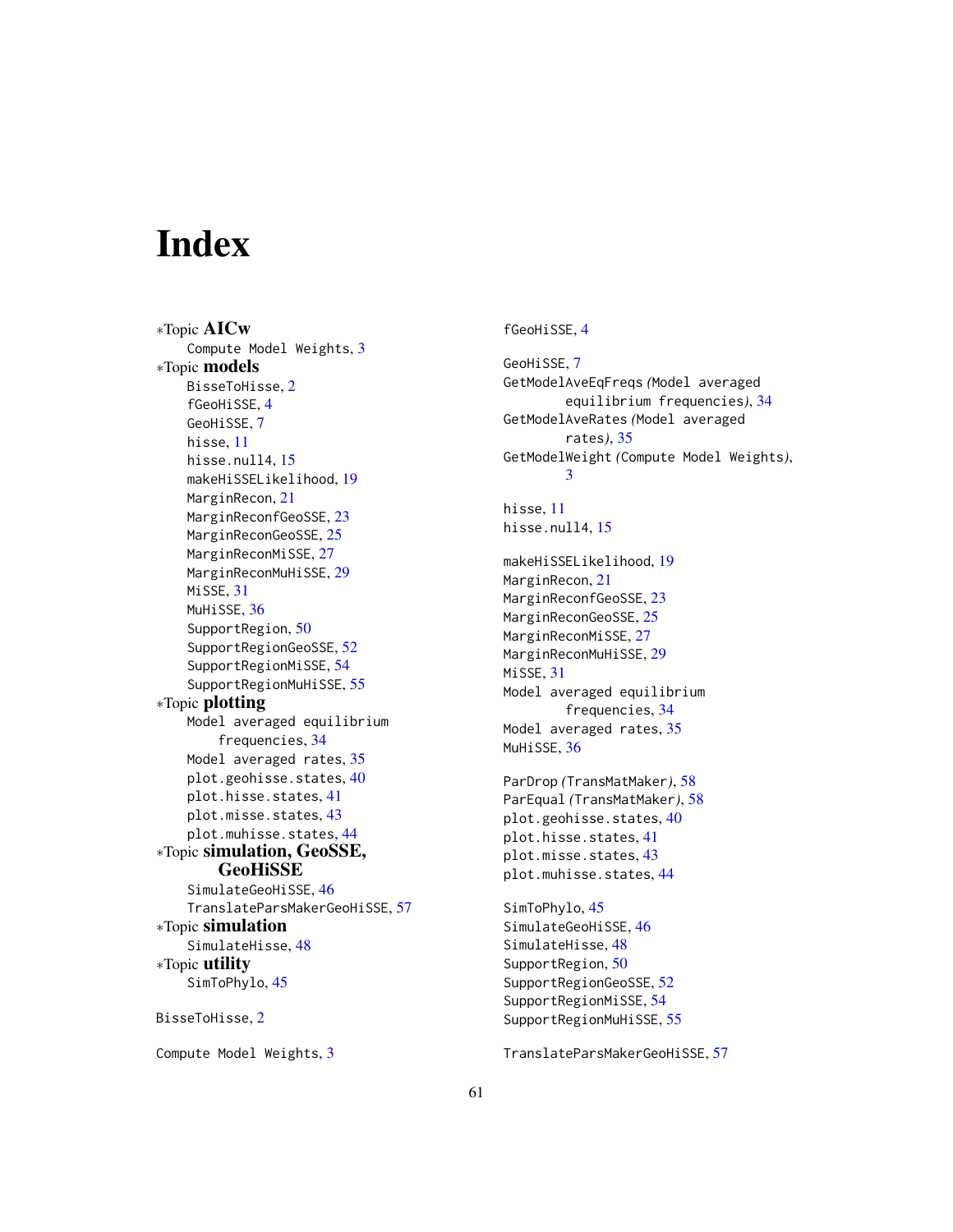# Index

*Topic **AICw**
- Compute Model Weights, 3

*Topic **models**
- BisseToHisse, 2
- fGeoHiSSE, 4
- GeoHiSSE, 7
- hisse, 11
- hisse.null4, 15
- makeHiSSELikelihood, 19
- MarginRecon, 21
- MarginReconfGeoSSE, 23
- MarginReconGeoSSE, 25
- MarginReconMiSSE, 27
- MarginReconMuHiSSE, 29
- MiSSE, 31
- MuHiSSE, 36
- SupportRegion, 50
- SupportRegionGeoSSE, 52
- SupportRegionMiSSE, 54
- SupportRegionMuHiSSE, 55

*Topic **plotting**
- Model averaged equilibrium frequencies, 34
- Model averaged rates, 35
- plot.geohisse.states, 40
- plot.hisse.states, 41
- plot.misse.states, 43
- plot.muhisse.states, 44

*Topic **simulation, GeoSSE, GeoHiSSE**
- SimulateGeoHiSSE, 46
- TranslateParsMakerGeoHiSSE, 57

*Topic **simulation**
- SimulateHisse, 48

*Topic **utility**
- SimToPhylo, 45

BisseToHisse, 2

Compute Model Weights, 3

fGeoHiSSE, 4

GeoHiSSE, 7
GetModelAveEqFreqs *(*Model averaged equilibrium frequencies*)*, 34
GetModelAveRates *(*Model averaged rates*)*, 35
GetModelWeight *(*Compute Model Weights*)*, 3

hisse, 11
hisse.null4, 15

makeHiSSELikelihood, 19
MarginRecon, 21
MarginReconfGeoSSE, 23
MarginReconGeoSSE, 25
MarginReconMiSSE, 27
MarginReconMuHiSSE, 29
MiSSE, 31
Model averaged equilibrium frequencies, 34
Model averaged rates, 35
MuHiSSE, 36

ParDrop *(*TransMatMaker*)*, 58
ParEqual *(*TransMatMaker*)*, 58
plot.geohisse.states, 40
plot.hisse.states, 41
plot.misse.states, 43
plot.muhisse.states, 44

SimToPhylo, 45
SimulateGeoHiSSE, 46
SimulateHisse, 48
SupportRegion, 50
SupportRegionGeoSSE, 52
SupportRegionMiSSE, 54
SupportRegionMuHiSSE, 55

TranslateParsMakerGeoHiSSE, 57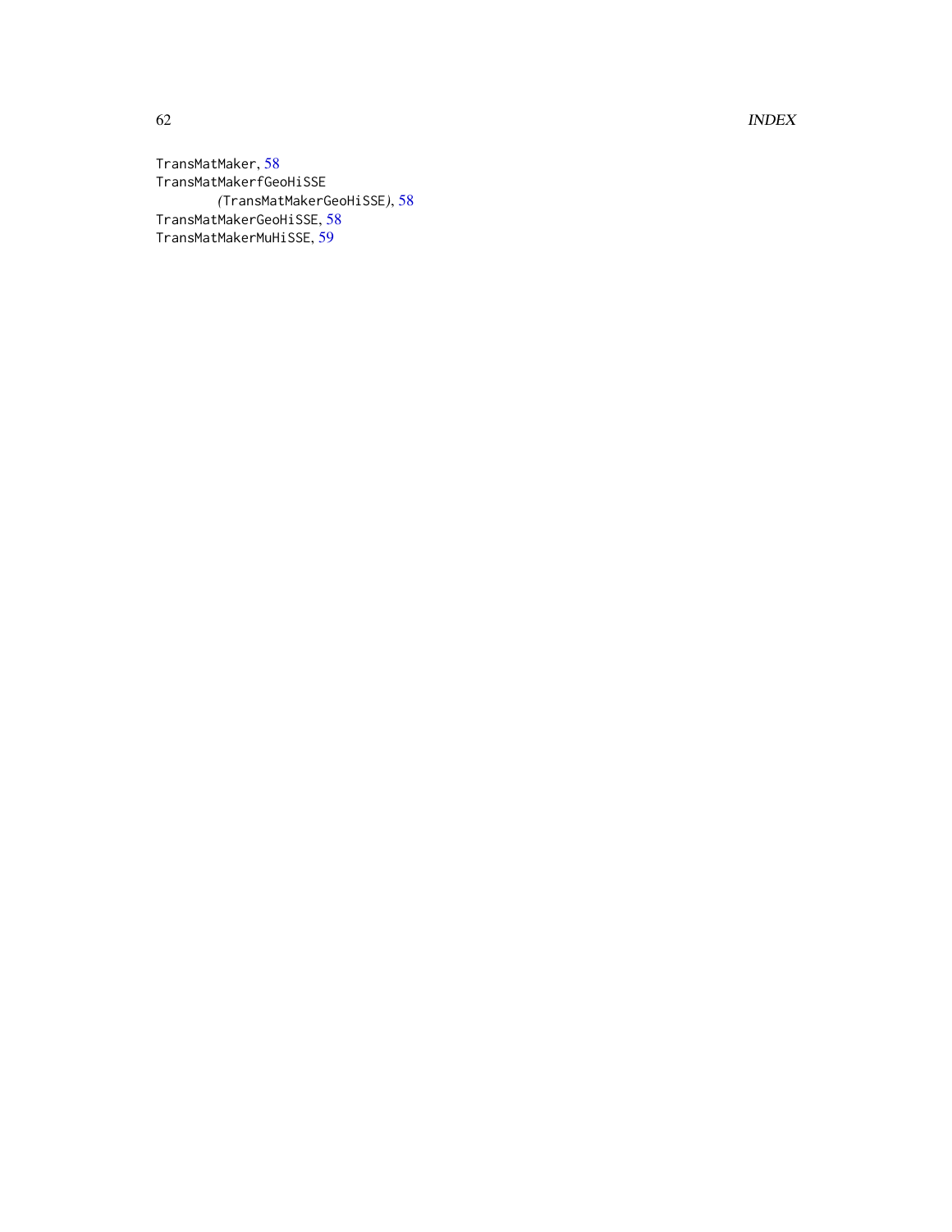TransMatMaker, 58
TransMatMakerfGeoHiSSE
  (TransMatMakerGeoHiSSE), 58
TransMatMakerGeoHiSSE, 58
TransMatMakerMuHiSSE, 59